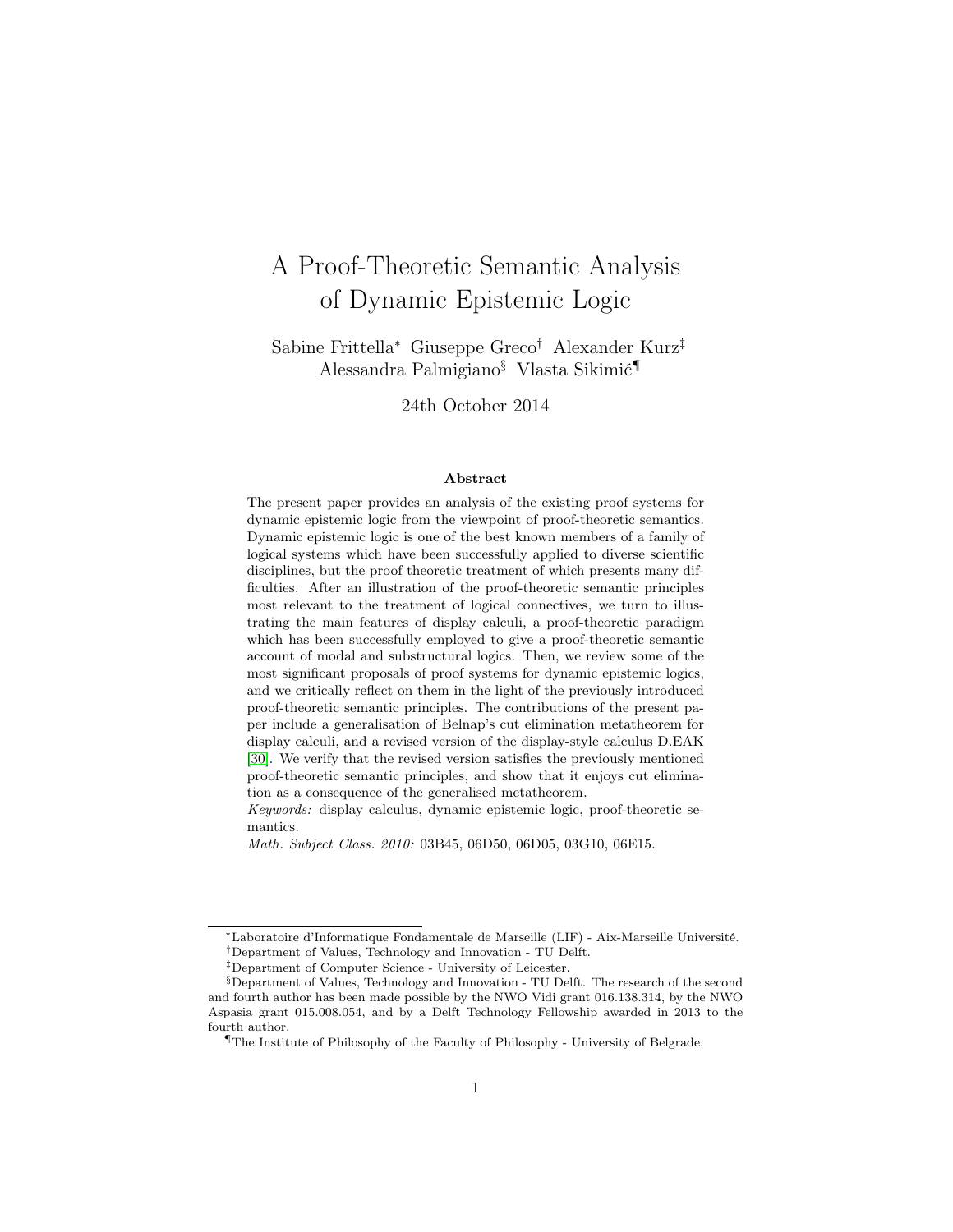# A Proof-Theoretic Semantic Analysis of Dynamic Epistemic Logic

Sabine Frittella[*] Giuseppe Greco[†] Alexander Kurz[‡]
Alessandra Palmigiano[§] Vlasta Sikimić[¶]

24th October 2014

### Abstract

The present paper provides an analysis of the existing proof systems for dynamic epistemic logic from the viewpoint of proof-theoretic semantics. Dynamic epistemic logic is one of the best known members of a family of logical systems which have been successfully applied to diverse scientific disciplines, but the proof theoretic treatment of which presents many difficulties. After an illustration of the proof-theoretic semantic principles most relevant to the treatment of logical connectives, we turn to illustrating the main features of display calculi, a proof-theoretic paradigm which has been successfully employed to give a proof-theoretic semantic account of modal and substructural logics. Then, we review some of the most significant proposals of proof systems for dynamic epistemic logics, and we critically reflect on them in the light of the previously introduced proof-theoretic semantic principles. The contributions of the present paper include a generalisation of Belnap's cut elimination metatheorem for display calculi, and a revised version of the display-style calculus D.EAK [30]. We verify that the revised version satisfies the previously mentioned proof-theoretic semantic principles, and show that it enjoys cut elimination as a consequence of the generalised metatheorem.

*Keywords:* display calculus, dynamic epistemic logic, proof-theoretic semantics.

*Math. Subject Class. 2010:* 03B45, 06D50, 06D05, 03G10, 06E15.

---

[*] Laboratoire d'Informatique Fondamentale de Marseille (LIF) - Aix-Marseille Université.

[†] Department of Values, Technology and Innovation - TU Delft.

[‡] Department of Computer Science - University of Leicester.

[§] Department of Values, Technology and Innovation - TU Delft. The research of the second and fourth author has been made possible by the NWO Vidi grant 016.138.314, by the NWO Aspasia grant 015.008.054, and by a Delft Technology Fellowship awarded in 2013 to the fourth author.

[¶] The Institute of Philosophy of the Faculty of Philosophy - University of Belgrade.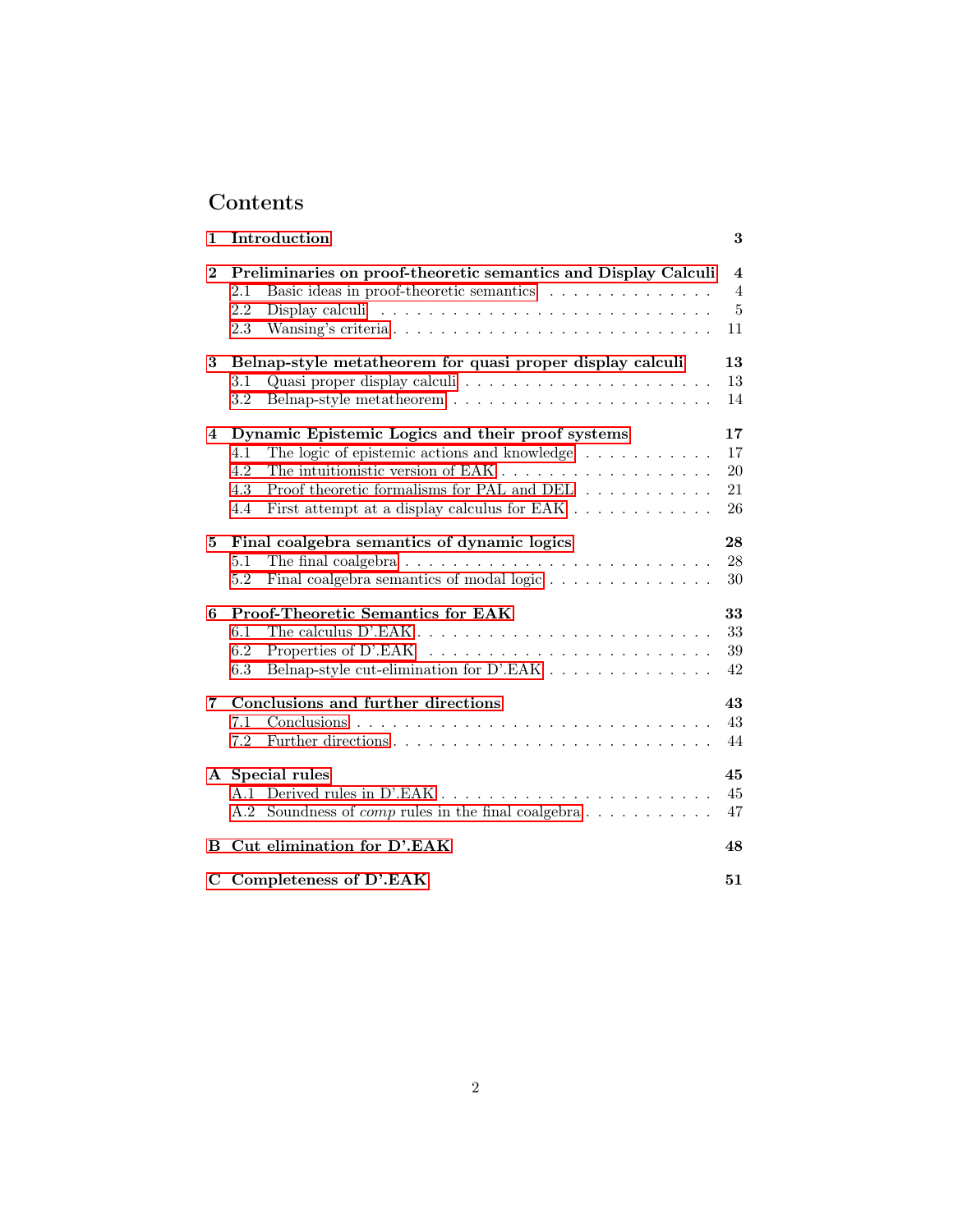# Contents

**1 Introduction** **3**

**2 Preliminaries on proof-theoretic semantics and Display Calculi** **4**
- 2.1 Basic ideas in proof-theoretic semantics . . . . . . . . . . . . . . . 4
- 2.2 Display calculi . . . . . . . . . . . . . . . . . . . . . . . . . . . 5
- 2.3 Wansing's criteria . . . . . . . . . . . . . . . . . . . . . . . . . 11

**3 Belnap-style metatheorem for quasi proper display calculi** **13**
- 3.1 Quasi proper display calculi . . . . . . . . . . . . . . . . . . . . 13
- 3.2 Belnap-style metatheorem . . . . . . . . . . . . . . . . . . . . . 14

**4 Dynamic Epistemic Logics and their proof systems** **17**
- 4.1 The logic of epistemic actions and knowledge . . . . . . . . . . . 17
- 4.2 The intuitionistic version of EAK . . . . . . . . . . . . . . . . . . 20
- 4.3 Proof theoretic formalisms for PAL and DEL . . . . . . . . . . . 21
- 4.4 First attempt at a display calculus for EAK . . . . . . . . . . . . 26

**5 Final coalgebra semantics of dynamic logics** **28**
- 5.1 The final coalgebra . . . . . . . . . . . . . . . . . . . . . . . . . 28
- 5.2 Final coalgebra semantics of modal logic . . . . . . . . . . . . . . 30

**6 Proof-Theoretic Semantics for EAK** **33**
- 6.1 The calculus D'.EAK . . . . . . . . . . . . . . . . . . . . . . . . 33
- 6.2 Properties of D'.EAK . . . . . . . . . . . . . . . . . . . . . . . . 39
- 6.3 Belnap-style cut-elimination for D'.EAK . . . . . . . . . . . . . . 42

**7 Conclusions and further directions** **43**
- 7.1 Conclusions . . . . . . . . . . . . . . . . . . . . . . . . . . . . . 43
- 7.2 Further directions . . . . . . . . . . . . . . . . . . . . . . . . . . 44

**A Special rules** **45**
- A.1 Derived rules in D'.EAK . . . . . . . . . . . . . . . . . . . . . . . 45
- A.2 Soundness of *comp* rules in the final coalgebra . . . . . . . . . . . 47

**B Cut elimination for D'.EAK** **48**

**C Completeness of D'.EAK** **51**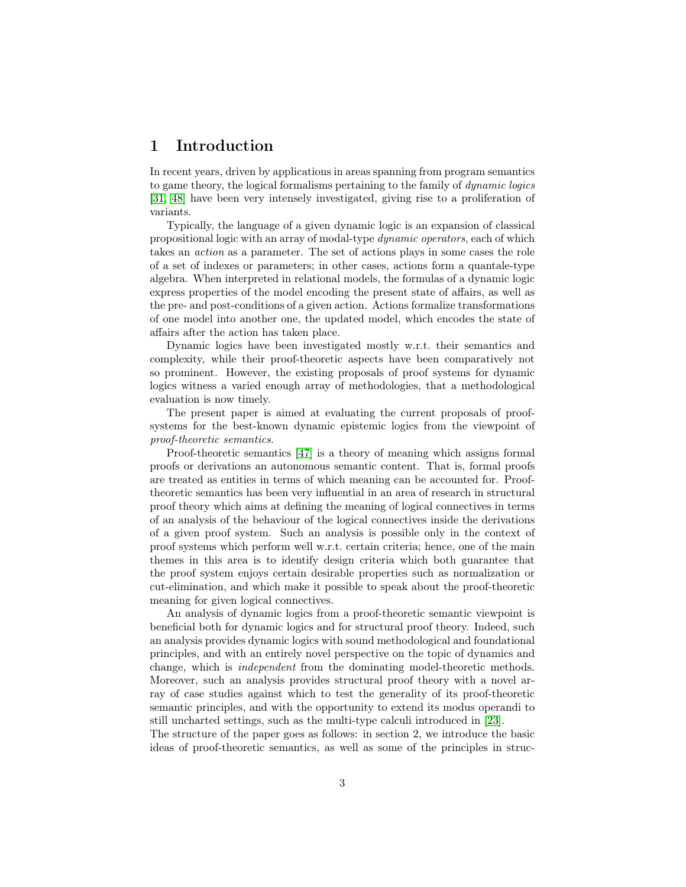# 1 Introduction

In recent years, driven by applications in areas spanning from program semantics to game theory, the logical formalisms pertaining to the family of *dynamic logics* [31, 48] have been very intensely investigated, giving rise to a proliferation of variants.

Typically, the language of a given dynamic logic is an expansion of classical propositional logic with an array of modal-type *dynamic operators*, each of which takes an *action* as a parameter. The set of actions plays in some cases the role of a set of indexes or parameters; in other cases, actions form a quantale-type algebra. When interpreted in relational models, the formulas of a dynamic logic express properties of the model encoding the present state of affairs, as well as the pre- and post-conditions of a given action. Actions formalize transformations of one model into another one, the updated model, which encodes the state of affairs after the action has taken place.

Dynamic logics have been investigated mostly w.r.t. their semantics and complexity, while their proof-theoretic aspects have been comparatively not so prominent. However, the existing proposals of proof systems for dynamic logics witness a varied enough array of methodologies, that a methodological evaluation is now timely.

The present paper is aimed at evaluating the current proposals of proof-systems for the best-known dynamic epistemic logics from the viewpoint of *proof-theoretic semantics*.

Proof-theoretic semantics [47] is a theory of meaning which assigns formal proofs or derivations an autonomous semantic content. That is, formal proofs are treated as entities in terms of which meaning can be accounted for. Proof-theoretic semantics has been very influential in an area of research in structural proof theory which aims at defining the meaning of logical connectives in terms of an analysis of the behaviour of the logical connectives inside the derivations of a given proof system. Such an analysis is possible only in the context of proof systems which perform well w.r.t. certain criteria; hence, one of the main themes in this area is to identify design criteria which both guarantee that the proof system enjoys certain desirable properties such as normalization or cut-elimination, and which make it possible to speak about the proof-theoretic meaning for given logical connectives.

An analysis of dynamic logics from a proof-theoretic semantic viewpoint is beneficial both for dynamic logics and for structural proof theory. Indeed, such an analysis provides dynamic logics with sound methodological and foundational principles, and with an entirely novel perspective on the topic of dynamics and change, which is *independent* from the dominating model-theoretic methods. Moreover, such an analysis provides structural proof theory with a novel array of case studies against which to test the generality of its proof-theoretic semantic principles, and with the opportunity to extend its modus operandi to still uncharted settings, such as the multi-type calculi introduced in [23].
The structure of the paper goes as follows: in section 2, we introduce the basic ideas of proof-theoretic semantics, as well as some of the principles in struc-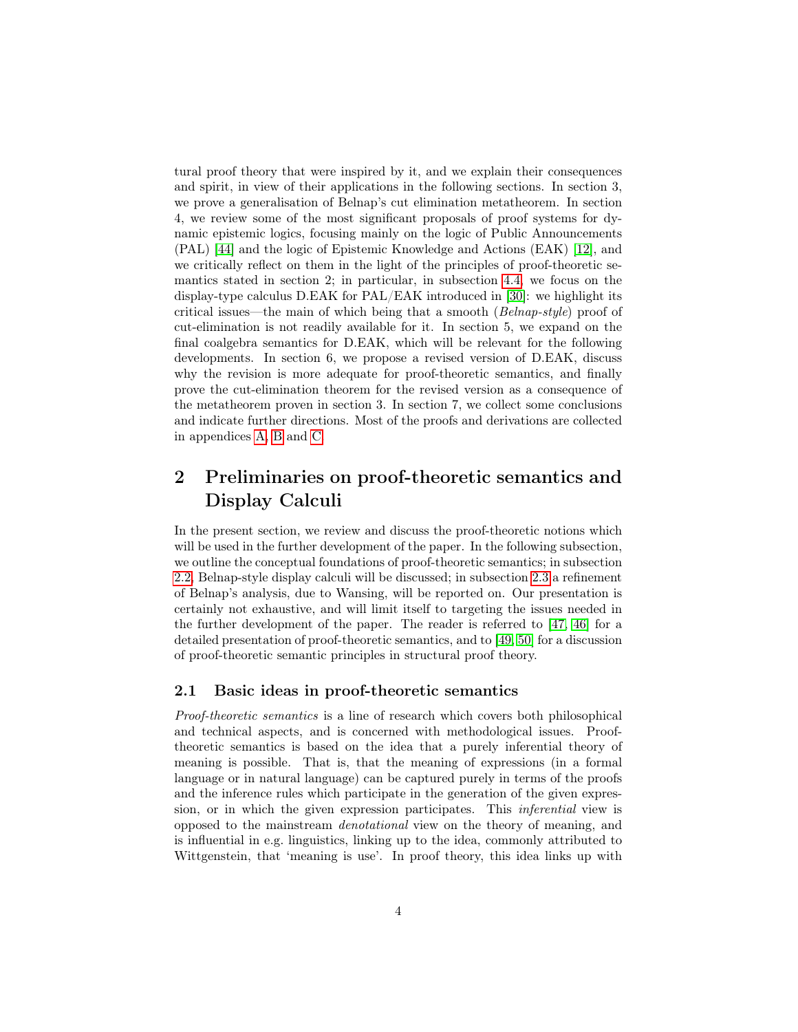tural proof theory that were inspired by it, and we explain their consequences and spirit, in view of their applications in the following sections. In section 3, we prove a generalisation of Belnap's cut elimination metatheorem. In section 4, we review some of the most significant proposals of proof systems for dynamic epistemic logics, focusing mainly on the logic of Public Announcements (PAL) [44] and the logic of Epistemic Knowledge and Actions (EAK) [12], and we critically reflect on them in the light of the principles of proof-theoretic semantics stated in section 2; in particular, in subsection 4.4, we focus on the display-type calculus D.EAK for PAL/EAK introduced in [30]: we highlight its critical issues—the main of which being that a smooth (*Belnap-style*) proof of cut-elimination is not readily available for it. In section 5, we expand on the final coalgebra semantics for D.EAK, which will be relevant for the following developments. In section 6, we propose a revised version of D.EAK, discuss why the revision is more adequate for proof-theoretic semantics, and finally prove the cut-elimination theorem for the revised version as a consequence of the metatheorem proven in section 3. In section 7, we collect some conclusions and indicate further directions. Most of the proofs and derivations are collected in appendices A, B and C.

## 2 Preliminaries on proof-theoretic semantics and Display Calculi

In the present section, we review and discuss the proof-theoretic notions which will be used in the further development of the paper. In the following subsection, we outline the conceptual foundations of proof-theoretic semantics; in subsection 2.2, Belnap-style display calculi will be discussed; in subsection 2.3 a refinement of Belnap's analysis, due to Wansing, will be reported on. Our presentation is certainly not exhaustive, and will limit itself to targeting the issues needed in the further development of the paper. The reader is referred to [47, 46] for a detailed presentation of proof-theoretic semantics, and to [49, 50] for a discussion of proof-theoretic semantic principles in structural proof theory.

### 2.1 Basic ideas in proof-theoretic semantics

*Proof-theoretic semantics* is a line of research which covers both philosophical and technical aspects, and is concerned with methodological issues. Proof-theoretic semantics is based on the idea that a purely inferential theory of meaning is possible. That is, that the meaning of expressions (in a formal language or in natural language) can be captured purely in terms of the proofs and the inference rules which participate in the generation of the given expression, or in which the given expression participates. This *inferential* view is opposed to the mainstream *denotational* view on the theory of meaning, and is influential in e.g. linguistics, linking up to the idea, commonly attributed to Wittgenstein, that 'meaning is use'. In proof theory, this idea links up with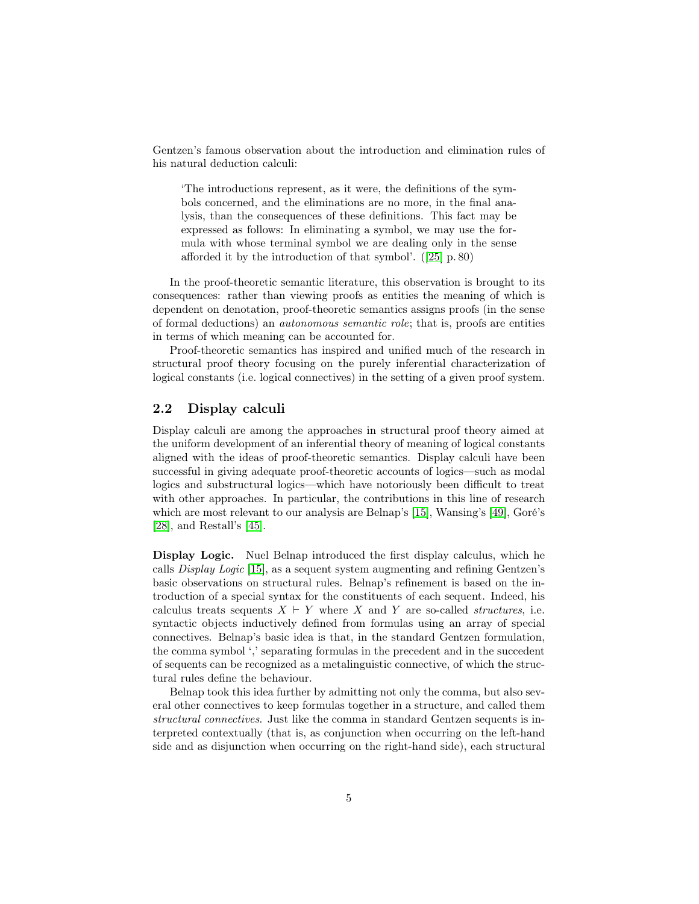Gentzen's famous observation about the introduction and elimination rules of his natural deduction calculi:

> 'The introductions represent, as it were, the definitions of the symbols concerned, and the eliminations are no more, in the final analysis, than the consequences of these definitions. This fact may be expressed as follows: In eliminating a symbol, we may use the formula with whose terminal symbol we are dealing only in the sense afforded it by the introduction of that symbol'. ([25] p. 80)

In the proof-theoretic semantic literature, this observation is brought to its consequences: rather than viewing proofs as entities the meaning of which is dependent on denotation, proof-theoretic semantics assigns proofs (in the sense of formal deductions) an *autonomous semantic role*; that is, proofs are entities in terms of which meaning can be accounted for.

Proof-theoretic semantics has inspired and unified much of the research in structural proof theory focusing on the purely inferential characterization of logical constants (i.e. logical connectives) in the setting of a given proof system.

## 2.2 Display calculi

Display calculi are among the approaches in structural proof theory aimed at the uniform development of an inferential theory of meaning of logical constants aligned with the ideas of proof-theoretic semantics. Display calculi have been successful in giving adequate proof-theoretic accounts of logics—such as modal logics and substructural logics—which have notoriously been difficult to treat with other approaches. In particular, the contributions in this line of research which are most relevant to our analysis are Belnap's [15], Wansing's [49], Goré's [28], and Restall's [45].

**Display Logic.** Nuel Belnap introduced the first display calculus, which he calls *Display Logic* [15], as a sequent system augmenting and refining Gentzen's basic observations on structural rules. Belnap's refinement is based on the introduction of a special syntax for the constituents of each sequent. Indeed, his calculus treats sequents $X \vdash Y$ where $X$ and $Y$ are so-called *structures*, i.e. syntactic objects inductively defined from formulas using an array of special connectives. Belnap's basic idea is that, in the standard Gentzen formulation, the comma symbol ',' separating formulas in the precedent and in the succedent of sequents can be recognized as a metalinguistic connective, of which the structural rules define the behaviour.

Belnap took this idea further by admitting not only the comma, but also several other connectives to keep formulas together in a structure, and called them *structural connectives*. Just like the comma in standard Gentzen sequents is interpreted contextually (that is, as conjunction when occurring on the left-hand side and as disjunction when occurring on the right-hand side), each structural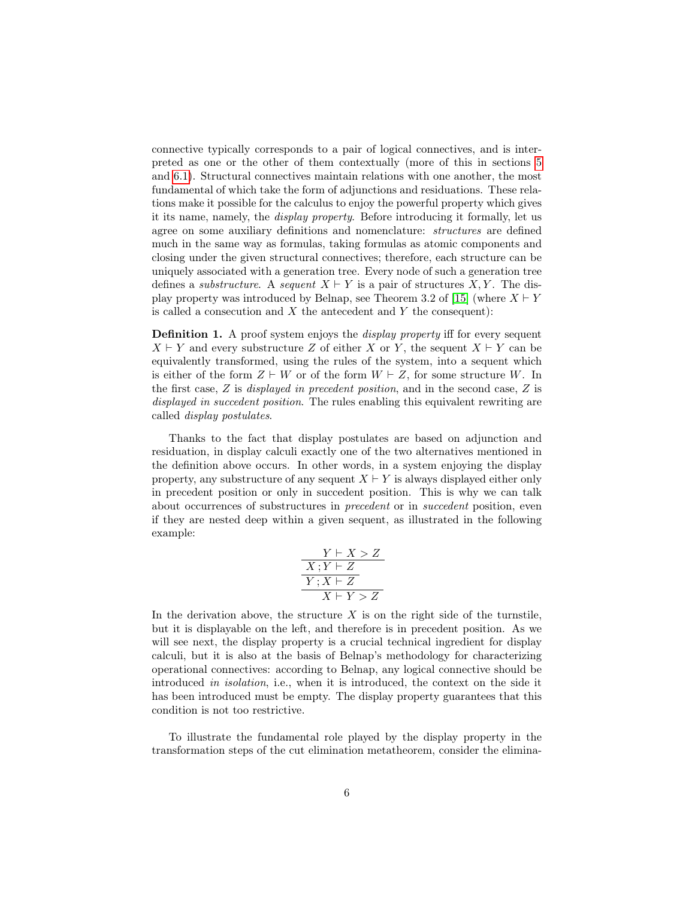connective typically corresponds to a pair of logical connectives, and is interpreted as one or the other of them contextually (more of this in sections 5 and 6.1). Structural connectives maintain relations with one another, the most fundamental of which take the form of adjunctions and residuations. These relations make it possible for the calculus to enjoy the powerful property which gives it its name, namely, the *display property*. Before introducing it formally, let us agree on some auxiliary definitions and nomenclature: *structures* are defined much in the same way as formulas, taking formulas as atomic components and closing under the given structural connectives; therefore, each structure can be uniquely associated with a generation tree. Every node of such a generation tree defines a *substructure*. A *sequent* $X \vdash Y$ is a pair of structures $X, Y$. The display property was introduced by Belnap, see Theorem 3.2 of [15] (where $X \vdash Y$ is called a consecution and $X$ the antecedent and $Y$ the consequent):

**Definition 1.** A proof system enjoys the *display property* iff for every sequent $X \vdash Y$ and every substructure $Z$ of either $X$ or $Y$, the sequent $X \vdash Y$ can be equivalently transformed, using the rules of the system, into a sequent which is either of the form $Z \vdash W$ or of the form $W \vdash Z$, for some structure $W$. In the first case, $Z$ is *displayed in precedent position*, and in the second case, $Z$ is *displayed in succedent position*. The rules enabling this equivalent rewriting are called *display postulates*.

Thanks to the fact that display postulates are based on adjunction and residuation, in display calculi exactly one of the two alternatives mentioned in the definition above occurs. In other words, in a system enjoying the display property, any substructure of any sequent $X \vdash Y$ is always displayed either only in precedent position or only in succedent position. This is why we can talk about occurrences of substructures in *precedent* or in *succedent* position, even if they are nested deep within a given sequent, as illustrated in the following example:

$$\dfrac{\dfrac{\dfrac{Y \vdash X > Z}{X \,; Y \vdash Z}}{Y \,; X \vdash Z}}{X \vdash Y > Z}$$

In the derivation above, the structure $X$ is on the right side of the turnstile, but it is displayable on the left, and therefore is in precedent position. As we will see next, the display property is a crucial technical ingredient for display calculi, but it is also at the basis of Belnap's methodology for characterizing operational connectives: according to Belnap, any logical connective should be introduced *in isolation*, i.e., when it is introduced, the context on the side it has been introduced must be empty. The display property guarantees that this condition is not too restrictive.

To illustrate the fundamental role played by the display property in the transformation steps of the cut elimination metatheorem, consider the elimina-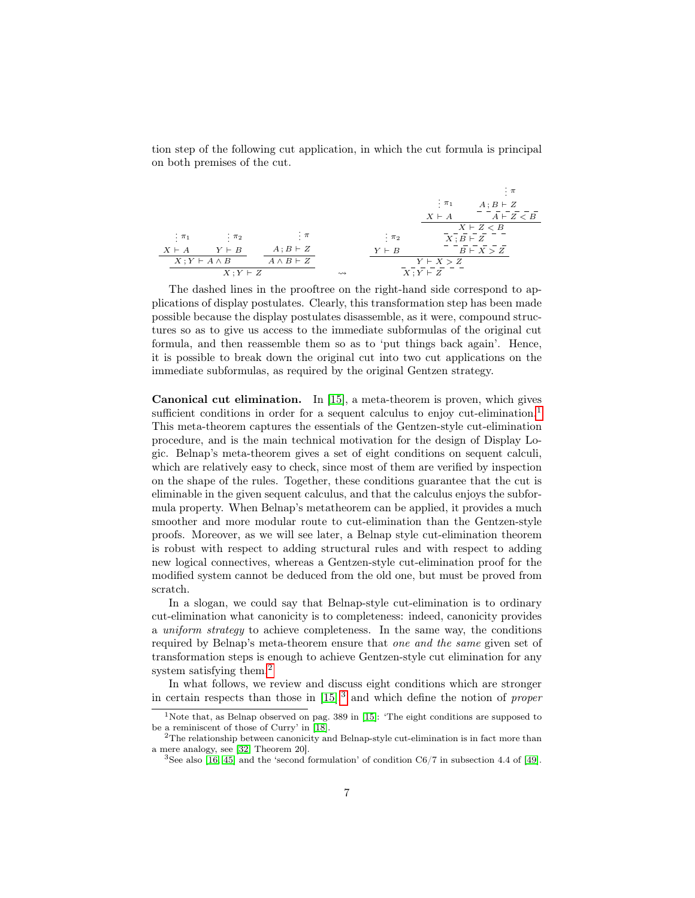tion step of the following cut application, in which the cut formula is principal on both premises of the cut.

$$
\dfrac{\dfrac{\dfrac{\vdots \pi_1}{X \vdash A} \quad \dfrac{\vdots \pi_2}{Y \vdash B}}{X ; Y \vdash A \wedge B} \quad \dfrac{\dfrac{\vdots \pi}{A ; B \vdash Z}}{A \wedge B \vdash Z}}{X ; Y \vdash Z}
\quad \rightsquigarrow \quad
\dfrac{\dfrac{\dfrac{\vdots \pi_2}{Y \vdash B} \quad \dfrac{\dfrac{\dfrac{\dfrac{\vdots \pi_1}{X \vdash A} \quad \dfrac{\dfrac{\vdots \pi}{A ; B \vdash Z}}{A \vdash Z < B}}{X \vdash Z < B}}{X ; B \vdash Z}}{B \vdash X > Z}}{Y \vdash X > Z}}{X ; Y \vdash Z}
$$

The dashed lines in the prooftree on the right-hand side correspond to applications of display postulates. Clearly, this transformation step has been made possible because the display postulates disassemble, as it were, compound structures so as to give us access to the immediate subformulas of the original cut formula, and then reassemble them so as to 'put things back again'. Hence, it is possible to break down the original cut into two cut applications on the immediate subformulas, as required by the original Gentzen strategy.

**Canonical cut elimination.** In [15], a meta-theorem is proven, which gives sufficient conditions in order for a sequent calculus to enjoy cut-elimination.[1] This meta-theorem captures the essentials of the Gentzen-style cut-elimination procedure, and is the main technical motivation for the design of Display Logic. Belnap's meta-theorem gives a set of eight conditions on sequent calculi, which are relatively easy to check, since most of them are verified by inspection on the shape of the rules. Together, these conditions guarantee that the cut is eliminable in the given sequent calculus, and that the calculus enjoys the subformula property. When Belnap's metatheorem can be applied, it provides a much smoother and more modular route to cut-elimination than the Gentzen-style proofs. Moreover, as we will see later, a Belnap style cut-elimination theorem is robust with respect to adding structural rules and with respect to adding new logical connectives, whereas a Gentzen-style cut-elimination proof for the modified system cannot be deduced from the old one, but must be proved from scratch.

In a slogan, we could say that Belnap-style cut-elimination is to ordinary cut-elimination what canonicity is to completeness: indeed, canonicity provides a *uniform strategy* to achieve completeness. In the same way, the conditions required by Belnap's meta-theorem ensure that *one and the same* given set of transformation steps is enough to achieve Gentzen-style cut elimination for any system satisfying them.[2]

In what follows, we review and discuss eight conditions which are stronger in certain respects than those in [15],[3] and which define the notion of *proper*

---

[1] Note that, as Belnap observed on pag. 389 in [15]: 'The eight conditions are supposed to be a reminiscent of those of Curry' in [18].

[2] The relationship between canonicity and Belnap-style cut-elimination is in fact more than a mere analogy, see [32, Theorem 20].

[3] See also [16, 45] and the 'second formulation' of condition C6/7 in subsection 4.4 of [49].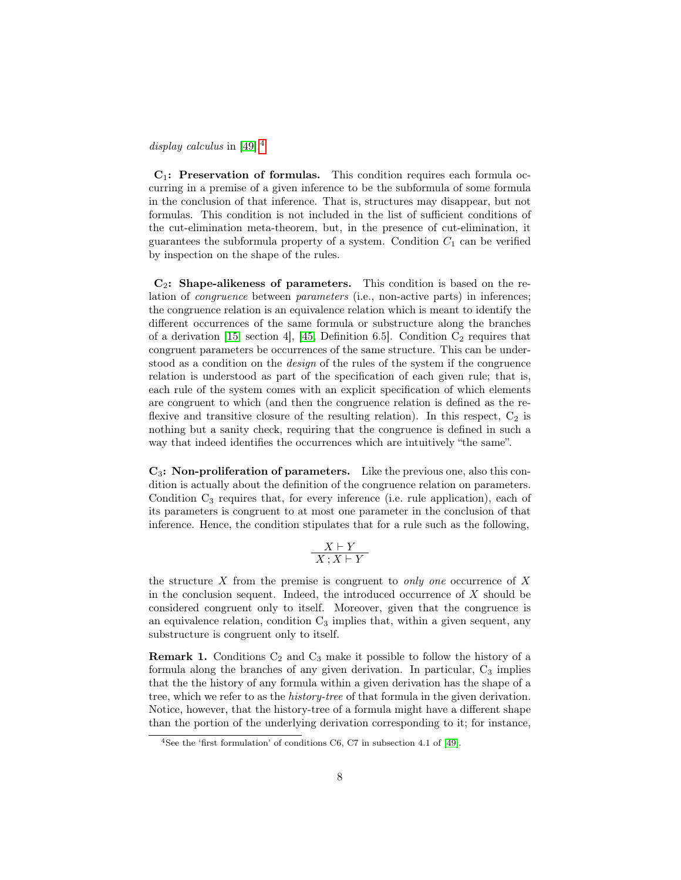*display calculus* in [49].[4]

**$C_1$: Preservation of formulas.** This condition requires each formula occurring in a premise of a given inference to be the subformula of some formula in the conclusion of that inference. That is, structures may disappear, but not formulas. This condition is not included in the list of sufficient conditions of the cut-elimination meta-theorem, but, in the presence of cut-elimination, it guarantees the subformula property of a system. Condition $C_1$ can be verified by inspection on the shape of the rules.

**$C_2$: Shape-alikeness of parameters.** This condition is based on the relation of *congruence* between *parameters* (i.e., non-active parts) in inferences; the congruence relation is an equivalence relation which is meant to identify the different occurrences of the same formula or substructure along the branches of a derivation [15, section 4], [45, Definition 6.5]. Condition $C_2$ requires that congruent parameters be occurrences of the same structure. This can be understood as a condition on the *design* of the rules of the system if the congruence relation is understood as part of the specification of each given rule; that is, each rule of the system comes with an explicit specification of which elements are congruent to which (and then the congruence relation is defined as the reflexive and transitive closure of the resulting relation). In this respect, $C_2$ is nothing but a sanity check, requiring that the congruence is defined in such a way that indeed identifies the occurrences which are intuitively "the same".

**$C_3$: Non-proliferation of parameters.** Like the previous one, also this condition is actually about the definition of the congruence relation on parameters. Condition $C_3$ requires that, for every inference (i.e. rule application), each of its parameters is congruent to at most one parameter in the conclusion of that inference. Hence, the condition stipulates that for a rule such as the following,

$$\frac{X \vdash Y}{X\,;X \vdash Y}$$

the structure $X$ from the premise is congruent to *only one* occurrence of $X$ in the conclusion sequent. Indeed, the introduced occurrence of $X$ should be considered congruent only to itself. Moreover, given that the congruence is an equivalence relation, condition $C_3$ implies that, within a given sequent, any substructure is congruent only to itself.

**Remark 1.** Conditions $C_2$ and $C_3$ make it possible to follow the history of a formula along the branches of any given derivation. In particular, $C_3$ implies that the the history of any formula within a given derivation has the shape of a tree, which we refer to as the *history-tree* of that formula in the given derivation. Notice, however, that the history-tree of a formula might have a different shape than the portion of the underlying derivation corresponding to it; for instance,

[4] See the 'first formulation' of conditions C6, C7 in subsection 4.1 of [49].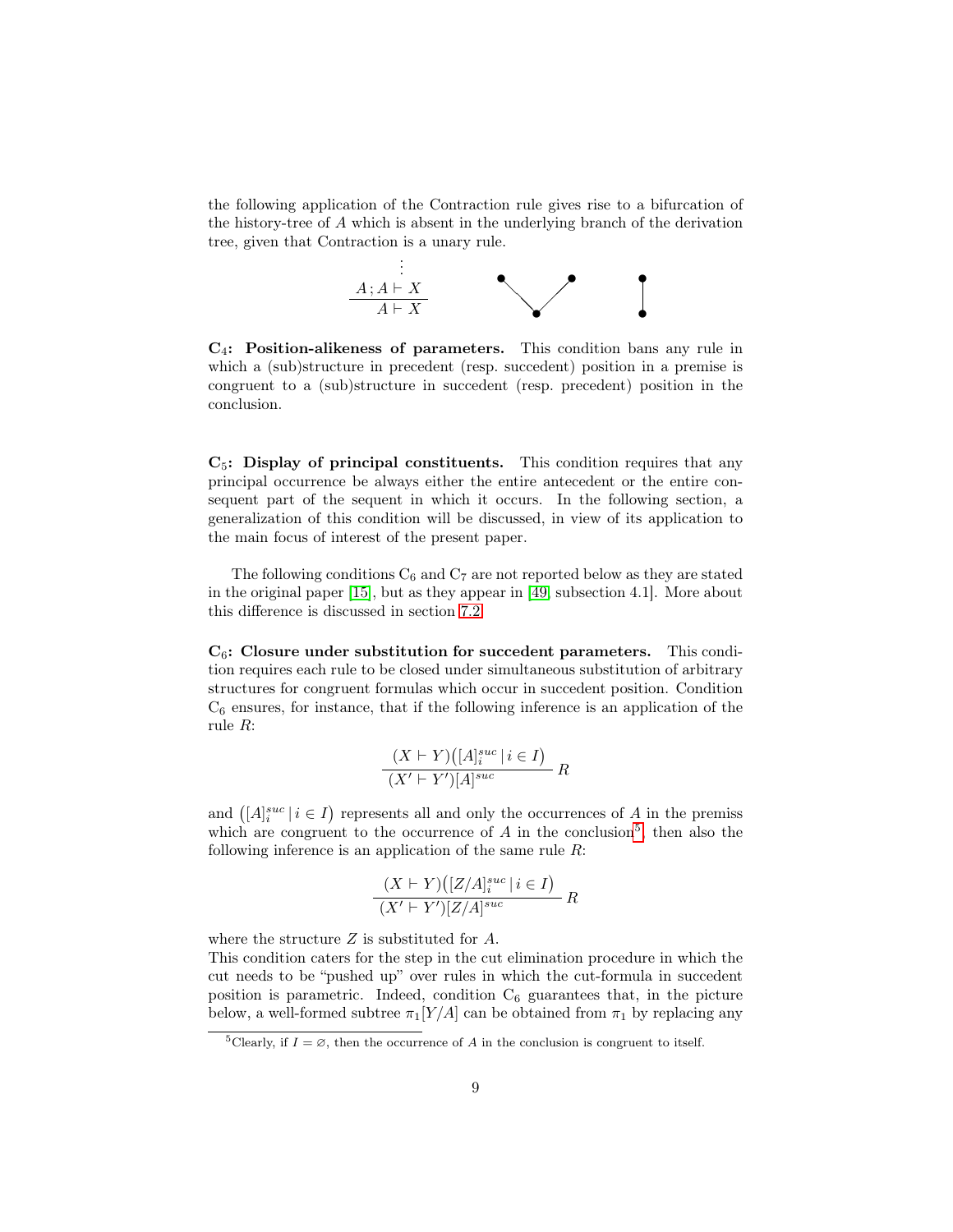the following application of the Contraction rule gives rise to a bifurcation of the history-tree of $A$ which is absent in the underlying branch of the derivation tree, given that Contraction is a unary rule.

$$\frac{\begin{array}{c}\vdots\\ A\,;A \vdash X\end{array}}{A \vdash X}$$

**C$_4$: Position-alikeness of parameters.** This condition bans any rule in which a (sub)structure in precedent (resp. succedent) position in a premise is congruent to a (sub)structure in succedent (resp. precedent) position in the conclusion.

**C$_5$: Display of principal constituents.** This condition requires that any principal occurrence be always either the entire antecedent or the entire consequent part of the sequent in which it occurs. In the following section, a generalization of this condition will be discussed, in view of its application to the main focus of interest of the present paper.

The following conditions C$_6$ and C$_7$ are not reported below as they are stated in the original paper [15], but as they appear in [49, subsection 4.1]. More about this difference is discussed in section 7.2.

**C$_6$: Closure under substitution for succedent parameters.** This condition requires each rule to be closed under simultaneous substitution of arbitrary structures for congruent formulas which occur in succedent position. Condition C$_6$ ensures, for instance, that if the following inference is an application of the rule $R$:

$$\frac{(X \vdash Y)\big([A]^{suc}_i \,|\, i \in I\big)}{(X' \vdash Y')[A]^{suc}}\, R$$

and $\big([A]^{suc}_i \,|\, i \in I\big)$ represents all and only the occurrences of $A$ in the premiss which are congruent to the occurrence of $A$ in the conclusion[5], then also the following inference is an application of the same rule $R$:

$$\frac{(X \vdash Y)\big([Z/A]^{suc}_i \,|\, i \in I\big)}{(X' \vdash Y')[Z/A]^{suc}}\, R$$

where the structure $Z$ is substituted for $A$.

This condition caters for the step in the cut elimination procedure in which the cut needs to be "pushed up" over rules in which the cut-formula in succedent position is parametric. Indeed, condition C$_6$ guarantees that, in the picture below, a well-formed subtree $\pi_1[Y/A]$ can be obtained from $\pi_1$ by replacing any

[5] Clearly, if $I = \varnothing$, then the occurrence of $A$ in the conclusion is congruent to itself.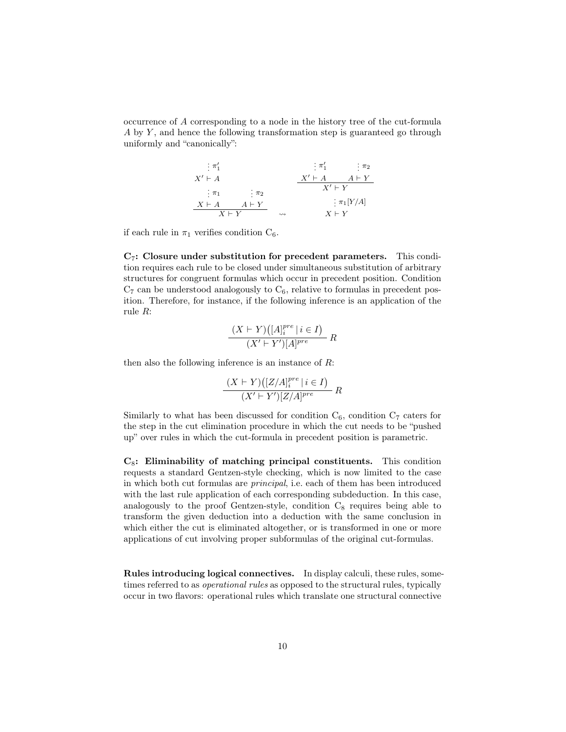occurrence of $A$ corresponding to a node in the history tree of the cut-formula $A$ by $Y$, and hence the following transformation step is guaranteed go through uniformly and "canonically":

$$
\dfrac{\dfrac{\dfrac{\vdots\, \pi_1'}{X' \vdash A}}{\vdots\, \pi_1} \qquad \vdots\, \pi_2}{\dfrac{X \vdash A \qquad A \vdash Y}{X \vdash Y}}
\quad \rightsquigarrow \quad
\dfrac{\dfrac{\vdots\, \pi_1' \qquad \vdots\, \pi_2}{\dfrac{X' \vdash A \qquad A \vdash Y}{X' \vdash Y}}}{\dfrac{\vdots\, \pi_1[Y/A]}{X \vdash Y}}
$$

if each rule in $\pi_1$ verifies condition $C_6$.

**$C_7$: Closure under substitution for precedent parameters.** This condition requires each rule to be closed under simultaneous substitution of arbitrary structures for congruent formulas which occur in precedent position. Condition $C_7$ can be understood analogously to $C_6$, relative to formulas in precedent position. Therefore, for instance, if the following inference is an application of the rule $R$:

$$\frac{(X \vdash Y)\big([A]^{pre}_i \mid i \in I\big)}{(X' \vdash Y')[A]^{pre}}\ R$$

then also the following inference is an instance of $R$:

$$\frac{(X \vdash Y)\big([Z/A]^{pre}_i \mid i \in I\big)}{(X' \vdash Y')[Z/A]^{pre}}\ R$$

Similarly to what has been discussed for condition $C_6$, condition $C_7$ caters for the step in the cut elimination procedure in which the cut needs to be "pushed up" over rules in which the cut-formula in precedent position is parametric.

**$C_8$: Eliminability of matching principal constituents.** This condition requests a standard Gentzen-style checking, which is now limited to the case in which both cut formulas are *principal*, i.e. each of them has been introduced with the last rule application of each corresponding subdeduction. In this case, analogously to the proof Gentzen-style, condition $C_8$ requires being able to transform the given deduction into a deduction with the same conclusion in which either the cut is eliminated altogether, or is transformed in one or more applications of cut involving proper subformulas of the original cut-formulas.

**Rules introducing logical connectives.** In display calculi, these rules, sometimes referred to as *operational rules* as opposed to the structural rules, typically occur in two flavors: operational rules which translate one structural connective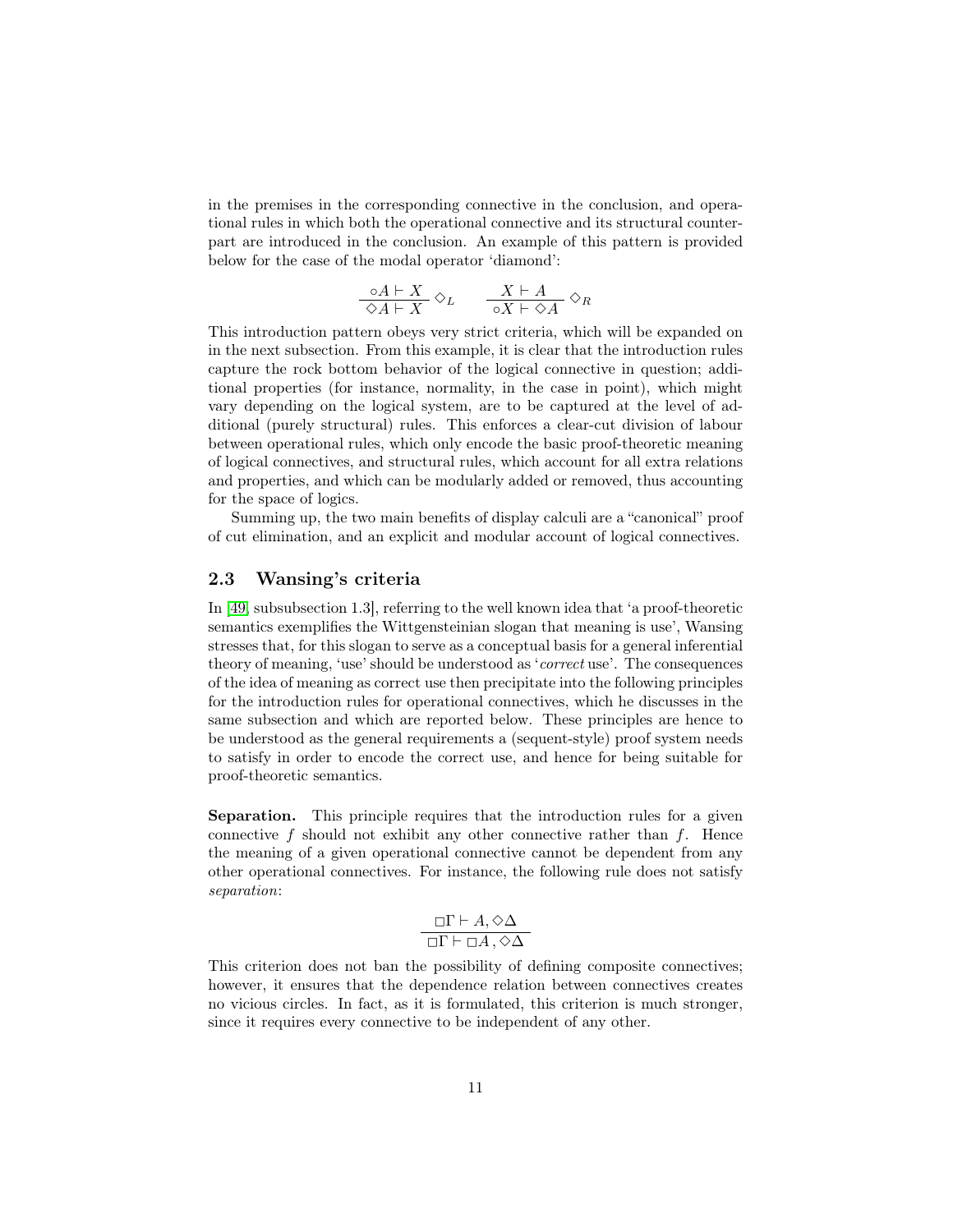in the premises in the corresponding connective in the conclusion, and operational rules in which both the operational connective and its structural counterpart are introduced in the conclusion. An example of this pattern is provided below for the case of the modal operator 'diamond':

$$\frac{\circ A \vdash X}{\Diamond A \vdash X}\,\Diamond_L \qquad \frac{X \vdash A}{\circ X \vdash \Diamond A}\,\Diamond_R$$

This introduction pattern obeys very strict criteria, which will be expanded on in the next subsection. From this example, it is clear that the introduction rules capture the rock bottom behavior of the logical connective in question; additional properties (for instance, normality, in the case in point), which might vary depending on the logical system, are to be captured at the level of additional (purely structural) rules. This enforces a clear-cut division of labour between operational rules, which only encode the basic proof-theoretic meaning of logical connectives, and structural rules, which account for all extra relations and properties, and which can be modularly added or removed, thus accounting for the space of logics.

Summing up, the two main benefits of display calculi are a "canonical" proof of cut elimination, and an explicit and modular account of logical connectives.

### 2.3 Wansing's criteria

In [49, subsubsection 1.3], referring to the well known idea that 'a proof-theoretic semantics exemplifies the Wittgensteinian slogan that meaning is use', Wansing stresses that, for this slogan to serve as a conceptual basis for a general inferential theory of meaning, 'use' should be understood as '*correct* use'. The consequences of the idea of meaning as correct use then precipitate into the following principles for the introduction rules for operational connectives, which he discusses in the same subsection and which are reported below. These principles are hence to be understood as the general requirements a (sequent-style) proof system needs to satisfy in order to encode the correct use, and hence for being suitable for proof-theoretic semantics.

**Separation.** This principle requires that the introduction rules for a given connective $f$ should not exhibit any other connective rather than $f$. Hence the meaning of a given operational connective cannot be dependent from any other operational connectives. For instance, the following rule does not satisfy *separation*:

$$\frac{\Box\Gamma \vdash A, \Diamond\Delta}{\Box\Gamma \vdash \Box A\,, \Diamond\Delta}$$

This criterion does not ban the possibility of defining composite connectives; however, it ensures that the dependence relation between connectives creates no vicious circles. In fact, as it is formulated, this criterion is much stronger, since it requires every connective to be independent of any other.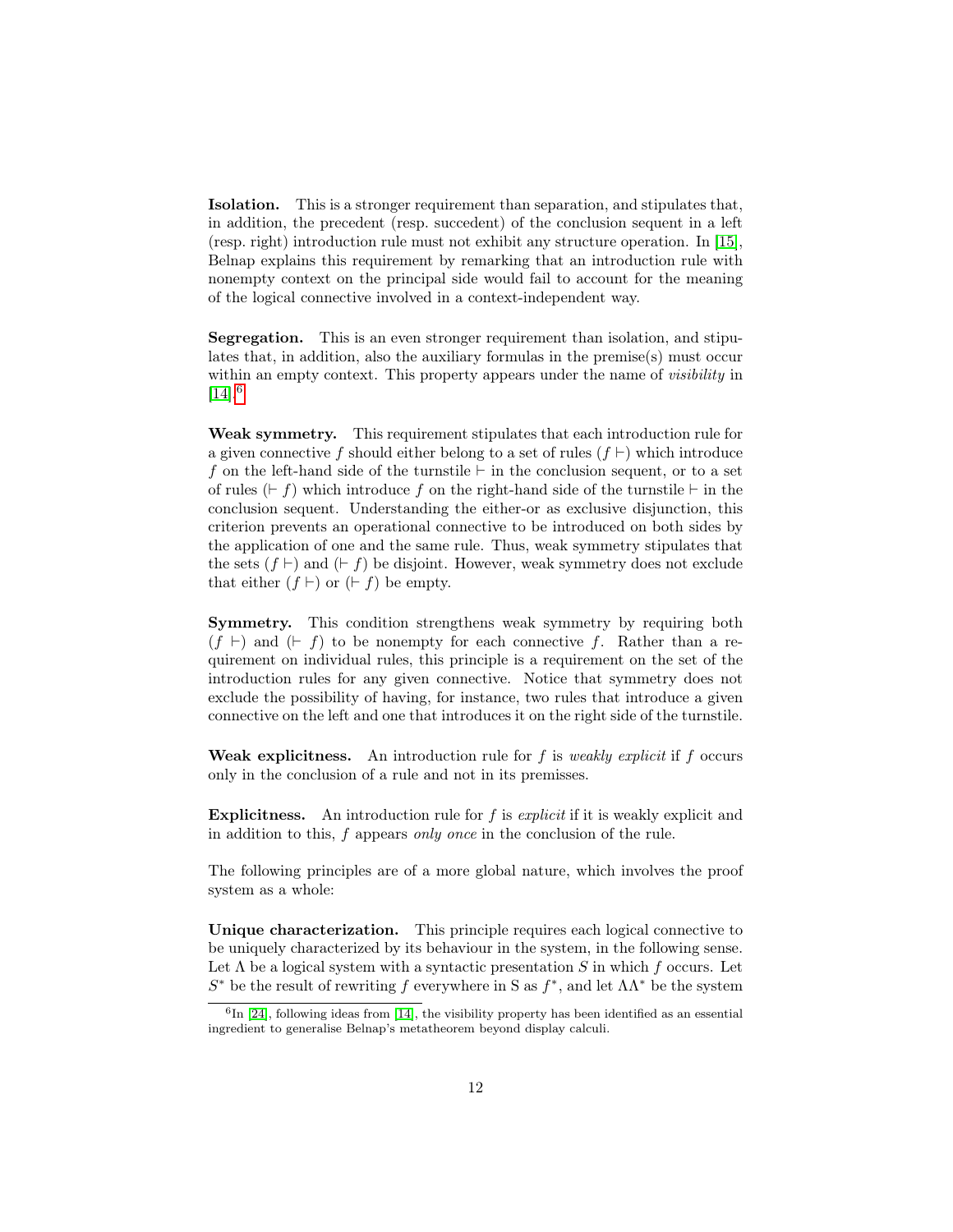**Isolation.** This is a stronger requirement than separation, and stipulates that, in addition, the precedent (resp. succedent) of the conclusion sequent in a left (resp. right) introduction rule must not exhibit any structure operation. In [15], Belnap explains this requirement by remarking that an introduction rule with nonempty context on the principal side would fail to account for the meaning of the logical connective involved in a context-independent way.

**Segregation.** This is an even stronger requirement than isolation, and stipulates that, in addition, also the auxiliary formulas in the premise(s) must occur within an empty context. This property appears under the name of *visibility* in [14].[6]

**Weak symmetry.** This requirement stipulates that each introduction rule for a given connective $f$ should either belong to a set of rules $(f \vdash)$ which introduce $f$ on the left-hand side of the turnstile $\vdash$ in the conclusion sequent, or to a set of rules $(\vdash f)$ which introduce $f$ on the right-hand side of the turnstile $\vdash$ in the conclusion sequent. Understanding the either-or as exclusive disjunction, this criterion prevents an operational connective to be introduced on both sides by the application of one and the same rule. Thus, weak symmetry stipulates that the sets $(f \vdash)$ and $(\vdash f)$ be disjoint. However, weak symmetry does not exclude that either $(f \vdash)$ or $(\vdash f)$ be empty.

**Symmetry.** This condition strengthens weak symmetry by requiring both $(f \vdash)$ and $(\vdash f)$ to be nonempty for each connective $f$. Rather than a requirement on individual rules, this principle is a requirement on the set of the introduction rules for any given connective. Notice that symmetry does not exclude the possibility of having, for instance, two rules that introduce a given connective on the left and one that introduces it on the right side of the turnstile.

**Weak explicitness.** An introduction rule for $f$ is *weakly explicit* if $f$ occurs only in the conclusion of a rule and not in its premisses.

**Explicitness.** An introduction rule for $f$ is *explicit* if it is weakly explicit and in addition to this, $f$ appears *only once* in the conclusion of the rule.

The following principles are of a more global nature, which involves the proof system as a whole:

**Unique characterization.** This principle requires each logical connective to be uniquely characterized by its behaviour in the system, in the following sense. Let $\Lambda$ be a logical system with a syntactic presentation $S$ in which $f$ occurs. Let $S^*$ be the result of rewriting $f$ everywhere in S as $f^*$, and let $\Lambda\Lambda^*$ be the system

[6] In [24], following ideas from [14], the visibility property has been identified as an essential ingredient to generalise Belnap's metatheorem beyond display calculi.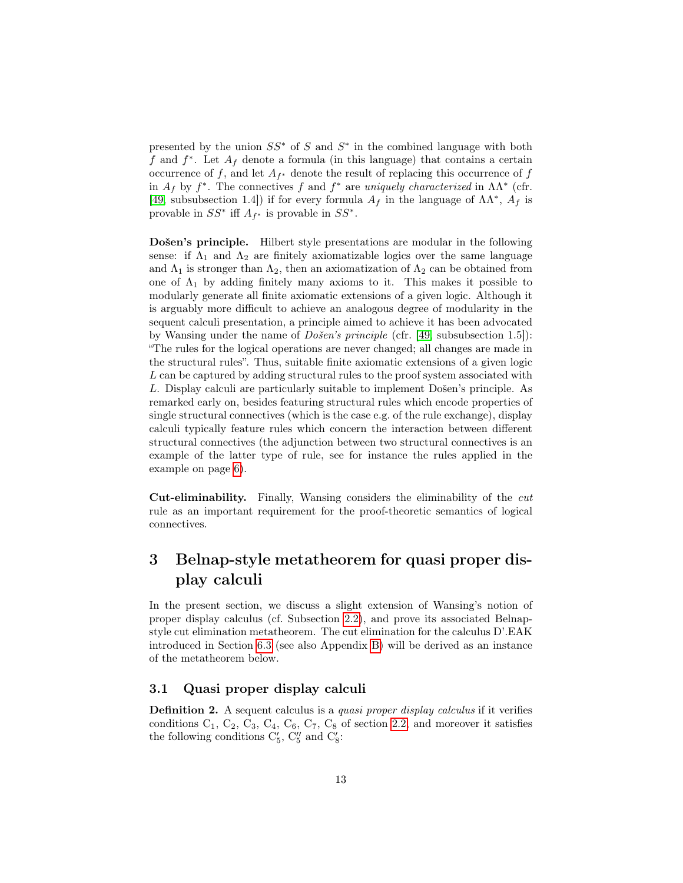presented by the union $SS^*$ of $S$ and $S^*$ in the combined language with both $f$ and $f^*$. Let $A_f$ denote a formula (in this language) that contains a certain occurrence of $f$, and let $A_{f^*}$ denote the result of replacing this occurrence of $f$ in $A_f$ by $f^*$. The connectives $f$ and $f^*$ are *uniquely characterized* in $\Lambda\Lambda^*$ (cfr. [49, subsubsection 1.4]) if for every formula $A_f$ in the language of $\Lambda\Lambda^*$, $A_f$ is provable in $SS^*$ iff $A_{f^*}$ is provable in $SS^*$.

**Došen's principle.** Hilbert style presentations are modular in the following sense: if $\Lambda_1$ and $\Lambda_2$ are finitely axiomatizable logics over the same language and $\Lambda_1$ is stronger than $\Lambda_2$, then an axiomatization of $\Lambda_2$ can be obtained from one of $\Lambda_1$ by adding finitely many axioms to it. This makes it possible to modularly generate all finite axiomatic extensions of a given logic. Although it is arguably more difficult to achieve an analogous degree of modularity in the sequent calculi presentation, a principle aimed to achieve it has been advocated by Wansing under the name of *Došen's principle* (cfr. [49, subsubsection 1.5]): "The rules for the logical operations are never changed; all changes are made in the structural rules". Thus, suitable finite axiomatic extensions of a given logic $L$ can be captured by adding structural rules to the proof system associated with $L$. Display calculi are particularly suitable to implement Došen's principle. As remarked early on, besides featuring structural rules which encode properties of single structural connectives (which is the case e.g. of the rule exchange), display calculi typically feature rules which concern the interaction between different structural connectives (the adjunction between two structural connectives is an example of the latter type of rule, see for instance the rules applied in the example on page 6).

**Cut-eliminability.** Finally, Wansing considers the eliminability of the *cut* rule as an important requirement for the proof-theoretic semantics of logical connectives.

# 3 Belnap-style metatheorem for quasi proper display calculi

In the present section, we discuss a slight extension of Wansing's notion of proper display calculus (cf. Subsection 2.2), and prove its associated Belnap-style cut elimination metatheorem. The cut elimination for the calculus D'.EAK introduced in Section 6.3 (see also Appendix B) will be derived as an instance of the metatheorem below.

## 3.1 Quasi proper display calculi

**Definition 2.** A sequent calculus is a *quasi proper display calculus* if it verifies conditions $C_1$, $C_2$, $C_3$, $C_4$, $C_6$, $C_7$, $C_8$ of section 2.2, and moreover it satisfies the following conditions $C'_5$, $C''_5$ and $C'_8$: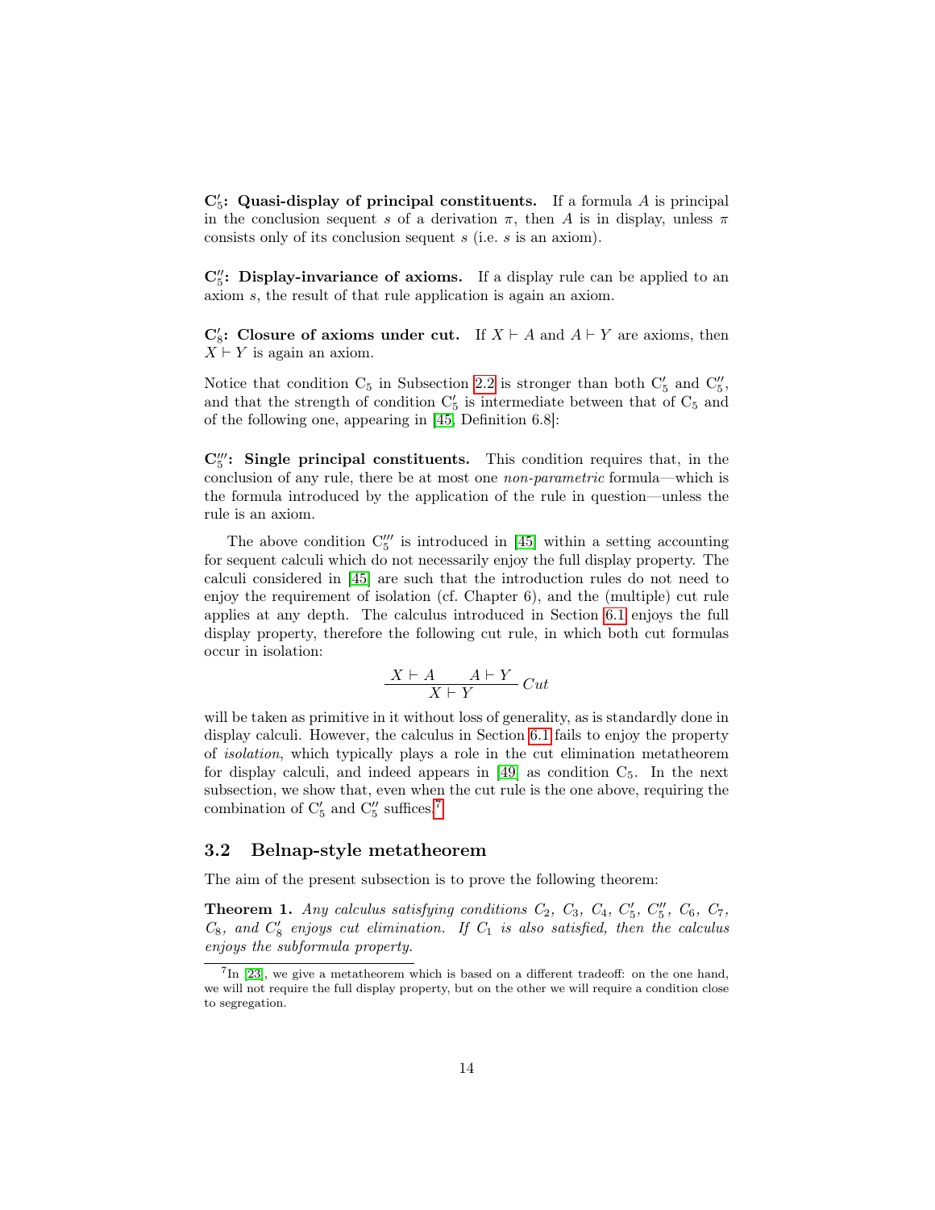**$C'_5$: Quasi-display of principal constituents.** If a formula $A$ is principal in the conclusion sequent $s$ of a derivation $\pi$, then $A$ is in display, unless $\pi$ consists only of its conclusion sequent $s$ (i.e. $s$ is an axiom).

**$C''_5$: Display-invariance of axioms.** If a display rule can be applied to an axiom $s$, the result of that rule application is again an axiom.

**$C'_8$: Closure of axioms under cut.** If $X \vdash A$ and $A \vdash Y$ are axioms, then $X \vdash Y$ is again an axiom.

Notice that condition $C_5$ in Subsection 2.2 is stronger than both $C'_5$ and $C''_5$, and that the strength of condition $C'_5$ is intermediate between that of $C_5$ and of the following one, appearing in [45, Definition 6.8]:

**$C'''_5$: Single principal constituents.** This condition requires that, in the conclusion of any rule, there be at most one *non-parametric* formula—which is the formula introduced by the application of the rule in question—unless the rule is an axiom.

The above condition $C'''_5$ is introduced in [45] within a setting accounting for sequent calculi which do not necessarily enjoy the full display property. The calculi considered in [45] are such that the introduction rules do not need to enjoy the requirement of isolation (cf. Chapter 6), and the (multiple) cut rule applies at any depth. The calculus introduced in Section 6.1 enjoys the full display property, therefore the following cut rule, in which both cut formulas occur in isolation:

$$\frac{X \vdash A \qquad A \vdash Y}{X \vdash Y}\, Cut$$

will be taken as primitive in it without loss of generality, as is standardly done in display calculi. However, the calculus in Section 6.1 fails to enjoy the property of *isolation*, which typically plays a role in the cut elimination metatheorem for display calculi, and indeed appears in [49] as condition $C_5$. In the next subsection, we show that, even when the cut rule is the one above, requiring the combination of $C'_5$ and $C''_5$ suffices.[7]

## 3.2 Belnap-style metatheorem

The aim of the present subsection is to prove the following theorem:

**Theorem 1.** *Any calculus satisfying conditions $C_2$, $C_3$, $C_4$, $C'_5$, $C''_5$, $C_6$, $C_7$, $C_8$, and $C'_8$ enjoys cut elimination. If $C_1$ is also satisfied, then the calculus enjoys the subformula property.*

[7] In [23], we give a metatheorem which is based on a different tradeoff: on the one hand, we will not require the full display property, but on the other we will require a condition close to segregation.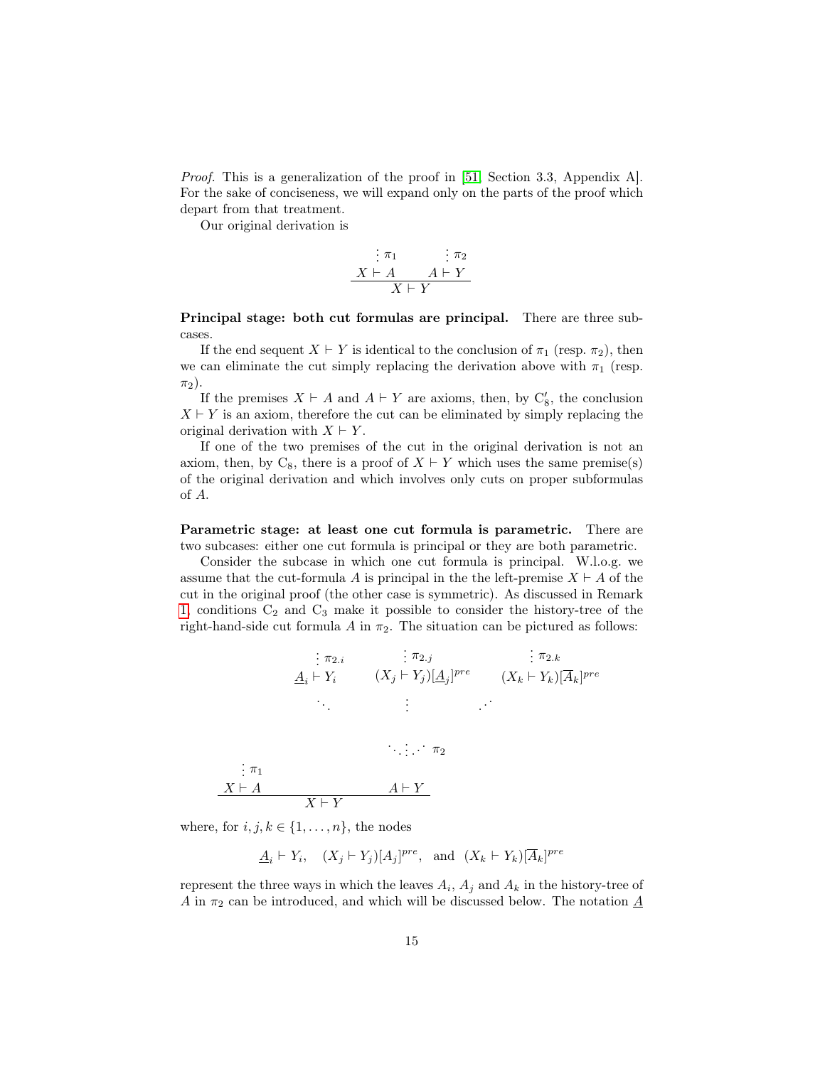*Proof.* This is a generalization of the proof in [51, Section 3.3, Appendix A]. For the sake of conciseness, we will expand only on the parts of the proof which depart from that treatment.

Our original derivation is

$$\dfrac{\begin{array}{c}\vdots\, \pi_1 \\ X \vdash A\end{array} \qquad \begin{array}{c}\vdots\, \pi_2 \\ A \vdash Y\end{array}}{X \vdash Y}$$

**Principal stage: both cut formulas are principal.** There are three subcases.

If the end sequent $X \vdash Y$ is identical to the conclusion of $\pi_1$ (resp. $\pi_2$), then we can eliminate the cut simply replacing the derivation above with $\pi_1$ (resp. $\pi_2$).

If the premises $X \vdash A$ and $A \vdash Y$ are axioms, then, by $C_8'$, the conclusion $X \vdash Y$ is an axiom, therefore the cut can be eliminated by simply replacing the original derivation with $X \vdash Y$.

If one of the two premises of the cut in the original derivation is not an axiom, then, by $C_8$, there is a proof of $X \vdash Y$ which uses the same premise(s) of the original derivation and which involves only cuts on proper subformulas of $A$.

**Parametric stage: at least one cut formula is parametric.** There are two subcases: either one cut formula is principal or they are both parametric.

Consider the subcase in which one cut formula is principal. W.l.o.g. we assume that the cut-formula $A$ is principal in the the left-premise $X \vdash A$ of the cut in the original proof (the other case is symmetric). As discussed in Remark 1, conditions $C_2$ and $C_3$ make it possible to consider the history-tree of the right-hand-side cut formula $A$ in $\pi_2$. The situation can be pictured as follows:

$$\begin{array}{ccc}
\vdots\, \pi_{2.i} & \vdots\, \pi_{2.j} & \vdots\, \pi_{2.k} \\
\underline{A}_i \vdash Y_i & (X_j \vdash Y_j)[\underline{A}_j]^{pre} & (X_k \vdash Y_k)[\overline{A}_k]^{pre} \\
\ddots & \vdots & \cdot^{\cdot^{\cdot}} \\
& & \\
& \ddots \vdots \cdot^{\cdot^{\cdot}}\ \pi_2 &
\end{array}$$

$$\dfrac{\begin{array}{c}\vdots\, \pi_1 \\ X \vdash A\end{array} \qquad\qquad A \vdash Y}{X \vdash Y}$$

where, for $i, j, k \in \{1, \ldots, n\}$, the nodes

$$\underline{A}_i \vdash Y_i, \quad (X_j \vdash Y_j)[A_j]^{pre}, \quad \text{and} \quad (X_k \vdash Y_k)[\overline{A}_k]^{pre}$$

represent the three ways in which the leaves $A_i$, $A_j$ and $A_k$ in the history-tree of $A$ in $\pi_2$ can be introduced, and which will be discussed below. The notation $\underline{A}$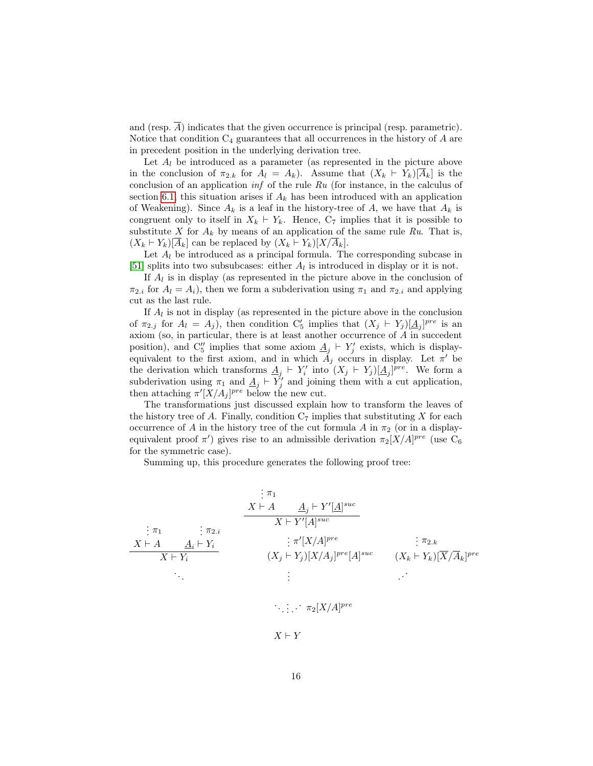and (resp. $\overline{A}$) indicates that the given occurrence is principal (resp. parametric). Notice that condition $C_4$ guarantees that all occurrences in the history of $A$ are in precedent position in the underlying derivation tree.

Let $A_l$ be introduced as a parameter (as represented in the picture above in the conclusion of $\pi_{2.k}$ for $A_l = A_k$). Assume that $(X_k \vdash Y_k)[\overline{A}_k]$ is the conclusion of an application *inf* of the rule *Ru* (for instance, in the calculus of section 6.1, this situation arises if $A_k$ has been introduced with an application of Weakening). Since $A_k$ is a leaf in the history-tree of $A$, we have that $A_k$ is congruent only to itself in $X_k \vdash Y_k$. Hence, $C_7$ implies that it is possible to substitute $X$ for $A_k$ by means of an application of the same rule *Ru*. That is, $(X_k \vdash Y_k)[\overline{A}_k]$ can be replaced by $(X_k \vdash Y_k)[X/\overline{A}_k]$.

Let $A_l$ be introduced as a principal formula. The corresponding subcase in [51] splits into two subsubcases: either $A_l$ is introduced in display or it is not.

If $A_l$ is in display (as represented in the picture above in the conclusion of $\pi_{2.i}$ for $A_l = A_i$), then we form a subderivation using $\pi_1$ and $\pi_{2.i}$ and applying cut as the last rule.

If $A_l$ is not in display (as represented in the picture above in the conclusion of $\pi_{2.j}$ for $A_l = A_j$), then condition $C'_5$ implies that $(X_j \vdash Y_j)[\underline{A}_j]^{pre}$ is an axiom (so, in particular, there is at least another occurrence of $A$ in succedent position), and $C''_5$ implies that some axiom $\underline{A}_j \vdash Y'_j$ exists, which is display-equivalent to the first axiom, and in which $A_j$ occurs in display. Let $\pi'$ be the derivation which transforms $\underline{A}_j \vdash Y'_i$ into $(X_j \vdash Y_j)[\underline{A}_j]^{pre}$. We form a subderivation using $\pi_1$ and $\underline{A}_j \vdash Y'_j$ and joining them with a cut application, then attaching $\pi'[X/A_j]^{pre}$ below the new cut.

The transformations just discussed explain how to transform the leaves of the history tree of $A$. Finally, condition $C_7$ implies that substituting $X$ for each occurrence of $A$ in the history tree of the cut formula $A$ in $\pi_2$ (or in a display-equivalent proof $\pi'$) gives rise to an admissible derivation $\pi_2[X/A]^{pre}$ (use $C_6$ for the symmetric case).

Summing up, this procedure generates the following proof tree:

$$
\dfrac{\dfrac{\vdots\,\pi_1 \quad\quad \vdots\,\pi_{2.i}}{\dfrac{X \vdash A \quad\quad \underline{A}_i \vdash Y_i}{X \vdash Y_i}} \qquad \dfrac{\dfrac{\vdots\,\pi_1}{X \vdash A} \quad \underline{A}_j \vdash Y'[\underline{A}]^{suc}}{\dfrac{X \vdash Y'[A]^{suc}}{\vdots\,\pi'[X/A]^{pre} \atop (X_j \vdash Y_j)[X/A_j]^{pre}[A]^{suc}}} \qquad {\vdots\,\pi_{2.k} \atop (X_k \vdash Y_k)[\overline{X}/\overline{A}_k]^{pre}}}{\ddots \;\vdots\; ⋰ \;\; \pi_2[X/A]^{pre} \atop X \vdash Y}
$$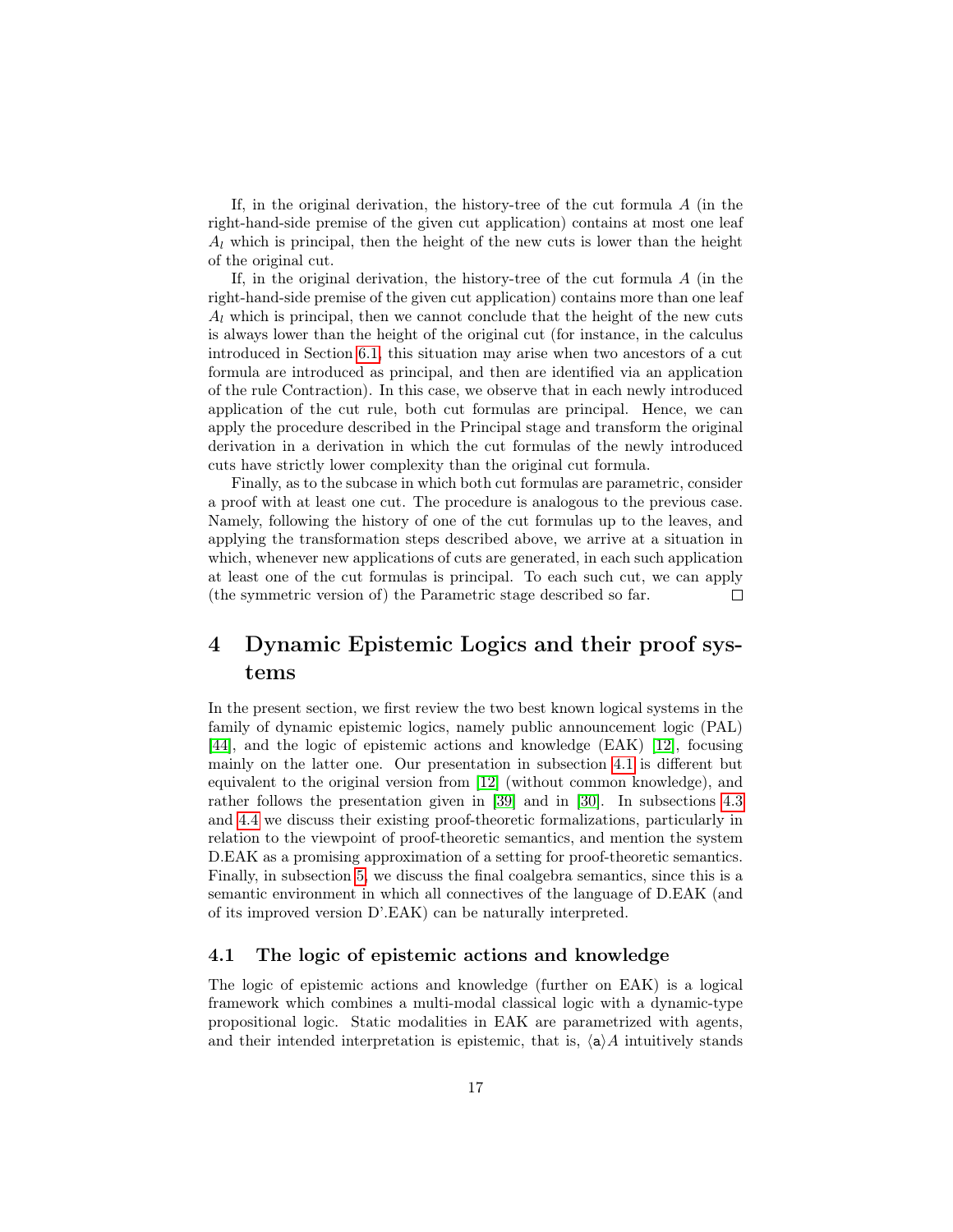If, in the original derivation, the history-tree of the cut formula $A$ (in the right-hand-side premise of the given cut application) contains at most one leaf $A_l$ which is principal, then the height of the new cuts is lower than the height of the original cut.

If, in the original derivation, the history-tree of the cut formula $A$ (in the right-hand-side premise of the given cut application) contains more than one leaf $A_l$ which is principal, then we cannot conclude that the height of the new cuts is always lower than the height of the original cut (for instance, in the calculus introduced in Section 6.1, this situation may arise when two ancestors of a cut formula are introduced as principal, and then are identified via an application of the rule Contraction). In this case, we observe that in each newly introduced application of the cut rule, both cut formulas are principal. Hence, we can apply the procedure described in the Principal stage and transform the original derivation in a derivation in which the cut formulas of the newly introduced cuts have strictly lower complexity than the original cut formula.

Finally, as to the subcase in which both cut formulas are parametric, consider a proof with at least one cut. The procedure is analogous to the previous case. Namely, following the history of one of the cut formulas up to the leaves, and applying the transformation steps described above, we arrive at a situation in which, whenever new applications of cuts are generated, in each such application at least one of the cut formulas is principal. To each such cut, we can apply (the symmetric version of) the Parametric stage described so far. □

# 4 Dynamic Epistemic Logics and their proof systems

In the present section, we first review the two best known logical systems in the family of dynamic epistemic logics, namely public announcement logic (PAL) [44], and the logic of epistemic actions and knowledge (EAK) [12], focusing mainly on the latter one. Our presentation in subsection 4.1 is different but equivalent to the original version from [12] (without common knowledge), and rather follows the presentation given in [39] and in [30]. In subsections 4.3 and 4.4 we discuss their existing proof-theoretic formalizations, particularly in relation to the viewpoint of proof-theoretic semantics, and mention the system D.EAK as a promising approximation of a setting for proof-theoretic semantics. Finally, in subsection 5, we discuss the final coalgebra semantics, since this is a semantic environment in which all connectives of the language of D.EAK (and of its improved version D'.EAK) can be naturally interpreted.

## 4.1 The logic of epistemic actions and knowledge

The logic of epistemic actions and knowledge (further on EAK) is a logical framework which combines a multi-modal classical logic with a dynamic-type propositional logic. Static modalities in EAK are parametrized with agents, and their intended interpretation is epistemic, that is, $\langle \mathtt{a} \rangle A$ intuitively stands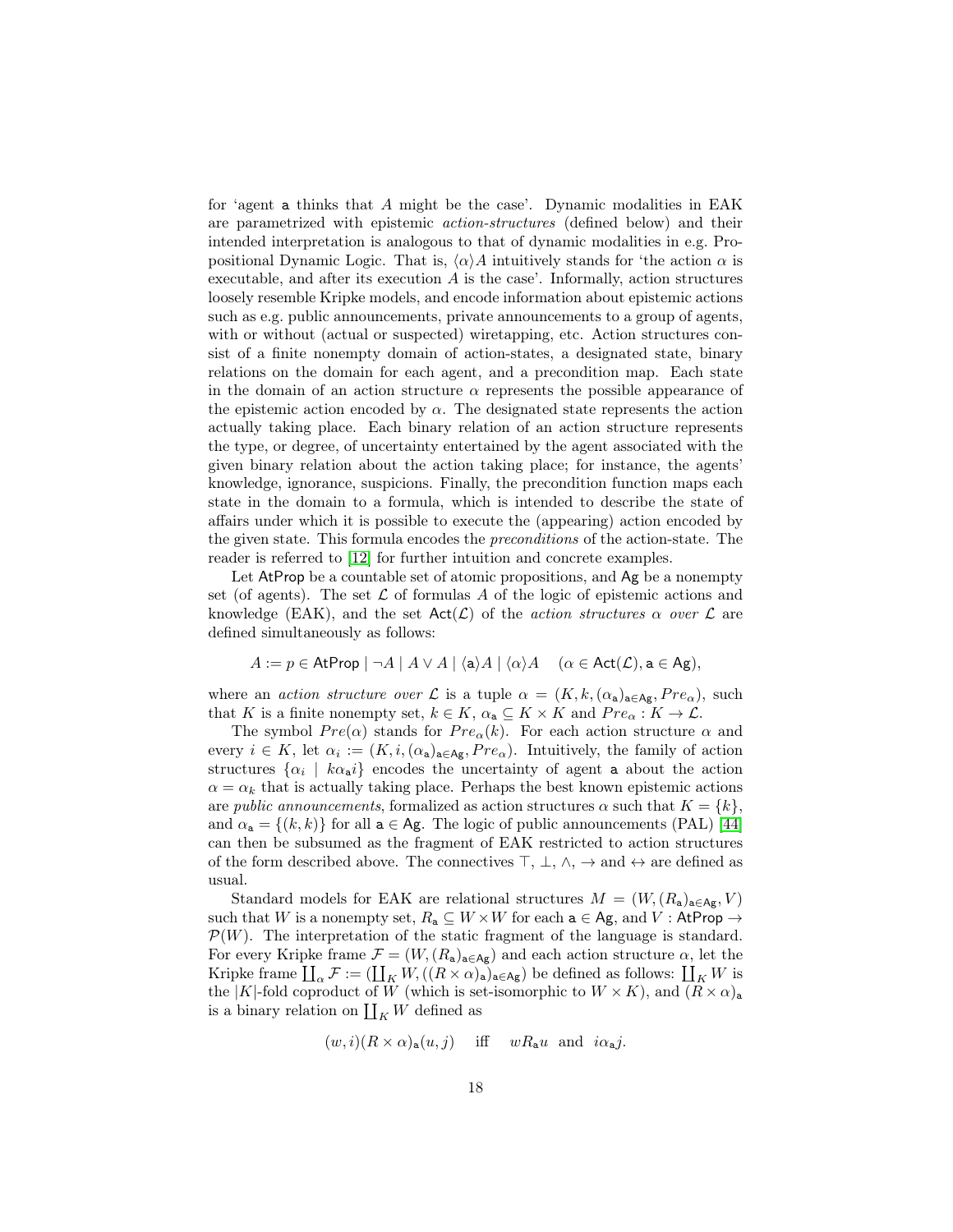for 'agent $\mathsf{a}$ thinks that $A$ might be the case'. Dynamic modalities in EAK are parametrized with epistemic *action-structures* (defined below) and their intended interpretation is analogous to that of dynamic modalities in e.g. Propositional Dynamic Logic. That is, $\langle\alpha\rangle A$ intuitively stands for 'the action $\alpha$ is executable, and after its execution $A$ is the case'. Informally, action structures loosely resemble Kripke models, and encode information about epistemic actions such as e.g. public announcements, private announcements to a group of agents, with or without (actual or suspected) wiretapping, etc. Action structures consist of a finite nonempty domain of action-states, a designated state, binary relations on the domain for each agent, and a precondition map. Each state in the domain of an action structure $\alpha$ represents the possible appearance of the epistemic action encoded by $\alpha$. The designated state represents the action actually taking place. Each binary relation of an action structure represents the type, or degree, of uncertainty entertained by the agent associated with the given binary relation about the action taking place; for instance, the agents' knowledge, ignorance, suspicions. Finally, the precondition function maps each state in the domain to a formula, which is intended to describe the state of affairs under which it is possible to execute the (appearing) action encoded by the given state. This formula encodes the *preconditions* of the action-state. The reader is referred to [12] for further intuition and concrete examples.

Let $\mathsf{AtProp}$ be a countable set of atomic propositions, and $\mathsf{Ag}$ be a nonempty set (of agents). The set $\mathcal{L}$ of formulas $A$ of the logic of epistemic actions and knowledge (EAK), and the set $\mathsf{Act}(\mathcal{L})$ of the *action structures $\alpha$ over $\mathcal{L}$* are defined simultaneously as follows:

$$A := p \in \mathsf{AtProp} \mid \neg A \mid A \vee A \mid \langle \mathsf{a} \rangle A \mid \langle \alpha \rangle A \quad (\alpha \in \mathsf{Act}(\mathcal{L}), \mathsf{a} \in \mathsf{Ag}),$$

where an *action structure over $\mathcal{L}$* is a tuple $\alpha = (K, k, (\alpha_{\mathsf{a}})_{\mathsf{a}\in\mathsf{Ag}}, Pre_\alpha)$, such that $K$ is a finite nonempty set, $k \in K$, $\alpha_{\mathsf{a}} \subseteq K \times K$ and $Pre_\alpha : K \to \mathcal{L}$.

The symbol $Pre(\alpha)$ stands for $Pre_\alpha(k)$. For each action structure $\alpha$ and every $i \in K$, let $\alpha_i := (K, i, (\alpha_{\mathsf{a}})_{\mathsf{a}\in\mathsf{Ag}}, Pre_\alpha)$. Intuitively, the family of action structures $\{\alpha_i \mid k\alpha_{\mathsf{a}} i\}$ encodes the uncertainty of agent $\mathsf{a}$ about the action $\alpha = \alpha_k$ that is actually taking place. Perhaps the best known epistemic actions are *public announcements*, formalized as action structures $\alpha$ such that $K = \{k\}$, and $\alpha_{\mathsf{a}} = \{(k, k)\}$ for all $\mathsf{a} \in \mathsf{Ag}$. The logic of public announcements (PAL) [44] can then be subsumed as the fragment of EAK restricted to action structures of the form described above. The connectives $\top$, $\bot$, $\wedge$, $\to$ and $\leftrightarrow$ are defined as usual.

Standard models for EAK are relational structures $M = (W, (R_{\mathsf{a}})_{\mathsf{a}\in\mathsf{Ag}}, V)$ such that $W$ is a nonempty set, $R_{\mathsf{a}} \subseteq W \times W$ for each $\mathsf{a} \in \mathsf{Ag}$, and $V : \mathsf{AtProp} \to \mathcal{P}(W)$. The interpretation of the static fragment of the language is standard. For every Kripke frame $\mathcal{F} = (W, (R_{\mathsf{a}})_{\mathsf{a}\in\mathsf{Ag}})$ and each action structure $\alpha$, let the Kripke frame $\coprod_\alpha \mathcal{F} := (\coprod_K W, ((R \times \alpha)_{\mathsf{a}})_{\mathsf{a}\in\mathsf{Ag}})$ be defined as follows: $\coprod_K W$ is the $|K|$-fold coproduct of $W$ (which is set-isomorphic to $W \times K$), and $(R \times \alpha)_{\mathsf{a}}$ is a binary relation on $\coprod_K W$ defined as

$$(w, i)(R \times \alpha)_{\mathsf{a}}(u, j) \quad \text{iff} \quad wR_{\mathsf{a}}u \ \text{ and } \ i\alpha_{\mathsf{a}}j.$$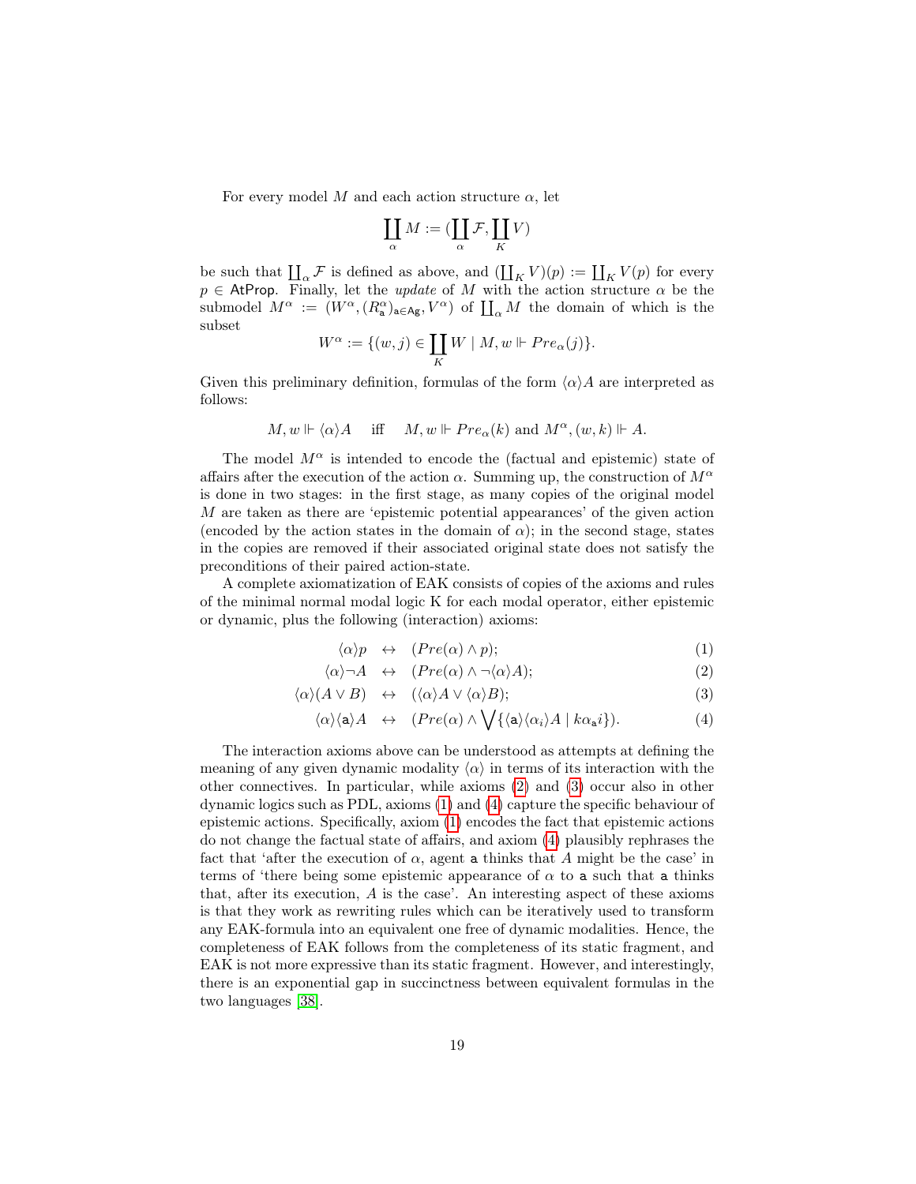For every model $M$ and each action structure $\alpha$, let

$$\coprod_\alpha M := (\coprod_\alpha \mathcal{F}, \coprod_K V)$$

be such that $\coprod_\alpha \mathcal{F}$ is defined as above, and $(\coprod_K V)(p) := \coprod_K V(p)$ for every $p \in \mathsf{AtProp}$. Finally, let the *update* of $M$ with the action structure $\alpha$ be the submodel $M^\alpha := (W^\alpha, (R^\alpha_{\mathsf{a}})_{\mathsf{a}\in\mathsf{Ag}}, V^\alpha)$ of $\coprod_\alpha M$ the domain of which is the subset

$$W^\alpha := \{(w, j) \in \coprod_K W \mid M, w \Vdash Pre_\alpha(j)\}.$$

Given this preliminary definition, formulas of the form $\langle\alpha\rangle A$ are interpreted as follows:

$$M, w \Vdash \langle\alpha\rangle A \quad \text{iff} \quad M, w \Vdash Pre_\alpha(k) \text{ and } M^\alpha, (w, k) \Vdash A.$$

The model $M^\alpha$ is intended to encode the (factual and epistemic) state of affairs after the execution of the action $\alpha$. Summing up, the construction of $M^\alpha$ is done in two stages: in the first stage, as many copies of the original model $M$ are taken as there are 'epistemic potential appearances' of the given action (encoded by the action states in the domain of $\alpha$); in the second stage, states in the copies are removed if their associated original state does not satisfy the preconditions of their paired action-state.

A complete axiomatization of EAK consists of copies of the axioms and rules of the minimal normal modal logic K for each modal operator, either epistemic or dynamic, plus the following (interaction) axioms:

$$\langle\alpha\rangle p \;\leftrightarrow\; (Pre(\alpha) \wedge p); \tag{1}$$

$$\langle\alpha\rangle\neg A \;\leftrightarrow\; (Pre(\alpha) \wedge \neg\langle\alpha\rangle A); \tag{2}$$

$$\langle\alpha\rangle(A \vee B) \;\leftrightarrow\; (\langle\alpha\rangle A \vee \langle\alpha\rangle B); \tag{3}$$

$$\langle\alpha\rangle\langle\mathsf{a}\rangle A \;\leftrightarrow\; (Pre(\alpha) \wedge \bigvee\{\langle\mathsf{a}\rangle\langle\alpha_i\rangle A \mid k\alpha_{\mathsf{a}} i\}). \tag{4}$$

The interaction axioms above can be understood as attempts at defining the meaning of any given dynamic modality $\langle\alpha\rangle$ in terms of its interaction with the other connectives. In particular, while axioms (2) and (3) occur also in other dynamic logics such as PDL, axioms (1) and (4) capture the specific behaviour of epistemic actions. Specifically, axiom (1) encodes the fact that epistemic actions do not change the factual state of affairs, and axiom (4) plausibly rephrases the fact that 'after the execution of $\alpha$, agent $\mathsf{a}$ thinks that $A$ might be the case' in terms of 'there being some epistemic appearance of $\alpha$ to $\mathsf{a}$ such that $\mathsf{a}$ thinks that, after its execution, $A$ is the case'. An interesting aspect of these axioms is that they work as rewriting rules which can be iteratively used to transform any EAK-formula into an equivalent one free of dynamic modalities. Hence, the completeness of EAK follows from the completeness of its static fragment, and EAK is not more expressive than its static fragment. However, and interestingly, there is an exponential gap in succinctness between equivalent formulas in the two languages [38].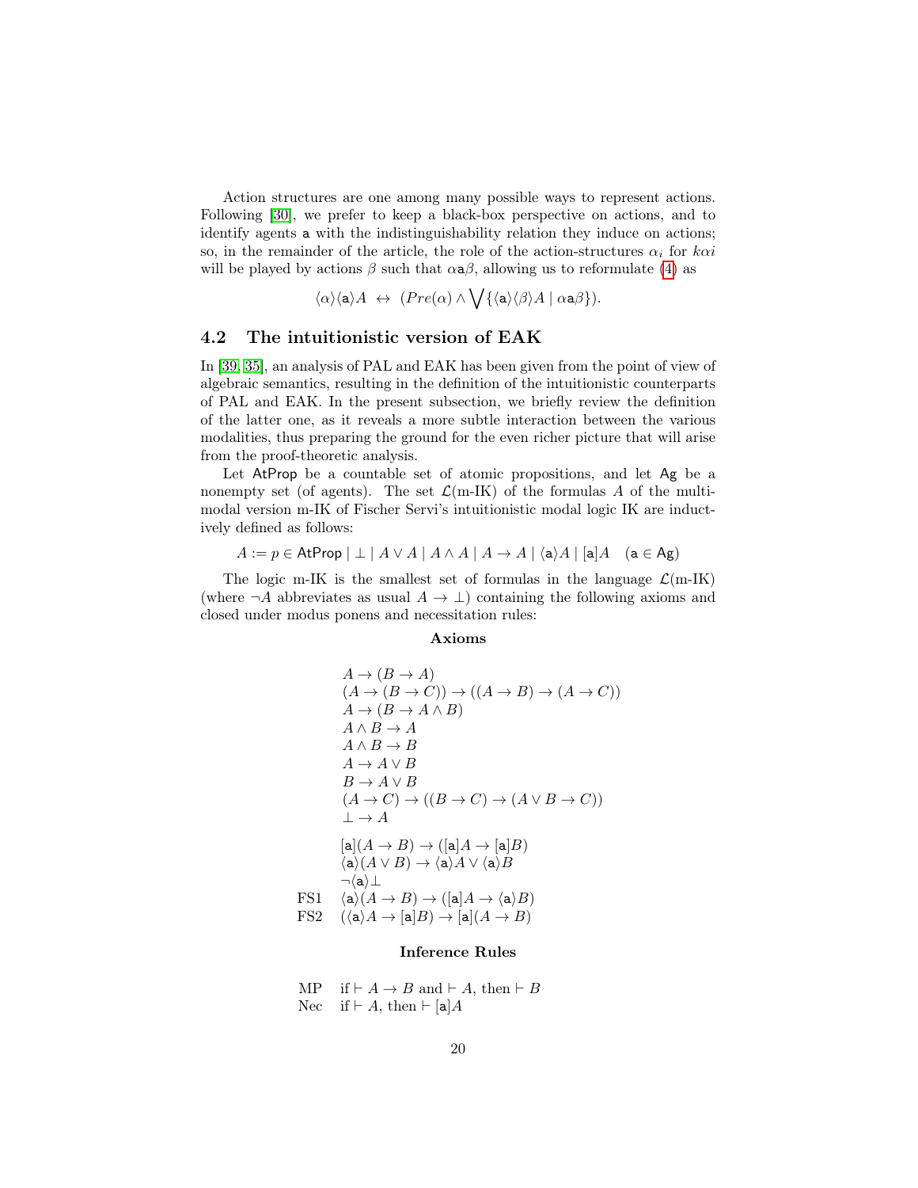Action structures are one among many possible ways to represent actions. Following [30], we prefer to keep a black-box perspective on actions, and to identify agents $\mathsf{a}$ with the indistinguishability relation they induce on actions; so, in the remainder of the article, the role of the action-structures $\alpha_i$ for $k\alpha i$ will be played by actions $\beta$ such that $\alpha\mathsf{a}\beta$, allowing us to reformulate (4) as

$$\langle\alpha\rangle\langle\mathsf{a}\rangle A \;\leftrightarrow\; (Pre(\alpha) \wedge \bigvee\{\langle\mathsf{a}\rangle\langle\beta\rangle A \mid \alpha\mathsf{a}\beta\}).$$

### 4.2 The intuitionistic version of EAK

In [39, 35], an analysis of PAL and EAK has been given from the point of view of algebraic semantics, resulting in the definition of the intuitionistic counterparts of PAL and EAK. In the present subsection, we briefly review the definition of the latter one, as it reveals a more subtle interaction between the various modalities, thus preparing the ground for the even richer picture that will arise from the proof-theoretic analysis.

Let $\mathsf{AtProp}$ be a countable set of atomic propositions, and let $\mathsf{Ag}$ be a nonempty set (of agents). The set $\mathcal{L}(\text{m-IK})$ of the formulas $A$ of the multi-modal version m-IK of Fischer Servi's intuitionistic modal logic IK are inductively defined as follows:

$$A := p \in \mathsf{AtProp} \mid \bot \mid A \vee A \mid A \wedge A \mid A \to A \mid \langle\mathsf{a}\rangle A \mid [\mathsf{a}]A \quad (\mathsf{a} \in \mathsf{Ag})$$

The logic m-IK is the smallest set of formulas in the language $\mathcal{L}(\text{m-IK})$ (where $\neg A$ abbreviates as usual $A \to \bot$) containing the following axioms and closed under modus ponens and necessitation rules:

**Axioms**

$$
\begin{array}{ll}
 & A \to (B \to A) \\
 & (A \to (B \to C)) \to ((A \to B) \to (A \to C)) \\
 & A \to (B \to A \wedge B) \\
 & A \wedge B \to A \\
 & A \wedge B \to B \\
 & A \to A \vee B \\
 & B \to A \vee B \\
 & (A \to C) \to ((B \to C) \to (A \vee B \to C)) \\
 & \bot \to A \\
 & \\
 & [\mathsf{a}](A \to B) \to ([\mathsf{a}]A \to [\mathsf{a}]B) \\
 & \langle\mathsf{a}\rangle(A \vee B) \to \langle\mathsf{a}\rangle A \vee \langle\mathsf{a}\rangle B \\
 & \neg\langle\mathsf{a}\rangle\bot \\
\text{FS1} & \langle\mathsf{a}\rangle(A \to B) \to ([\mathsf{a}]A \to \langle\mathsf{a}\rangle B) \\
\text{FS2} & (\langle\mathsf{a}\rangle A \to [\mathsf{a}]B) \to [\mathsf{a}](A \to B)
\end{array}
$$

**Inference Rules**

$$
\begin{array}{ll}
\text{MP} & \text{if } \vdash A \to B \text{ and } \vdash A, \text{ then } \vdash B \\
\text{Nec} & \text{if } \vdash A, \text{ then } \vdash [\mathsf{a}]A
\end{array}
$$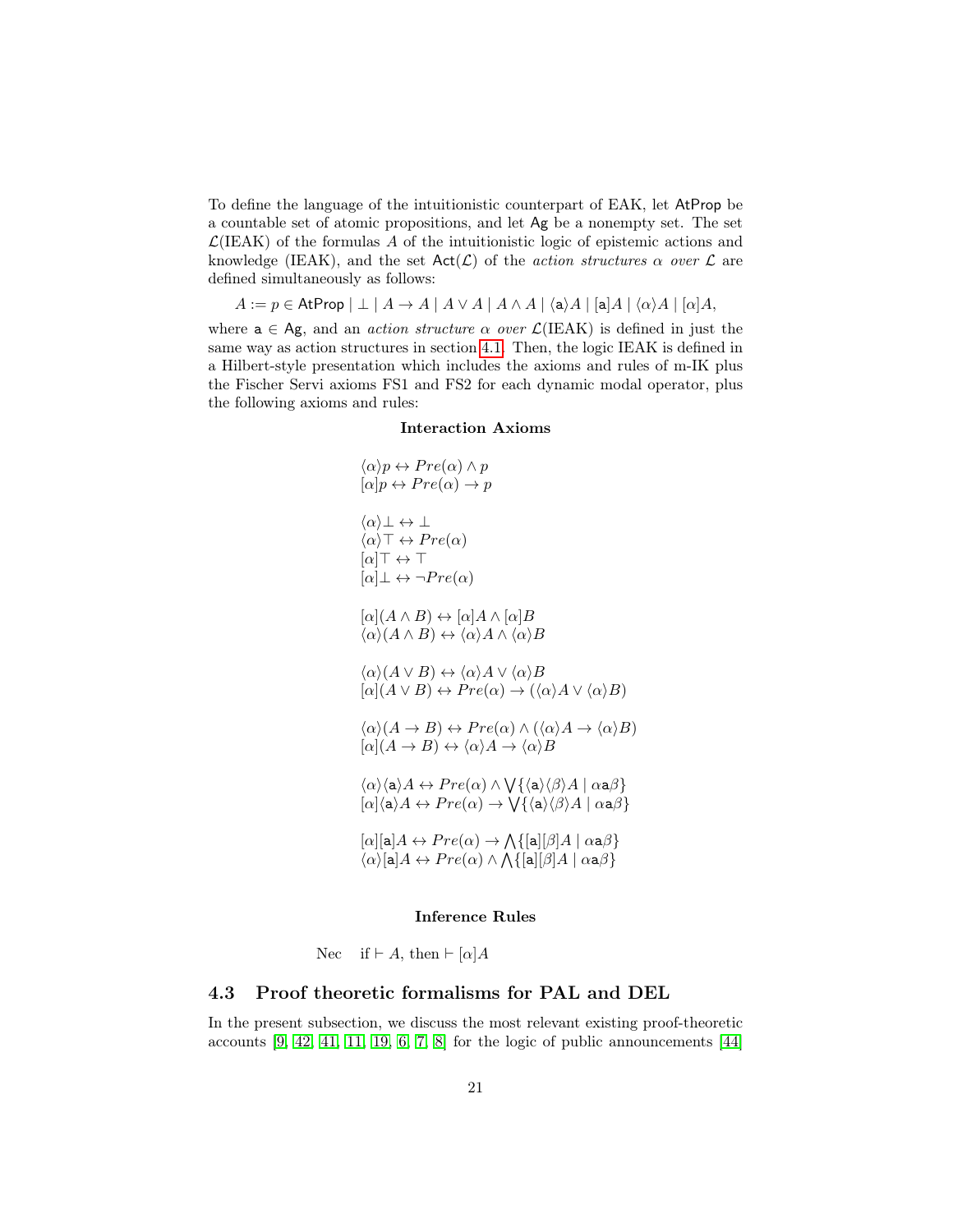To define the language of the intuitionistic counterpart of EAK, let $\mathsf{AtProp}$ be a countable set of atomic propositions, and let $\mathsf{Ag}$ be a nonempty set. The set $\mathcal{L}(\text{IEAK})$ of the formulas $A$ of the intuitionistic logic of epistemic actions and knowledge (IEAK), and the set $\mathsf{Act}(\mathcal{L})$ of the *action structures $\alpha$ over $\mathcal{L}$* are defined simultaneously as follows:

$$A := p \in \mathsf{AtProp} \mid \bot \mid A \to A \mid A \vee A \mid A \wedge A \mid \langle \mathsf{a} \rangle A \mid [\mathsf{a}]A \mid \langle \alpha \rangle A \mid [\alpha]A,$$

where $\mathsf{a} \in \mathsf{Ag}$, and an *action structure $\alpha$ over* $\mathcal{L}(\text{IEAK})$ is defined in just the same way as action structures in section 4.1. Then, the logic IEAK is defined in a Hilbert-style presentation which includes the axioms and rules of m-IK plus the Fischer Servi axioms FS1 and FS2 for each dynamic modal operator, plus the following axioms and rules:

**Interaction Axioms**

$$\langle \alpha \rangle p \leftrightarrow Pre(\alpha) \wedge p$$
$$[\alpha] p \leftrightarrow Pre(\alpha) \to p$$

$$\langle \alpha \rangle \bot \leftrightarrow \bot$$
$$\langle \alpha \rangle \top \leftrightarrow Pre(\alpha)$$
$$[\alpha] \top \leftrightarrow \top$$
$$[\alpha] \bot \leftrightarrow \neg Pre(\alpha)$$

$$[\alpha](A \wedge B) \leftrightarrow [\alpha]A \wedge [\alpha]B$$
$$\langle \alpha \rangle (A \wedge B) \leftrightarrow \langle \alpha \rangle A \wedge \langle \alpha \rangle B$$

$$\langle \alpha \rangle (A \vee B) \leftrightarrow \langle \alpha \rangle A \vee \langle \alpha \rangle B$$
$$[\alpha](A \vee B) \leftrightarrow Pre(\alpha) \to (\langle \alpha \rangle A \vee \langle \alpha \rangle B)$$

$$\langle \alpha \rangle (A \to B) \leftrightarrow Pre(\alpha) \wedge (\langle \alpha \rangle A \to \langle \alpha \rangle B)$$
$$[\alpha](A \to B) \leftrightarrow \langle \alpha \rangle A \to \langle \alpha \rangle B$$

$$\langle \alpha \rangle \langle \mathsf{a} \rangle A \leftrightarrow Pre(\alpha) \wedge \bigvee \{ \langle \mathsf{a} \rangle \langle \beta \rangle A \mid \alpha \mathsf{a} \beta \}$$
$$[\alpha] \langle \mathsf{a} \rangle A \leftrightarrow Pre(\alpha) \to \bigvee \{ \langle \mathsf{a} \rangle \langle \beta \rangle A \mid \alpha \mathsf{a} \beta \}$$

$$[\alpha][\mathsf{a}]A \leftrightarrow Pre(\alpha) \to \bigwedge \{ [\mathsf{a}][\beta]A \mid \alpha \mathsf{a} \beta \}$$
$$\langle \alpha \rangle [\mathsf{a}]A \leftrightarrow Pre(\alpha) \wedge \bigwedge \{ [\mathsf{a}][\beta]A \mid \alpha \mathsf{a} \beta \}$$

**Inference Rules**

Nec  if $\vdash A$, then $\vdash [\alpha]A$

### 4.3 Proof theoretic formalisms for PAL and DEL

In the present subsection, we discuss the most relevant existing proof-theoretic accounts [9, 42, 41, 11, 19, 6, 7, 8] for the logic of public announcements [44]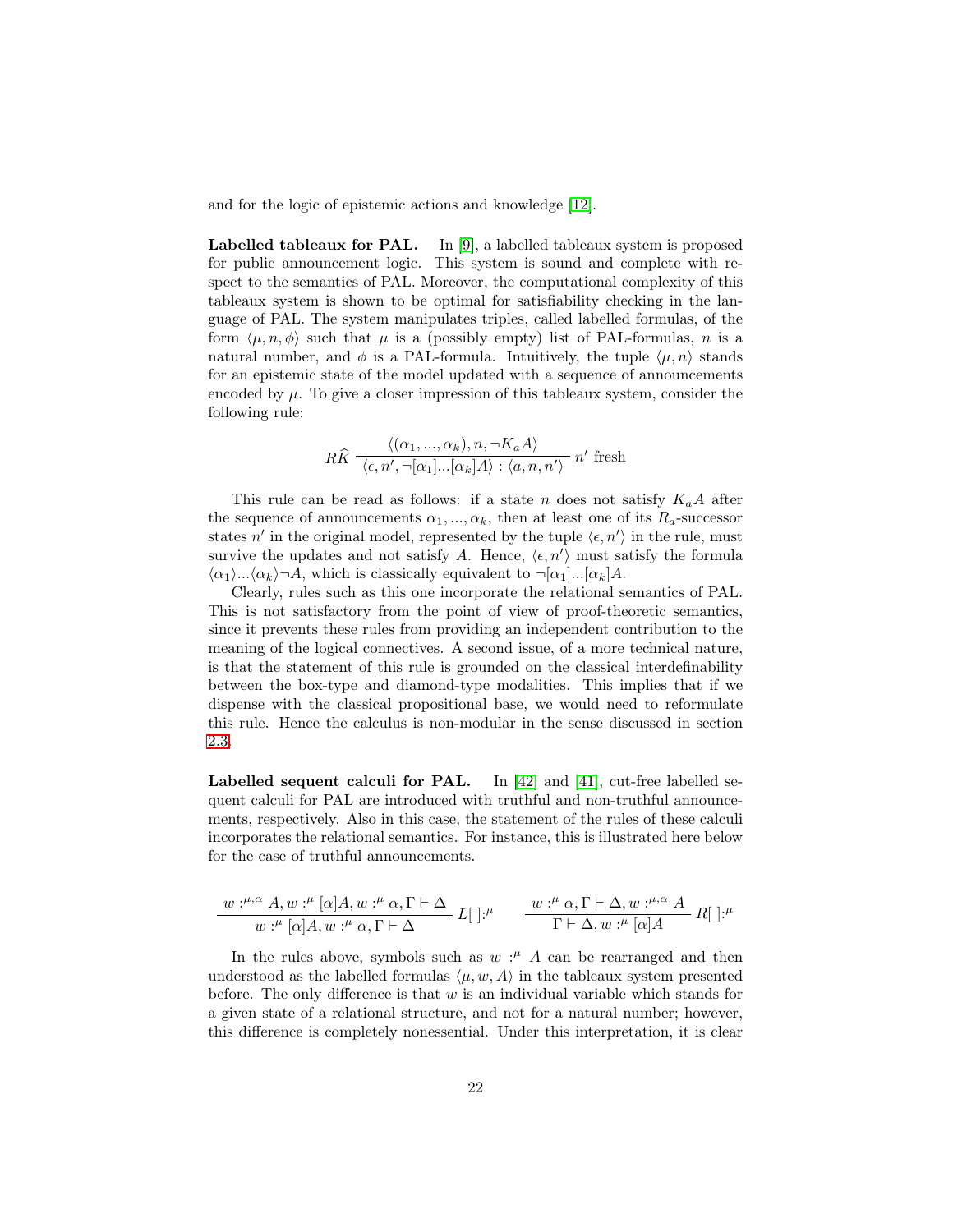and for the logic of epistemic actions and knowledge [12].

**Labelled tableaux for PAL.** In [9], a labelled tableaux system is proposed for public announcement logic. This system is sound and complete with respect to the semantics of PAL. Moreover, the computational complexity of this tableaux system is shown to be optimal for satisfiability checking in the language of PAL. The system manipulates triples, called labelled formulas, of the form $\langle \mu, n, \phi \rangle$ such that $\mu$ is a (possibly empty) list of PAL-formulas, $n$ is a natural number, and $\phi$ is a PAL-formula. Intuitively, the tuple $\langle \mu, n \rangle$ stands for an epistemic state of the model updated with a sequence of announcements encoded by $\mu$. To give a closer impression of this tableaux system, consider the following rule:

$$R\widehat{K}\ \frac{\langle (\alpha_1, ..., \alpha_k), n, \neg K_a A \rangle}{\langle \epsilon, n', \neg[\alpha_1]...[\alpha_k]A \rangle : \langle a, n, n' \rangle}\ n' \text{ fresh}$$

This rule can be read as follows: if a state $n$ does not satisfy $K_a A$ after the sequence of announcements $\alpha_1, ..., \alpha_k$, then at least one of its $R_a$-successor states $n'$ in the original model, represented by the tuple $\langle \epsilon, n' \rangle$ in the rule, must survive the updates and not satisfy $A$. Hence, $\langle \epsilon, n' \rangle$ must satisfy the formula $\langle \alpha_1 \rangle ... \langle \alpha_k \rangle \neg A$, which is classically equivalent to $\neg[\alpha_1]...[\alpha_k]A$.

Clearly, rules such as this one incorporate the relational semantics of PAL. This is not satisfactory from the point of view of proof-theoretic semantics, since it prevents these rules from providing an independent contribution to the meaning of the logical connectives. A second issue, of a more technical nature, is that the statement of this rule is grounded on the classical interdefinability between the box-type and diamond-type modalities. This implies that if we dispense with the classical propositional base, we would need to reformulate this rule. Hence the calculus is non-modular in the sense discussed in section 2.3.

**Labelled sequent calculi for PAL.** In [42] and [41], cut-free labelled sequent calculi for PAL are introduced with truthful and non-truthful announcements, respectively. Also in this case, the statement of the rules of these calculi incorporates the relational semantics. For instance, this is illustrated here below for the case of truthful announcements.

$$\frac{w :^{\mu,\alpha} A, w :^{\mu} [\alpha]A, w :^{\mu} \alpha, \Gamma \vdash \Delta}{w :^{\mu} [\alpha]A, w :^{\mu} \alpha, \Gamma \vdash \Delta}\ L[\,]:^{\mu} \qquad \frac{w :^{\mu} \alpha, \Gamma \vdash \Delta, w :^{\mu,\alpha} A}{\Gamma \vdash \Delta, w :^{\mu} [\alpha]A}\ R[\,]:^{\mu}$$

In the rules above, symbols such as $w :^{\mu} A$ can be rearranged and then understood as the labelled formulas $\langle \mu, w, A \rangle$ in the tableaux system presented before. The only difference is that $w$ is an individual variable which stands for a given state of a relational structure, and not for a natural number; however, this difference is completely nonessential. Under this interpretation, it is clear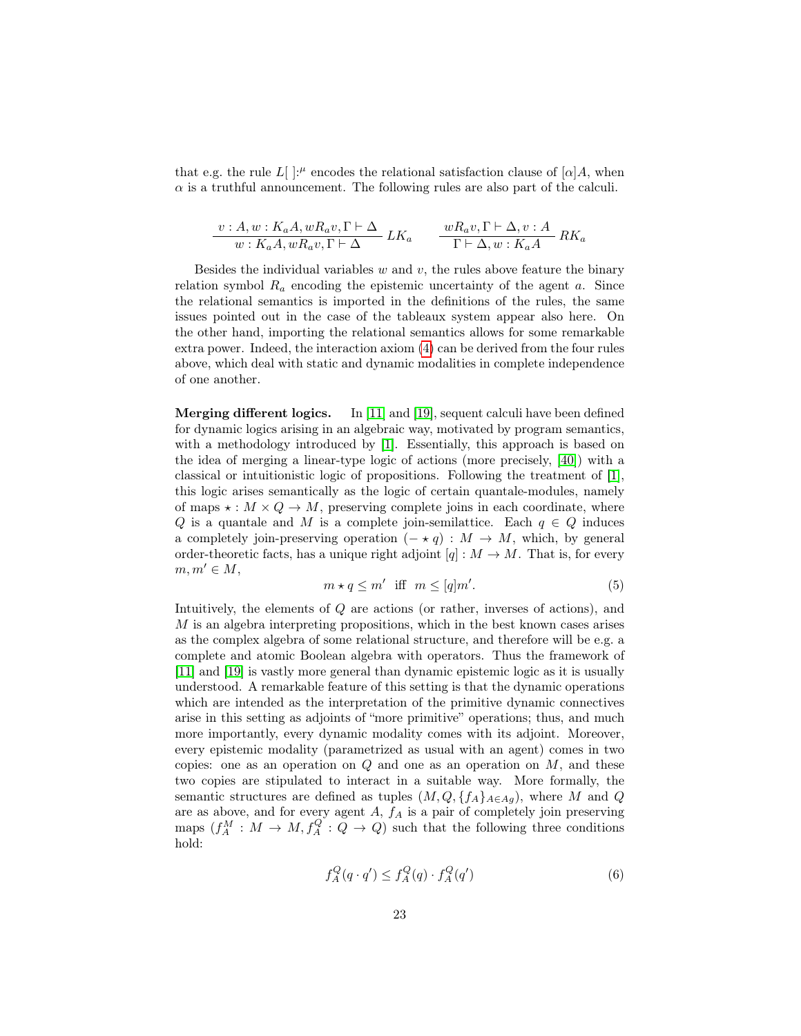that e.g. the rule $L[\ ]{:}^{\mu}$ encodes the relational satisfaction clause of $[\alpha]A$, when $\alpha$ is a truthful announcement. The following rules are also part of the calculi.

$$\frac{v : A, w : K_a A, wR_a v, \Gamma \vdash \Delta}{w : K_a A, wR_a v, \Gamma \vdash \Delta}\ LK_a \qquad \frac{wR_a v, \Gamma \vdash \Delta, v : A}{\Gamma \vdash \Delta, w : K_a A}\ RK_a$$

Besides the individual variables $w$ and $v$, the rules above feature the binary relation symbol $R_a$ encoding the epistemic uncertainty of the agent $a$. Since the relational semantics is imported in the definitions of the rules, the same issues pointed out in the case of the tableaux system appear also here. On the other hand, importing the relational semantics allows for some remarkable extra power. Indeed, the interaction axiom (4) can be derived from the four rules above, which deal with static and dynamic modalities in complete independence of one another.

**Merging different logics.** In [11] and [19], sequent calculi have been defined for dynamic logics arising in an algebraic way, motivated by program semantics, with a methodology introduced by [1]. Essentially, this approach is based on the idea of merging a linear-type logic of actions (more precisely, [40]) with a classical or intuitionistic logic of propositions. Following the treatment of [1], this logic arises semantically as the logic of certain quantale-modules, namely of maps $\star : M \times Q \to M$, preserving complete joins in each coordinate, where $Q$ is a quantale and $M$ is a complete join-semilattice. Each $q \in Q$ induces a completely join-preserving operation $(- \star q) : M \to M$, which, by general order-theoretic facts, has a unique right adjoint $[q] : M \to M$. That is, for every $m, m' \in M$,

$$m \star q \leq m' \ \text{ iff } \ m \leq [q]m'. \tag{5}$$

Intuitively, the elements of $Q$ are actions (or rather, inverses of actions), and $M$ is an algebra interpreting propositions, which in the best known cases arises as the complex algebra of some relational structure, and therefore will be e.g. a complete and atomic Boolean algebra with operators. Thus the framework of [11] and [19] is vastly more general than dynamic epistemic logic as it is usually understood. A remarkable feature of this setting is that the dynamic operations which are intended as the interpretation of the primitive dynamic connectives arise in this setting as adjoints of "more primitive" operations; thus, and much more importantly, every dynamic modality comes with its adjoint. Moreover, every epistemic modality (parametrized as usual with an agent) comes in two copies: one as an operation on $Q$ and one as an operation on $M$, and these two copies are stipulated to interact in a suitable way. More formally, the semantic structures are defined as tuples $(M, Q, \{f_A\}_{A \in Ag})$, where $M$ and $Q$ are as above, and for every agent $A$, $f_A$ is a pair of completely join preserving maps $(f_A^M : M \to M, f_A^Q : Q \to Q)$ such that the following three conditions hold:

$$f_A^Q(q \cdot q') \leq f_A^Q(q) \cdot f_A^Q(q') \tag{6}$$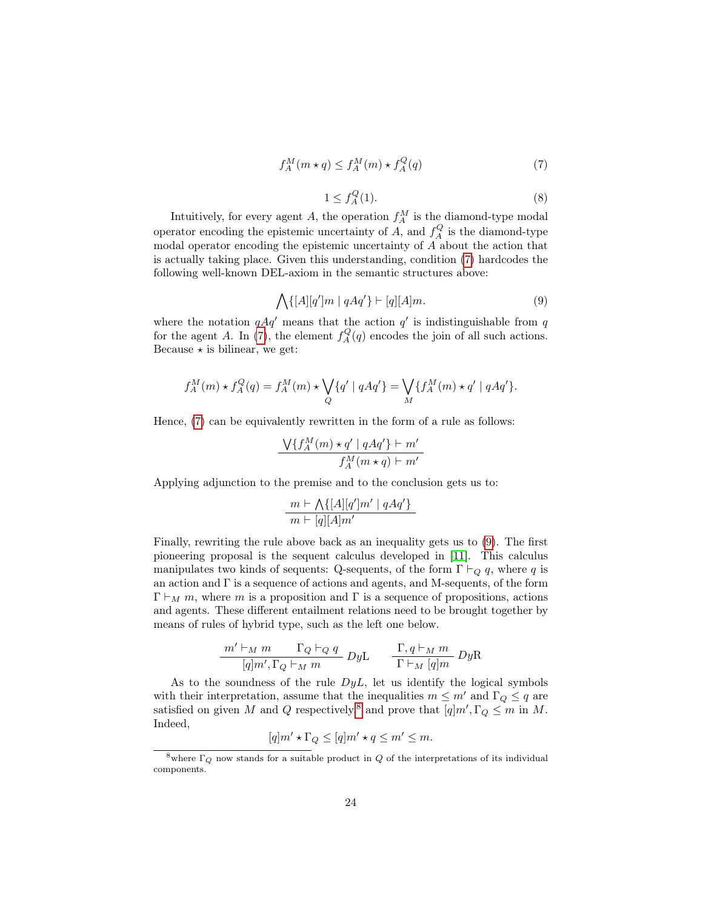$$f_A^M(m \star q) \leq f_A^M(m) \star f_A^Q(q) \tag{7}$$

$$1 \leq f_A^Q(1). \tag{8}$$

Intuitively, for every agent $A$, the operation $f_A^M$ is the diamond-type modal operator encoding the epistemic uncertainty of $A$, and $f_A^Q$ is the diamond-type modal operator encoding the epistemic uncertainty of $A$ about the action that is actually taking place. Given this understanding, condition (7) hardcodes the following well-known DEL-axiom in the semantic structures above:

$$\bigwedge\{[A][q']m \mid qAq'\} \vdash [q][A]m. \tag{9}$$

where the notation $qAq'$ means that the action $q'$ is indistinguishable from $q$ for the agent $A$. In (7), the element $f_A^Q(q)$ encodes the join of all such actions. Because $\star$ is bilinear, we get:

$$f_A^M(m) \star f_A^Q(q) = f_A^M(m) \star \bigvee_Q\{q' \mid qAq'\} = \bigvee_M\{f_A^M(m) \star q' \mid qAq'\}.$$

Hence, (7) can be equivalently rewritten in the form of a rule as follows:

$$\frac{\bigvee\{f_A^M(m) \star q' \mid qAq'\} \vdash m'}{f_A^M(m \star q) \vdash m'}$$

Applying adjunction to the premise and to the conclusion gets us to:

$$\frac{m \vdash \bigwedge\{[A][q']m' \mid qAq'\}}{m \vdash [q][A]m'}$$

Finally, rewriting the rule above back as an inequality gets us to (9). The first pioneering proposal is the sequent calculus developed in [11]. This calculus manipulates two kinds of sequents: Q-sequents, of the form $\Gamma \vdash_Q q$, where $q$ is an action and $\Gamma$ is a sequence of actions and agents, and M-sequents, of the form $\Gamma \vdash_M m$, where $m$ is a proposition and $\Gamma$ is a sequence of propositions, actions and agents. These different entailment relations need to be brought together by means of rules of hybrid type, such as the left one below.

$$\frac{m' \vdash_M m \qquad \Gamma_Q \vdash_Q q}{[q]m', \Gamma_Q \vdash_M m}\ Dy\text{L} \qquad \frac{\Gamma, q \vdash_M m}{\Gamma \vdash_M [q]m}\ Dy\text{R}$$

As to the soundness of the rule $DyL$, let us identify the logical symbols with their interpretation, assume that the inequalities $m \leq m'$ and $\Gamma_Q \leq q$ are satisfied on given $M$ and $Q$ respectively[8] and prove that $[q]m', \Gamma_Q \leq m$ in $M$. Indeed,

$$[q]m' \star \Gamma_Q \leq [q]m' \star q \leq m' \leq m.$$

[8] where $\Gamma_Q$ now stands for a suitable product in $Q$ of the interpretations of its individual components.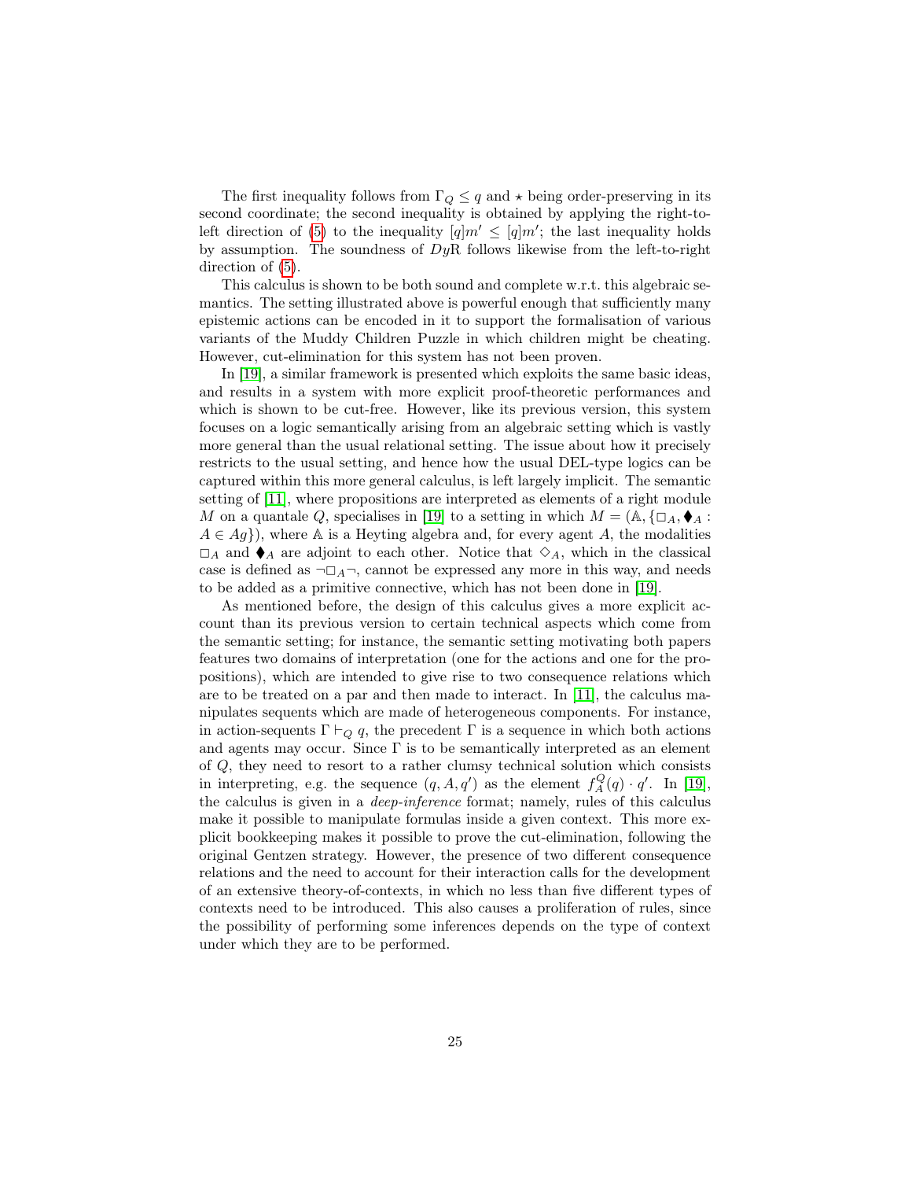The first inequality follows from $\Gamma_Q \leq q$ and $\star$ being order-preserving in its second coordinate; the second inequality is obtained by applying the right-to-left direction of (5) to the inequality $[q]m' \leq [q]m'$; the last inequality holds by assumption. The soundness of $Dy$R follows likewise from the left-to-right direction of (5).

This calculus is shown to be both sound and complete w.r.t. this algebraic semantics. The setting illustrated above is powerful enough that sufficiently many epistemic actions can be encoded in it to support the formalisation of various variants of the Muddy Children Puzzle in which children might be cheating. However, cut-elimination for this system has not been proven.

In [19], a similar framework is presented which exploits the same basic ideas, and results in a system with more explicit proof-theoretic performances and which is shown to be cut-free. However, like its previous version, this system focuses on a logic semantically arising from an algebraic setting which is vastly more general than the usual relational setting. The issue about how it precisely restricts to the usual setting, and hence how the usual DEL-type logics can be captured within this more general calculus, is left largely implicit. The semantic setting of [11], where propositions are interpreted as elements of a right module $M$ on a quantale $Q$, specialises in [19] to a setting in which $M = (\mathbb{A}, \{\Box_A, \blacklozenge_A : A \in Ag\})$, where $\mathbb{A}$ is a Heyting algebra and, for every agent $A$, the modalities $\Box_A$ and $\blacklozenge_A$ are adjoint to each other. Notice that $\Diamond_A$, which in the classical case is defined as $\neg\Box_A\neg$, cannot be expressed any more in this way, and needs to be added as a primitive connective, which has not been done in [19].

As mentioned before, the design of this calculus gives a more explicit account than its previous version to certain technical aspects which come from the semantic setting; for instance, the semantic setting motivating both papers features two domains of interpretation (one for the actions and one for the propositions), which are intended to give rise to two consequence relations which are to be treated on a par and then made to interact. In [11], the calculus manipulates sequents which are made of heterogeneous components. For instance, in action-sequents $\Gamma \vdash_Q q$, the precedent $\Gamma$ is a sequence in which both actions and agents may occur. Since $\Gamma$ is to be semantically interpreted as an element of $Q$, they need to resort to a rather clumsy technical solution which consists in interpreting, e.g. the sequence $(q, A, q')$ as the element $f_A^Q(q) \cdot q'$. In [19], the calculus is given in a *deep-inference* format; namely, rules of this calculus make it possible to manipulate formulas inside a given context. This more explicit bookkeeping makes it possible to prove the cut-elimination, following the original Gentzen strategy. However, the presence of two different consequence relations and the need to account for their interaction calls for the development of an extensive theory-of-contexts, in which no less than five different types of contexts need to be introduced. This also causes a proliferation of rules, since the possibility of performing some inferences depends on the type of context under which they are to be performed.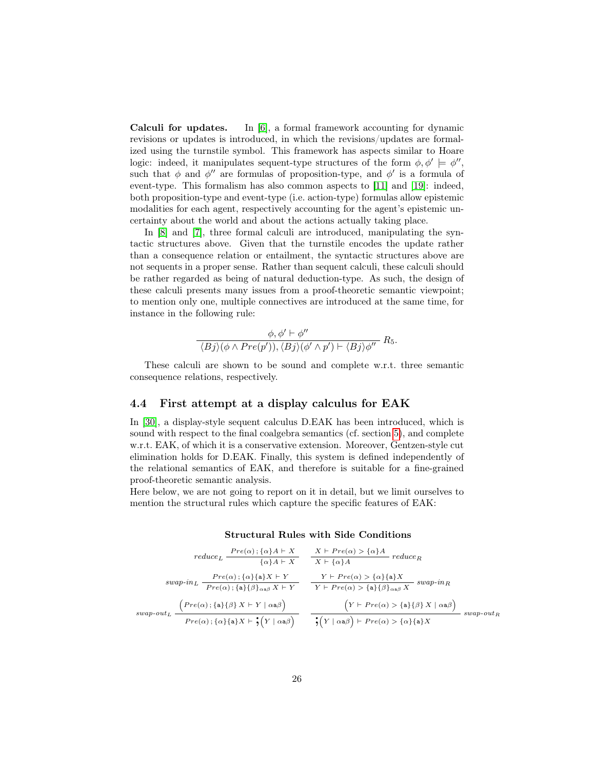**Calculi for updates.** In [6], a formal framework accounting for dynamic revisions or updates is introduced, in which the revisions/updates are formalized using the turnstile symbol. This framework has aspects similar to Hoare logic: indeed, it manipulates sequent-type structures of the form $\phi, \phi' \models \phi''$, such that $\phi$ and $\phi''$ are formulas of proposition-type, and $\phi'$ is a formula of event-type. This formalism has also common aspects to [11] and [19]: indeed, both proposition-type and event-type (i.e. action-type) formulas allow epistemic modalities for each agent, respectively accounting for the agent's epistemic uncertainty about the world and about the actions actually taking place.

In [8] and [7], three formal calculi are introduced, manipulating the syntactic structures above. Given that the turnstile encodes the update rather than a consequence relation or entailment, the syntactic structures above are not sequents in a proper sense. Rather than sequent calculi, these calculi should be rather regarded as being of natural deduction-type. As such, the design of these calculi presents many issues from a proof-theoretic semantic viewpoint; to mention only one, multiple connectives are introduced at the same time, for instance in the following rule:

$$\frac{\phi, \phi' \vdash \phi''}{\langle Bj \rangle(\phi \wedge Pre(p')), \langle Bj \rangle(\phi' \wedge p') \vdash \langle Bj \rangle \phi''}\ R_5.$$

These calculi are shown to be sound and complete w.r.t. three semantic consequence relations, respectively.

## 4.4 First attempt at a display calculus for EAK

In [30], a display-style sequent calculus D.EAK has been introduced, which is sound with respect to the final coalgebra semantics (cf. section 5), and complete w.r.t. EAK, of which it is a conservative extension. Moreover, Gentzen-style cut elimination holds for D.EAK. Finally, this system is defined independently of the relational semantics of EAK, and therefore is suitable for a fine-grained proof-theoretic semantic analysis.

Here below, we are not going to report on it in detail, but we limit ourselves to mention the structural rules which capture the specific features of EAK:

**Structural Rules with Side Conditions**

$$reduce_L\ \frac{Pre(\alpha)\,;\{\alpha\}A \vdash X}{\{\alpha\}A \vdash X} \qquad \frac{X \vdash Pre(\alpha) > \{\alpha\}A}{X \vdash \{\alpha\}A}\ reduce_R$$

$$swap\text{-}in_L\ \frac{Pre(\alpha)\,;\{\mathtt{a}\}X \vdash Y}{Pre(\alpha)\,;\{\mathtt{a}\}\{\beta\}_{\alpha\mathtt{a}\beta}\, X \vdash Y} \qquad \frac{Y \vdash Pre(\alpha) > \{\alpha\}\{\mathtt{a}\}X}{Y \vdash Pre(\alpha) > \{\mathtt{a}\}\{\beta\}_{\alpha\mathtt{a}\beta}\, X}\ swap\text{-}in_R$$

$$swap\text{-}out_L\ \frac{\Big(Pre(\alpha)\,;\{\mathtt{a}\}\{\beta\}\, X \vdash Y \mid \alpha\mathtt{a}\beta\Big)}{Pre(\alpha)\,;\{\alpha\}\{\mathtt{a}\}X \vdash \,;\!\Big(Y \mid \alpha\mathtt{a}\beta\Big)} \qquad \frac{\Big(Y \vdash Pre(\alpha) > \{\mathtt{a}\}\{\beta\}\, X \mid \alpha\mathtt{a}\beta\Big)}{;\!\Big(Y \mid \alpha\mathtt{a}\beta\Big) \vdash Pre(\alpha) > \{\alpha\}\{\mathtt{a}\}X}\ swap\text{-}out_R$$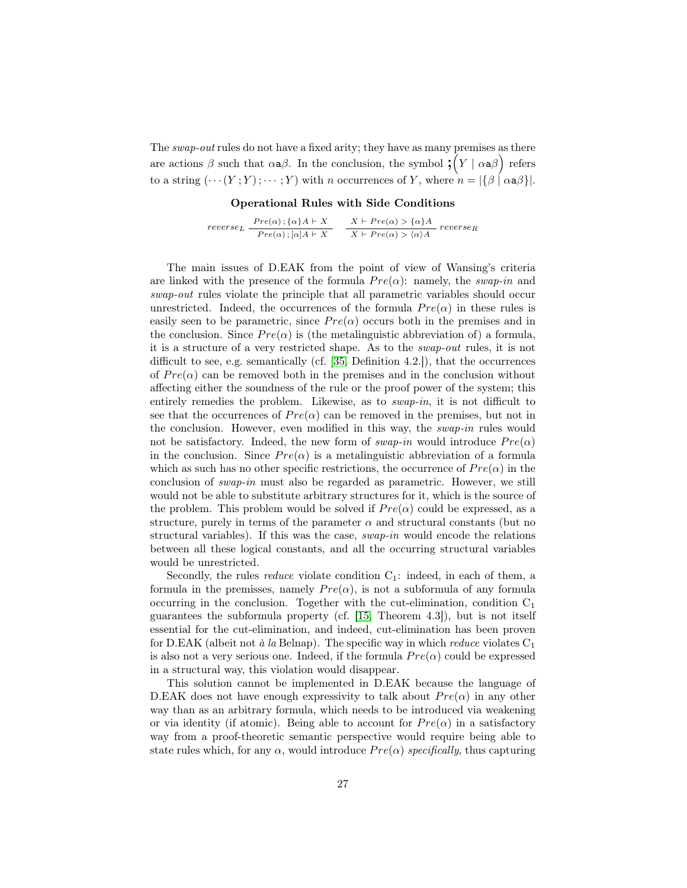The *swap-out* rules do not have a fixed arity; they have as many premises as there are actions $\beta$ such that $\alpha \mathsf{a} \beta$. In the conclusion, the symbol $;\!\big(Y \mid \alpha\mathsf{a}\beta\big)$ refers to a string $(\cdots(Y\,;Y)\,;\cdots;Y)$ with $n$ occurrences of $Y$, where $n = |\{\beta \mid \alpha\mathsf{a}\beta\}|$.

**Operational Rules with Side Conditions**

$$
reverse_L\ \frac{Pre(\alpha)\,;\{\alpha\}A \vdash X}{Pre(\alpha)\,;[\alpha]A \vdash X} \qquad \frac{X \vdash Pre(\alpha) > \{\alpha\}A}{X \vdash Pre(\alpha) > \langle\alpha\rangle A}\ reverse_R
$$

The main issues of D.EAK from the point of view of Wansing's criteria are linked with the presence of the formula $Pre(\alpha)$: namely, the *swap-in* and *swap-out* rules violate the principle that all parametric variables should occur unrestricted. Indeed, the occurrences of the formula $Pre(\alpha)$ in these rules is easily seen to be parametric, since $Pre(\alpha)$ occurs both in the premises and in the conclusion. Since $Pre(\alpha)$ is (the metalinguistic abbreviation of) a formula, it is a structure of a very restricted shape. As to the *swap-out* rules, it is not difficult to see, e.g. semantically (cf. [35, Definition 4.2.]), that the occurrences of $Pre(\alpha)$ can be removed both in the premises and in the conclusion without affecting either the soundness of the rule or the proof power of the system; this entirely remedies the problem. Likewise, as to *swap-in*, it is not difficult to see that the occurrences of $Pre(\alpha)$ can be removed in the premises, but not in the conclusion. However, even modified in this way, the *swap-in* rules would not be satisfactory. Indeed, the new form of *swap-in* would introduce $Pre(\alpha)$ in the conclusion. Since $Pre(\alpha)$ is a metalinguistic abbreviation of a formula which as such has no other specific restrictions, the occurrence of $Pre(\alpha)$ in the conclusion of *swap-in* must also be regarded as parametric. However, we still would not be able to substitute arbitrary structures for it, which is the source of the problem. This problem would be solved if $Pre(\alpha)$ could be expressed, as a structure, purely in terms of the parameter $\alpha$ and structural constants (but no structural variables). If this was the case, *swap-in* would encode the relations between all these logical constants, and all the occurring structural variables would be unrestricted.

Secondly, the rules *reduce* violate condition $C_1$: indeed, in each of them, a formula in the premisses, namely $Pre(\alpha)$, is not a subformula of any formula occurring in the conclusion. Together with the cut-elimination, condition $C_1$ guarantees the subformula property (cf. [15, Theorem 4.3]), but is not itself essential for the cut-elimination, and indeed, cut-elimination has been proven for D.EAK (albeit not *à la* Belnap). The specific way in which *reduce* violates $C_1$ is also not a very serious one. Indeed, if the formula $Pre(\alpha)$ could be expressed in a structural way, this violation would disappear.

This solution cannot be implemented in D.EAK because the language of D.EAK does not have enough expressivity to talk about $Pre(\alpha)$ in any other way than as an arbitrary formula, which needs to be introduced via weakening or via identity (if atomic). Being able to account for $Pre(\alpha)$ in a satisfactory way from a proof-theoretic semantic perspective would require being able to state rules which, for any $\alpha$, would introduce $Pre(\alpha)$ *specifically*, thus capturing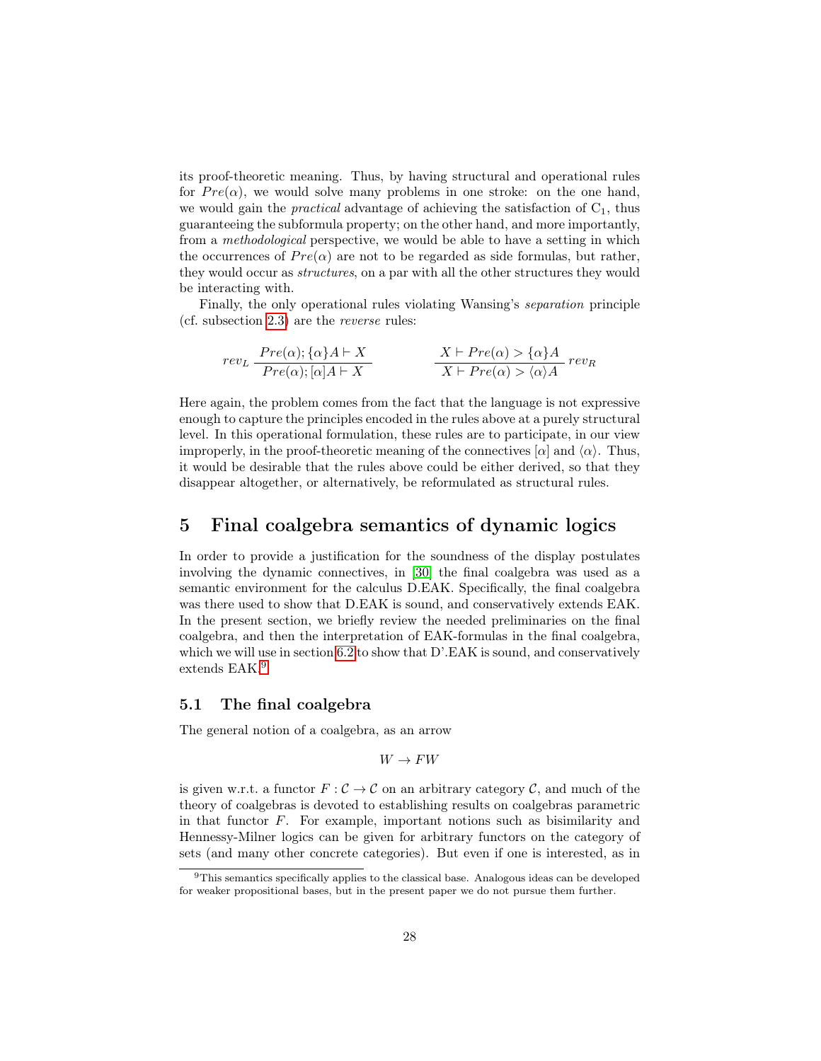its proof-theoretic meaning. Thus, by having structural and operational rules for $Pre(\alpha)$, we would solve many problems in one stroke: on the one hand, we would gain the *practical* advantage of achieving the satisfaction of $C_1$, thus guaranteeing the subformula property; on the other hand, and more importantly, from a *methodological* perspective, we would be able to have a setting in which the occurrences of $Pre(\alpha)$ are not to be regarded as side formulas, but rather, they would occur as *structures*, on a par with all the other structures they would be interacting with.

Finally, the only operational rules violating Wansing's *separation* principle (cf. subsection 2.3) are the *reverse* rules:

$$
rev_L \, \frac{Pre(\alpha); \{\alpha\}A \vdash X}{Pre(\alpha); [\alpha]A \vdash X} \qquad\qquad \frac{X \vdash Pre(\alpha) > \{\alpha\}A}{X \vdash Pre(\alpha) > \langle\alpha\rangle A} \, rev_R
$$

Here again, the problem comes from the fact that the language is not expressive enough to capture the principles encoded in the rules above at a purely structural level. In this operational formulation, these rules are to participate, in our view improperly, in the proof-theoretic meaning of the connectives $[\alpha]$ and $\langle\alpha\rangle$. Thus, it would be desirable that the rules above could be either derived, so that they disappear altogether, or alternatively, be reformulated as structural rules.

# 5 Final coalgebra semantics of dynamic logics

In order to provide a justification for the soundness of the display postulates involving the dynamic connectives, in [30] the final coalgebra was used as a semantic environment for the calculus D.EAK. Specifically, the final coalgebra was there used to show that D.EAK is sound, and conservatively extends EAK. In the present section, we briefly review the needed preliminaries on the final coalgebra, and then the interpretation of EAK-formulas in the final coalgebra, which we will use in section 6.2 to show that D'.EAK is sound, and conservatively extends EAK.[9]

## 5.1 The final coalgebra

The general notion of a coalgebra, as an arrow

$$
W \to FW
$$

is given w.r.t. a functor $F : \mathcal{C} \to \mathcal{C}$ on an arbitrary category $\mathcal{C}$, and much of the theory of coalgebras is devoted to establishing results on coalgebras parametric in that functor $F$. For example, important notions such as bisimilarity and Hennessy-Milner logics can be given for arbitrary functors on the category of sets (and many other concrete categories). But even if one is interested, as in

[9] This semantics specifically applies to the classical base. Analogous ideas can be developed for weaker propositional bases, but in the present paper we do not pursue them further.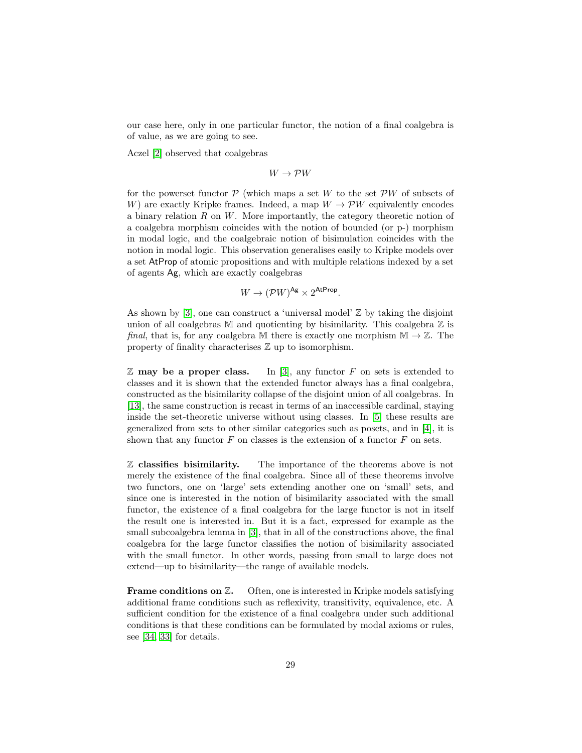our case here, only in one particular functor, the notion of a final coalgebra is of value, as we are going to see.

Aczel [2] observed that coalgebras

$$W \to \mathcal{P}W$$

for the powerset functor $\mathcal{P}$ (which maps a set $W$ to the set $\mathcal{P}W$ of subsets of $W$) are exactly Kripke frames. Indeed, a map $W \to \mathcal{P}W$ equivalently encodes a binary relation $R$ on $W$. More importantly, the category theoretic notion of a coalgebra morphism coincides with the notion of bounded (or p-) morphism in modal logic, and the coalgebraic notion of bisimulation coincides with the notion in modal logic. This observation generalises easily to Kripke models over a set $\mathsf{AtProp}$ of atomic propositions and with multiple relations indexed by a set of agents $\mathsf{Ag}$, which are exactly coalgebras

$$W \to (\mathcal{P}W)^{\mathsf{Ag}} \times 2^{\mathsf{AtProp}}.$$

As shown by [3], one can construct a 'universal model' $\mathbb{Z}$ by taking the disjoint union of all coalgebras $\mathbb{M}$ and quotienting by bisimilarity. This coalgebra $\mathbb{Z}$ is *final*, that is, for any coalgebra $\mathbb{M}$ there is exactly one morphism $\mathbb{M} \to \mathbb{Z}$. The property of finality characterises $\mathbb{Z}$ up to isomorphism.

**$\mathbb{Z}$ may be a proper class.** In [3], any functor $F$ on sets is extended to classes and it is shown that the extended functor always has a final coalgebra, constructed as the bisimilarity collapse of the disjoint union of all coalgebras. In [13], the same construction is recast in terms of an inaccessible cardinal, staying inside the set-theoretic universe without using classes. In [5] these results are generalized from sets to other similar categories such as posets, and in [4], it is shown that any functor $F$ on classes is the extension of a functor $F$ on sets.

**$\mathbb{Z}$ classifies bisimilarity.** The importance of the theorems above is not merely the existence of the final coalgebra. Since all of these theorems involve two functors, one on 'large' sets extending another one on 'small' sets, and since one is interested in the notion of bisimilarity associated with the small functor, the existence of a final coalgebra for the large functor is not in itself the result one is interested in. But it is a fact, expressed for example as the small subcoalgebra lemma in [3], that in all of the constructions above, the final coalgebra for the large functor classifies the notion of bisimilarity associated with the small functor. In other words, passing from small to large does not extend—up to bisimilarity—the range of available models.

**Frame conditions on $\mathbb{Z}$.** Often, one is interested in Kripke models satisfying additional frame conditions such as reflexivity, transitivity, equivalence, etc. A sufficient condition for the existence of a final coalgebra under such additional conditions is that these conditions can be formulated by modal axioms or rules, see [34, 33] for details.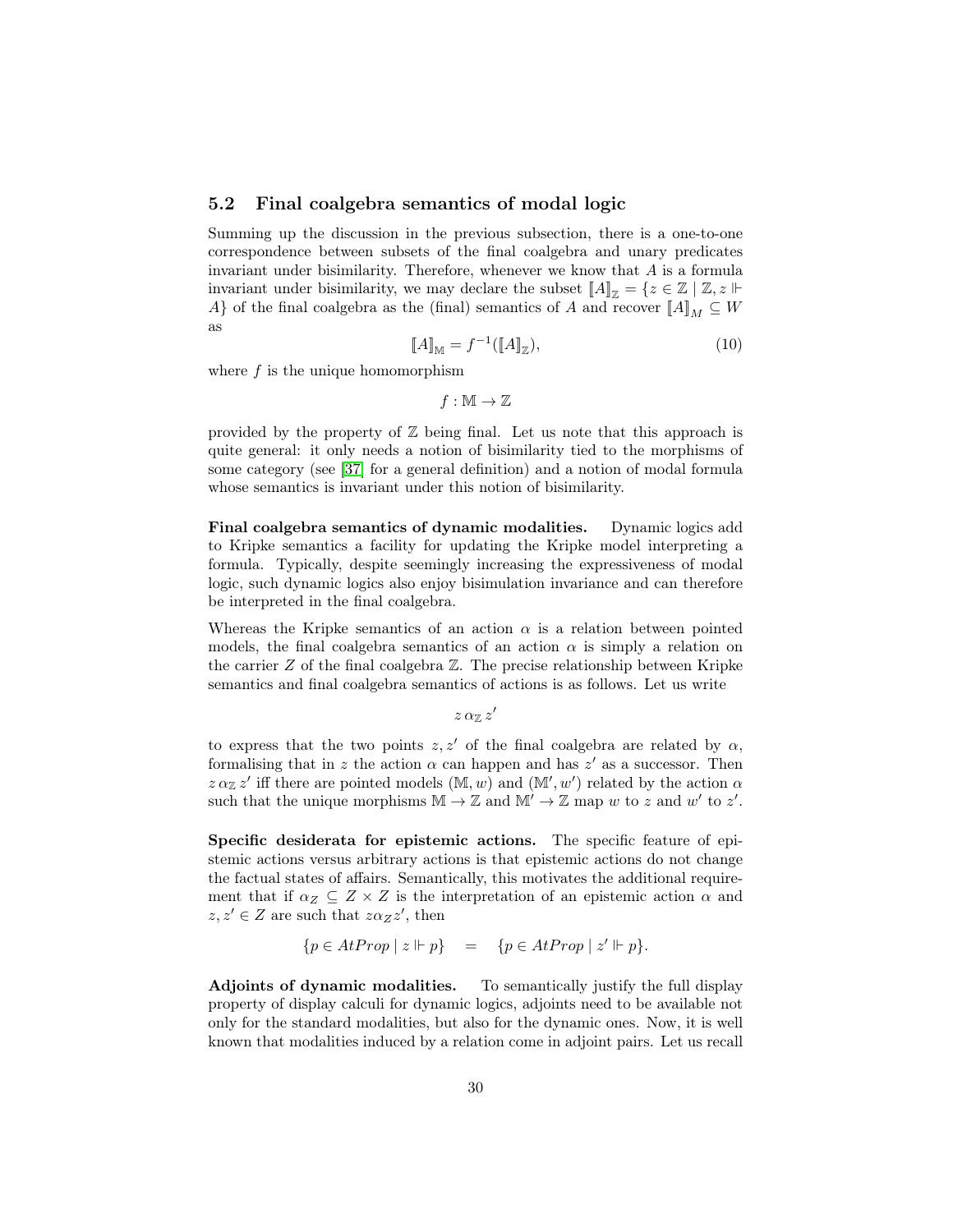### 5.2 Final coalgebra semantics of modal logic

Summing up the discussion in the previous subsection, there is a one-to-one correspondence between subsets of the final coalgebra and unary predicates invariant under bisimilarity. Therefore, whenever we know that $A$ is a formula invariant under bisimilarity, we may declare the subset $[\![A]\!]_{\mathbb{Z}} = \{z \in \mathbb{Z} \mid \mathbb{Z}, z \Vdash A\}$ of the final coalgebra as the (final) semantics of $A$ and recover $[\![A]\!]_M \subseteq W$ as

$$[\![A]\!]_{\mathbb{M}} = f^{-1}([\![A]\!]_{\mathbb{Z}}), \tag{10}$$

where $f$ is the unique homomorphism

$$f : \mathbb{M} \to \mathbb{Z}$$

provided by the property of $\mathbb{Z}$ being final. Let us note that this approach is quite general: it only needs a notion of bisimilarity tied to the morphisms of some category (see [37] for a general definition) and a notion of modal formula whose semantics is invariant under this notion of bisimilarity.

**Final coalgebra semantics of dynamic modalities.** Dynamic logics add to Kripke semantics a facility for updating the Kripke model interpreting a formula. Typically, despite seemingly increasing the expressiveness of modal logic, such dynamic logics also enjoy bisimulation invariance and can therefore be interpreted in the final coalgebra.

Whereas the Kripke semantics of an action $\alpha$ is a relation between pointed models, the final coalgebra semantics of an action $\alpha$ is simply a relation on the carrier $Z$ of the final coalgebra $\mathbb{Z}$. The precise relationship between Kripke semantics and final coalgebra semantics of actions is as follows. Let us write

$$z \, \alpha_{\mathbb{Z}} \, z'$$

to express that the two points $z, z'$ of the final coalgebra are related by $\alpha$, formalising that in $z$ the action $\alpha$ can happen and has $z'$ as a successor. Then $z \, \alpha_{\mathbb{Z}} \, z'$ iff there are pointed models $(\mathbb{M}, w)$ and $(\mathbb{M}', w')$ related by the action $\alpha$ such that the unique morphisms $\mathbb{M} \to \mathbb{Z}$ and $\mathbb{M}' \to \mathbb{Z}$ map $w$ to $z$ and $w'$ to $z'$.

**Specific desiderata for epistemic actions.** The specific feature of epistemic actions versus arbitrary actions is that epistemic actions do not change the factual states of affairs. Semantically, this motivates the additional requirement that if $\alpha_Z \subseteq Z \times Z$ is the interpretation of an epistemic action $\alpha$ and $z, z' \in Z$ are such that $z \alpha_Z z'$, then

$$\{p \in AtProp \mid z \Vdash p\} \quad = \quad \{p \in AtProp \mid z' \Vdash p\}.$$

**Adjoints of dynamic modalities.** To semantically justify the full display property of display calculi for dynamic logics, adjoints need to be available not only for the standard modalities, but also for the dynamic ones. Now, it is well known that modalities induced by a relation come in adjoint pairs. Let us recall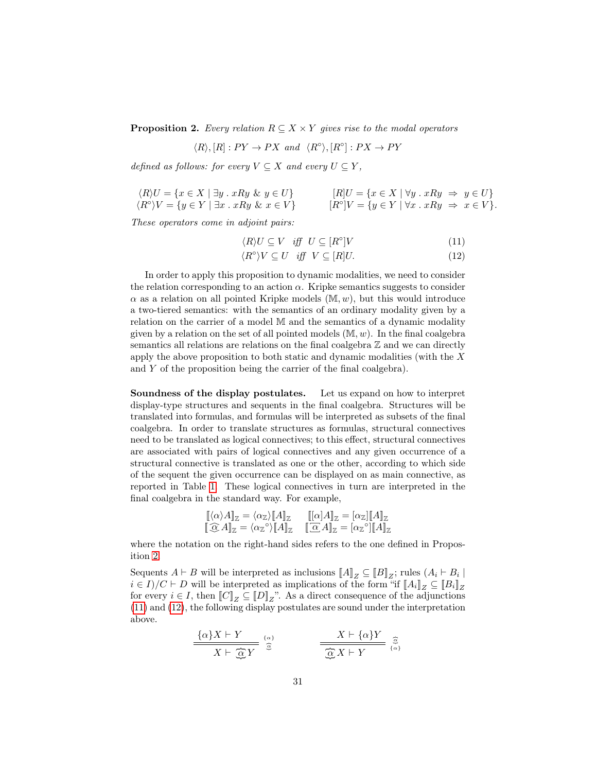**Proposition 2.** *Every relation $R \subseteq X \times Y$ gives rise to the modal operators*

$$\langle R\rangle, [R] : PY \to PX \text{ and } \langle R^\circ\rangle, [R^\circ] : PX \to PY$$

*defined as follows: for every $V \subseteq X$ and every $U \subseteq Y$,*

$$\langle R\rangle U = \{x \in X \mid \exists y \,.\, xRy \;\&\; y \in U\} \qquad [R]U = \{x \in X \mid \forall y \,.\, xRy \;\Rightarrow\; y \in U\}$$
$$\langle R^\circ\rangle V = \{y \in Y \mid \exists x \,.\, xRy \;\&\; x \in V\} \qquad [R^\circ]V = \{y \in Y \mid \forall x \,.\, xRy \;\Rightarrow\; x \in V\}.$$

*These operators come in adjoint pairs:*

$$\langle R\rangle U \subseteq V \quad \textit{iff} \quad U \subseteq [R^\circ]V \tag{11}$$

$$\langle R^\circ\rangle V \subseteq U \quad \textit{iff} \quad V \subseteq [R]U. \tag{12}$$

In order to apply this proposition to dynamic modalities, we need to consider the relation corresponding to an action $\alpha$. Kripke semantics suggests to consider $\alpha$ as a relation on all pointed Kripke models $(\mathbb{M}, w)$, but this would introduce a two-tiered semantics: with the semantics of an ordinary modality given by a relation on the carrier of a model $\mathbb{M}$ and the semantics of a dynamic modality given by a relation on the set of all pointed models $(\mathbb{M}, w)$. In the final coalgebra semantics all relations are relations on the final coalgebra $\mathbb{Z}$ and we can directly apply the above proposition to both static and dynamic modalities (with the $X$ and $Y$ of the proposition being the carrier of the final coalgebra).

**Soundness of the display postulates.** Let us expand on how to interpret display-type structures and sequents in the final coalgebra. Structures will be translated into formulas, and formulas will be interpreted as subsets of the final coalgebra. In order to translate structures as formulas, structural connectives need to be translated as logical connectives; to this effect, structural connectives are associated with pairs of logical connectives and any given occurrence of a structural connective is translated as one or the other, according to which side of the sequent the given occurrence can be displayed on as main connective, as reported in Table 1. These logical connectives in turn are interpreted in the final coalgebra in the standard way. For example,

$$[\![\langle\alpha\rangle A]\!]_{\mathbb{Z}} = \langle\alpha_{\mathbb{Z}}\rangle[\![A]\!]_{\mathbb{Z}} \qquad [\![[\alpha]A]\!]_{\mathbb{Z}} = [\alpha_{\mathbb{Z}}][\![A]\!]_{\mathbb{Z}}$$
$$[\![\widehat{\underline{\alpha}} A]\!]_{\mathbb{Z}} = \langle{\alpha_{\mathbb{Z}}}^\circ\rangle[\![A]\!]_{\mathbb{Z}} \qquad [\![\overline{\underline{\alpha}} A]\!]_{\mathbb{Z}} = [{\alpha_{\mathbb{Z}}}^\circ][\![A]\!]_{\mathbb{Z}}$$

where the notation on the right-hand sides refers to the one defined in Proposition 2.

Sequents $A \vdash B$ will be interpreted as inclusions $[\![A]\!]_Z \subseteq [\![B]\!]_Z$; rules $(A_i \vdash B_i \mid i \in I)/C \vdash D$ will be interpreted as implications of the form "if $[\![A_i]\!]_Z \subseteq [\![B_i]\!]_Z$ for every $i \in I$, then $[\![C]\!]_Z \subseteq [\![D]\!]_Z$". As a direct consequence of the adjunctions (11) and (12), the following display postulates are sound under the interpretation above.

$$\frac{\{\alpha\}X \vdash Y}{\overline{\;X \vdash \underbrace{\alpha} Y\;}} \;{\scriptstyle \{\alpha\}\atop \{\underline{\alpha}\}} \qquad\qquad \frac{X \vdash \{\alpha\}Y}{\overline{\;\underbrace{\alpha} X \vdash Y\;}} \;{\scriptstyle \{\underline{\alpha}\}\atop \{\alpha\}}$$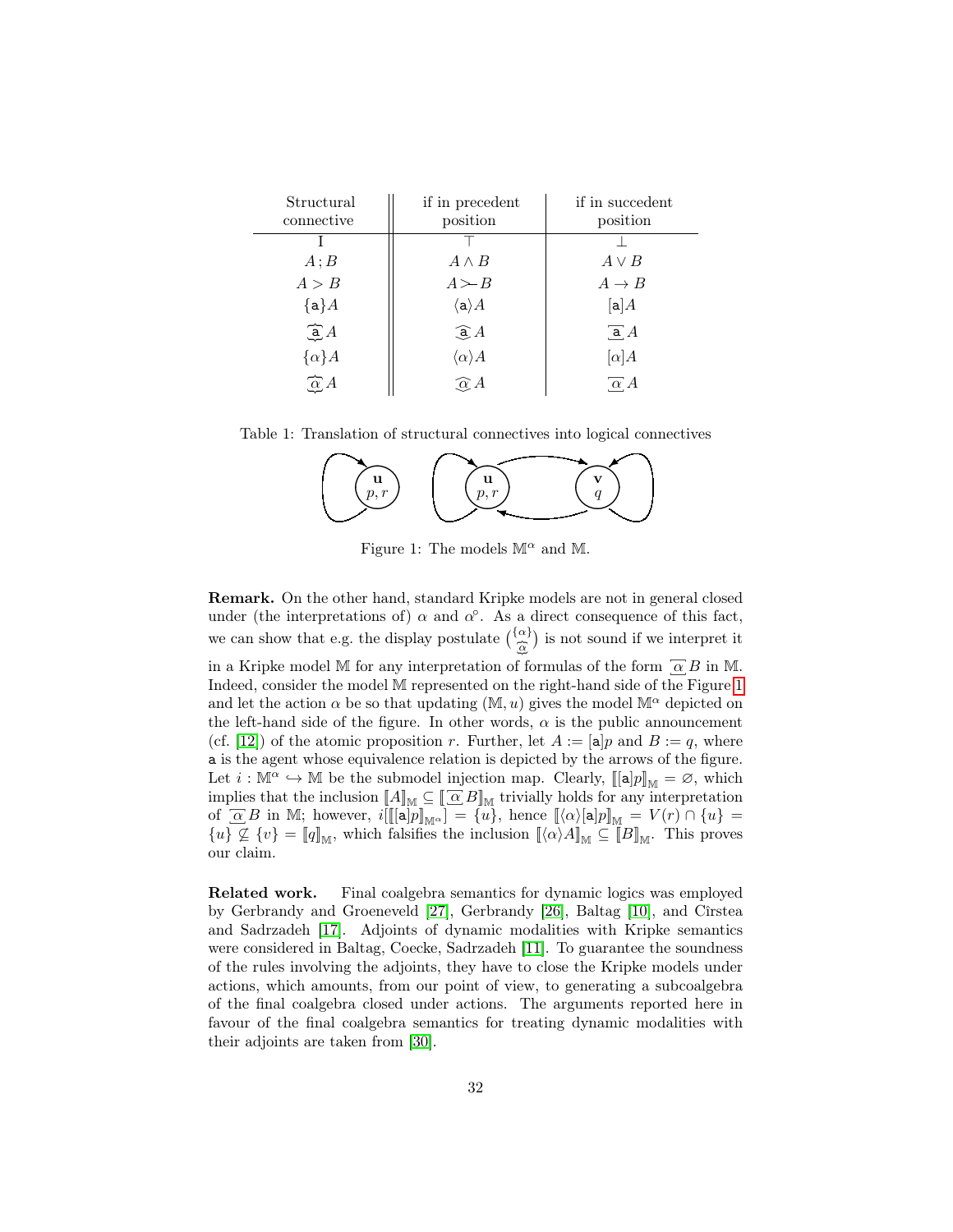| Structural connective | if in precedent position | if in succedent position |
|---|---|---|
| I | $\top$ | $\bot$ |
| $A\,;B$ | $A \wedge B$ | $A \vee B$ |
| $A > B$ | $A \succ\!\!- B$ | $A \rightarrow B$ |
| $\{\mathsf{a}\}A$ | $\langle \mathsf{a} \rangle A$ | $[\mathsf{a}]A$ |
| $\widehat{\underset{\smile}{\mathsf{a}}}\, A$ | $\widehat{\mathsf{a}}\, A$ | $\underline{\mathsf{a}}\, A$ |
| $\{\alpha\}A$ | $\langle \alpha \rangle A$ | $[\alpha]A$ |
| $\widehat{\underset{\smile}{\alpha}}\, A$ | $\widehat{\alpha}\, A$ | $\underline{\alpha}\, A$ |

Table 1: Translation of structural connectives into logical connectives

Figure 1: The models $\mathbb{M}^\alpha$ and $\mathbb{M}$.

**Remark.** On the other hand, standard Kripke models are not in general closed under (the interpretations of) $\alpha$ and $\alpha^\circ$. As a direct consequence of this fact, we can show that e.g. the display postulate $\left(\frac{\{\alpha\}}{\widehat{\underset{\smile}{\alpha}}}\right)$ is not sound if we interpret it in a Kripke model $\mathbb{M}$ for any interpretation of formulas of the form $\underline{\alpha}\, B$ in $\mathbb{M}$. Indeed, consider the model $\mathbb{M}$ represented on the right-hand side of the Figure 1 and let the action $\alpha$ be so that updating $(\mathbb{M}, u)$ gives the model $\mathbb{M}^\alpha$ depicted on the left-hand side of the figure. In other words, $\alpha$ is the public announcement (cf. [12]) of the atomic proposition $r$. Further, let $A := [\mathsf{a}]p$ and $B := q$, where $\mathsf{a}$ is the agent whose equivalence relation is depicted by the arrows of the figure. Let $i : \mathbb{M}^\alpha \hookrightarrow \mathbb{M}$ be the submodel injection map. Clearly, $[\![ [\mathsf{a}]p ]\!]_{\mathbb{M}} = \varnothing$, which implies that the inclusion $[\![A]\!]_{\mathbb{M}} \subseteq [\![\underline{\alpha}\, B]\!]_{\mathbb{M}}$ trivially holds for any interpretation of $\underline{\alpha}\, B$ in $\mathbb{M}$; however, $i[[\![ [\mathsf{a}]p ]\!]_{\mathbb{M}^\alpha}] = \{u\}$, hence $[\![\langle\alpha\rangle[\mathsf{a}]p]\!]_{\mathbb{M}} = V(r) \cap \{u\} = \{u\} \not\subseteq \{v\} = [\![q]\!]_{\mathbb{M}}$, which falsifies the inclusion $[\![\langle\alpha\rangle A]\!]_{\mathbb{M}} \subseteq [\![B]\!]_{\mathbb{M}}$. This proves our claim.

**Related work.** Final coalgebra semantics for dynamic logics was employed by Gerbrandy and Groeneveld [27], Gerbrandy [26], Baltag [10], and Cîrstea and Sadrzadeh [17]. Adjoints of dynamic modalities with Kripke semantics were considered in Baltag, Coecke, Sadrzadeh [11]. To guarantee the soundness of the rules involving the adjoints, they have to close the Kripke models under actions, which amounts, from our point of view, to generating a subcoalgebra of the final coalgebra closed under actions. The arguments reported here in favour of the final coalgebra semantics for treating dynamic modalities with their adjoints are taken from [30].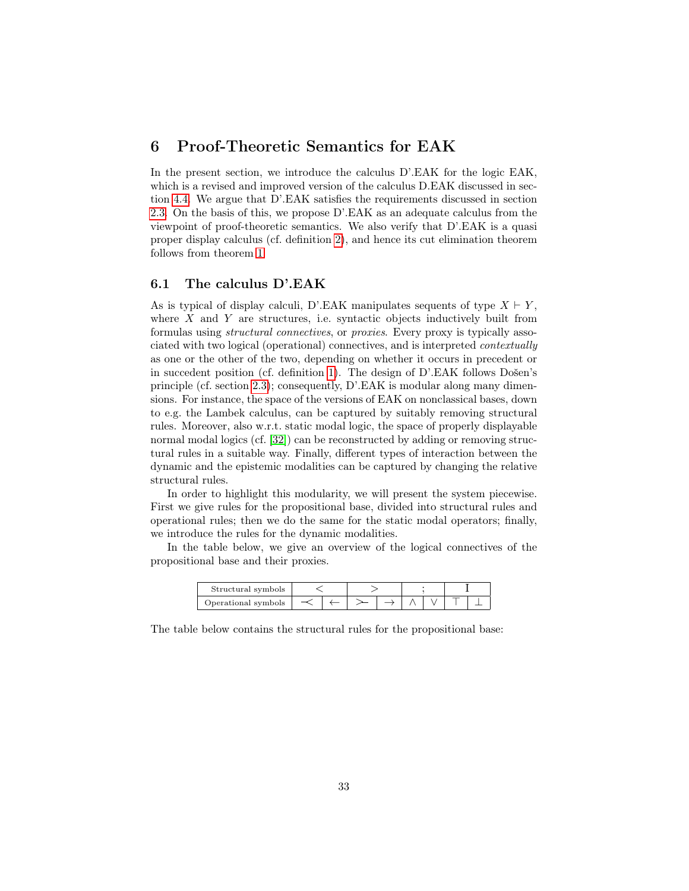# 6 Proof-Theoretic Semantics for EAK

In the present section, we introduce the calculus D'.EAK for the logic EAK, which is a revised and improved version of the calculus D.EAK discussed in section 4.4. We argue that D'.EAK satisfies the requirements discussed in section 2.3. On the basis of this, we propose D'.EAK as an adequate calculus from the viewpoint of proof-theoretic semantics. We also verify that D'.EAK is a quasi proper display calculus (cf. definition 2), and hence its cut elimination theorem follows from theorem 1.

## 6.1 The calculus D'.EAK

As is typical of display calculi, D'.EAK manipulates sequents of type $X \vdash Y$, where $X$ and $Y$ are structures, i.e. syntactic objects inductively built from formulas using *structural connectives*, or *proxies*. Every proxy is typically associated with two logical (operational) connectives, and is interpreted *contextually* as one or the other of the two, depending on whether it occurs in precedent or in succedent position (cf. definition 1). The design of D'.EAK follows Došen's principle (cf. section 2.3); consequently, D'.EAK is modular along many dimensions. For instance, the space of the versions of EAK on nonclassical bases, down to e.g. the Lambek calculus, can be captured by suitably removing structural rules. Moreover, also w.r.t. static modal logic, the space of properly displayable normal modal logics (cf. [32]) can be reconstructed by adding or removing structural rules in a suitable way. Finally, different types of interaction between the dynamic and the epistemic modalities can be captured by changing the relative structural rules.

In order to highlight this modularity, we will present the system piecewise. First we give rules for the propositional base, divided into structural rules and operational rules; then we do the same for the static modal operators; finally, we introduce the rules for the dynamic modalities.

In the table below, we give an overview of the logical connectives of the propositional base and their proxies.

| Structural symbols | $<$ | | $>$ | | $;$ | | $\mathrm{I}$ | |
|---|---|---|---|---|---|---|---|---|
| Operational symbols | $\prec$ | $\leftarrow$ | $\succ$ | $\rightarrow$ | $\wedge$ | $\vee$ | $\top$ | $\bot$ |

The table below contains the structural rules for the propositional base: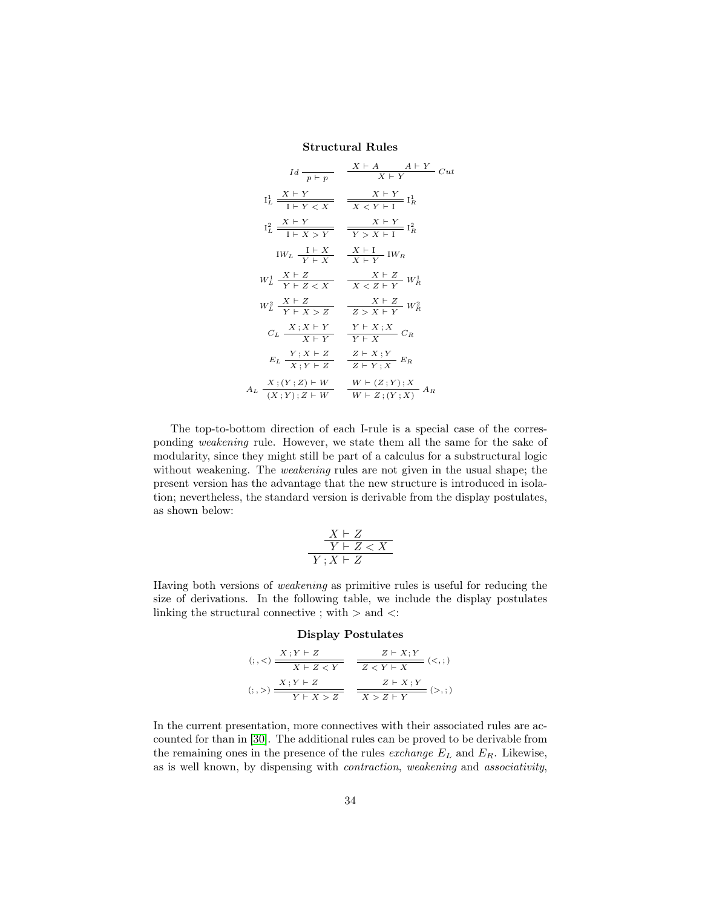**Structural Rules**

$$Id \; \frac{}{p \vdash p} \qquad \frac{X \vdash A \quad A \vdash Y}{X \vdash Y} \; Cut$$

$$\mathrm{I}^1_L \; \frac{X \vdash Y}{\mathrm{I} \vdash Y < X} \qquad \frac{X \vdash Y}{X < Y \vdash \mathrm{I}} \; \mathrm{I}^1_R$$

$$\mathrm{I}^2_L \; \frac{X \vdash Y}{\mathrm{I} \vdash X > Y} \qquad \frac{X \vdash Y}{Y > X \vdash \mathrm{I}} \; \mathrm{I}^2_R$$

$$\mathrm{I}W_L \; \frac{\mathrm{I} \vdash X}{Y \vdash X} \qquad \frac{X \vdash \mathrm{I}}{X \vdash Y} \; \mathrm{I}W_R$$

$$W^1_L \; \frac{X \vdash Z}{Y \vdash Z < X} \qquad \frac{X \vdash Z}{X < Z \vdash Y} \; W^1_R$$

$$W^2_L \; \frac{X \vdash Z}{Y \vdash X > Z} \qquad \frac{X \vdash Z}{Z > X \vdash Y} \; W^2_R$$

$$C_L \; \frac{X \,;\, X \vdash Y}{X \vdash Y} \qquad \frac{Y \vdash X \,;\, X}{Y \vdash X} \; C_R$$

$$E_L \; \frac{Y \,;\, X \vdash Z}{X \,;\, Y \vdash Z} \qquad \frac{Z \vdash X \,;\, Y}{Z \vdash Y \,;\, X} \; E_R$$

$$A_L \; \frac{X \,;\, (Y \,;\, Z) \vdash W}{(X \,;\, Y) \,;\, Z \vdash W} \qquad \frac{W \vdash (Z \,;\, Y) \,;\, X}{W \vdash Z \,;\, (Y \,;\, X)} \; A_R$$

The top-to-bottom direction of each I-rule is a special case of the corresponding *weakening* rule. However, we state them all the same for the sake of modularity, since they might still be part of a calculus for a substructural logic without weakening. The *weakening* rules are not given in the usual shape; the present version has the advantage that the new structure is introduced in isolation; nevertheless, the standard version is derivable from the display postulates, as shown below:

$$\cfrac{\cfrac{X \vdash Z}{Y \vdash Z < X}}{Y \,;\, X \vdash Z}$$

Having both versions of *weakening* as primitive rules is useful for reducing the size of derivations. In the following table, we include the display postulates linking the structural connective ; with $>$ and $<$:

**Display Postulates**

$$(;,<) \; \frac{X \,;\, Y \vdash Z}{X \vdash Z < Y} \qquad \frac{Z \vdash X \,;\, Y}{Z < Y \vdash X} \; (<,;)$$

$$(;,>) \; \frac{X \,;\, Y \vdash Z}{Y \vdash X > Z} \qquad \frac{Z \vdash X \,;\, Y}{X > Z \vdash Y} \; (>,;)$$

In the current presentation, more connectives with their associated rules are accounted for than in [30]. The additional rules can be proved to be derivable from the remaining ones in the presence of the rules *exchange* $E_L$ and $E_R$. Likewise, as is well known, by dispensing with *contraction*, *weakening* and *associativity*,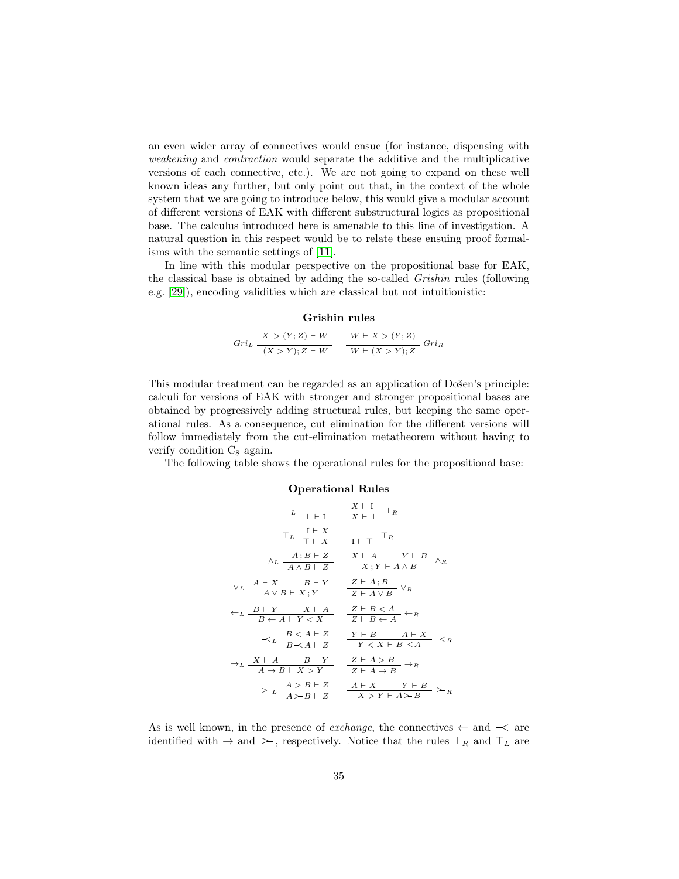an even wider array of connectives would ensue (for instance, dispensing with *weakening* and *contraction* would separate the additive and the multiplicative versions of each connective, etc.). We are not going to expand on these well known ideas any further, but only point out that, in the context of the whole system that we are going to introduce below, this would give a modular account of different versions of EAK with different substructural logics as propositional base. The calculus introduced here is amenable to this line of investigation. A natural question in this respect would be to relate these ensuing proof formalisms with the semantic settings of [11].

In line with this modular perspective on the propositional base for EAK, the classical base is obtained by adding the so-called *Grishin* rules (following e.g. [29]), encoding validities which are classical but not intuitionistic:

**Grishin rules**

$$Gri_L \frac{X > (Y ; Z) \vdash W}{(X > Y) ; Z \vdash W} \qquad \frac{W \vdash X > (Y ; Z)}{W \vdash (X > Y) ; Z} Gri_R$$

This modular treatment can be regarded as an application of Došen's principle: calculi for versions of EAK with stronger and stronger propositional bases are obtained by progressively adding structural rules, but keeping the same operational rules. As a consequence, cut elimination for the different versions will follow immediately from the cut-elimination metatheorem without having to verify condition $C_8$ again.

The following table shows the operational rules for the propositional base:

**Operational Rules**

$$\bot_L \frac{}{\bot \vdash \mathrm{I}} \qquad \frac{X \vdash \mathrm{I}}{X \vdash \bot} \bot_R$$

$$\top_L \frac{\mathrm{I} \vdash X}{\top \vdash X} \qquad \frac{}{\mathrm{I} \vdash \top} \top_R$$

$$\wedge_L \frac{A ; B \vdash Z}{A \wedge B \vdash Z} \qquad \frac{X \vdash A \quad Y \vdash B}{X ; Y \vdash A \wedge B} \wedge_R$$

$$\vee_L \frac{A \vdash X \quad B \vdash Y}{A \vee B \vdash X ; Y} \qquad \frac{Z \vdash A ; B}{Z \vdash A \vee B} \vee_R$$

$$\leftarrow_L \frac{B \vdash Y \quad X \vdash A}{B \leftarrow A \vdash Y < X} \qquad \frac{Z \vdash B < A}{Z \vdash B \leftarrow A} \leftarrow_R$$

$$\prec_L \frac{B < A \vdash Z}{B \prec A \vdash Z} \qquad \frac{Y \vdash B \quad A \vdash X}{Y < X \vdash B \prec A} \prec_R$$

$$\rightarrow_L \frac{X \vdash A \quad B \vdash Y}{A \rightarrow B \vdash X > Y} \qquad \frac{Z \vdash A > B}{Z \vdash A \rightarrow B} \rightarrow_R$$

$$\succ_L \frac{A > B \vdash Z}{A \succ B \vdash Z} \qquad \frac{A \vdash X \quad Y \vdash B}{X > Y \vdash A \succ B} \succ_R$$

As is well known, in the presence of *exchange*, the connectives $\leftarrow$ and $\prec$ are identified with $\rightarrow$ and $\succ$, respectively. Notice that the rules $\bot_R$ and $\top_L$ are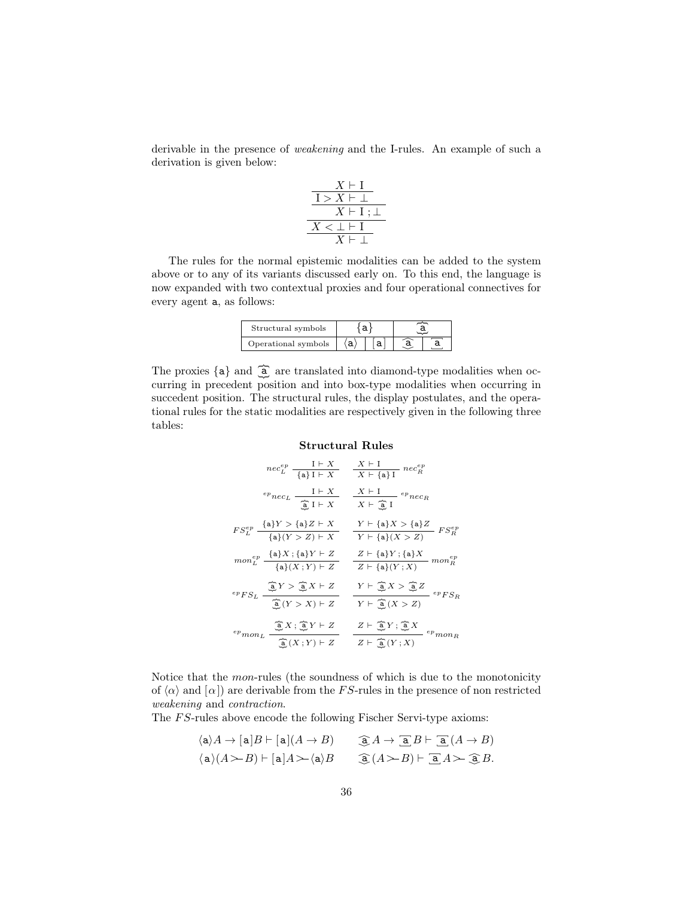derivable in the presence of *weakening* and the I-rules. An example of such a derivation is given below:

$$\dfrac{\dfrac{\dfrac{\dfrac{X \vdash \mathrm{I}}{\mathrm{I} > X \vdash \bot}}{X \vdash \mathrm{I}\,;\bot}}{X < \bot \vdash \mathrm{I}}}{X \vdash \bot}$$

The rules for the normal epistemic modalities can be added to the system above or to any of its variants discussed early on. To this end, the language is now expanded with two contextual proxies and four operational connectives for every agent a, as follows:

| Structural symbols | $\{\mathtt{a}\}$ | | $\widetilde{\mathtt{a}}$ | |
|---|---|---|---|---|
| Operational symbols | $\langle\mathtt{a}\rangle$ | $[\mathtt{a}]$ | $\widehat{\mathtt{a}}$ | $\overline{\mathtt{a}}$ |

The proxies $\{\mathtt{a}\}$ and $\widetilde{\mathtt{a}}$ are translated into diamond-type modalities when occurring in precedent position and into box-type modalities when occurring in succedent position. The structural rules, the display postulates, and the operational rules for the static modalities are respectively given in the following three tables:

**Structural Rules**

$$nec_L^{ep}\ \frac{\mathrm{I} \vdash X}{\{\mathtt{a}\}\,\mathrm{I} \vdash X} \qquad \frac{X \vdash \mathrm{I}}{X \vdash \{\mathtt{a}\}\,\mathrm{I}}\ nec_R^{ep}$$

$${}^{ep}nec_L\ \frac{\mathrm{I} \vdash X}{\widetilde{\mathtt{a}}\,\mathrm{I} \vdash X} \qquad \frac{X \vdash \mathrm{I}}{X \vdash \widetilde{\mathtt{a}}\,\mathrm{I}}\ {}^{ep}nec_R$$

$$FS_L^{ep}\ \frac{\{\mathtt{a}\}Y > \{\mathtt{a}\}Z \vdash X}{\{\mathtt{a}\}(Y > Z) \vdash X} \qquad \frac{Y \vdash \{\mathtt{a}\}X > \{\mathtt{a}\}Z}{Y \vdash \{\mathtt{a}\}(X > Z)}\ FS_R^{ep}$$

$$mon_L^{ep}\ \frac{\{\mathtt{a}\}X\,;\{\mathtt{a}\}Y \vdash Z}{\{\mathtt{a}\}(X\,;Y) \vdash Z} \qquad \frac{Z \vdash \{\mathtt{a}\}Y\,;\{\mathtt{a}\}X}{Z \vdash \{\mathtt{a}\}(Y\,;X)}\ mon_R^{ep}$$

$${}^{ep}FS_L\ \frac{\widetilde{\mathtt{a}}\,Y > \widetilde{\mathtt{a}}\,X \vdash Z}{\widetilde{\mathtt{a}}\,(Y > X) \vdash Z} \qquad \frac{Y \vdash \widetilde{\mathtt{a}}\,X > \widetilde{\mathtt{a}}\,Z}{Y \vdash \widetilde{\mathtt{a}}\,(X > Z)}\ {}^{ep}FS_R$$

$${}^{ep}mon_L\ \frac{\widetilde{\mathtt{a}}\,X\,;\widetilde{\mathtt{a}}\,Y \vdash Z}{\widetilde{\mathtt{a}}\,(X\,;Y) \vdash Z} \qquad \frac{Z \vdash \widetilde{\mathtt{a}}\,Y\,;\widetilde{\mathtt{a}}\,X}{Z \vdash \widetilde{\mathtt{a}}\,(Y\,;X)}\ {}^{ep}mon_R$$

Notice that the *mon*-rules (the soundness of which is due to the monotonicity of $\langle\alpha\rangle$ and $[\alpha]$) are derivable from the *FS*-rules in the presence of non restricted *weakening* and *contraction*.
The *FS*-rules above encode the following Fischer Servi-type axioms:

$$\langle\mathtt{a}\rangle A \to [\mathtt{a}]B \vdash [\mathtt{a}](A \to B) \qquad \widehat{\mathtt{a}}\,A \to \overline{\mathtt{a}}\,B \vdash \overline{\mathtt{a}}\,(A \to B)$$

$$\langle\mathtt{a}\rangle(A \succ\!\!- B) \vdash [\mathtt{a}]A \succ\!\!- \langle\mathtt{a}\rangle B \qquad \widehat{\mathtt{a}}\,(A \succ\!\!- B) \vdash \overline{\mathtt{a}}\,A \succ\!\!- \widehat{\mathtt{a}}\,B.$$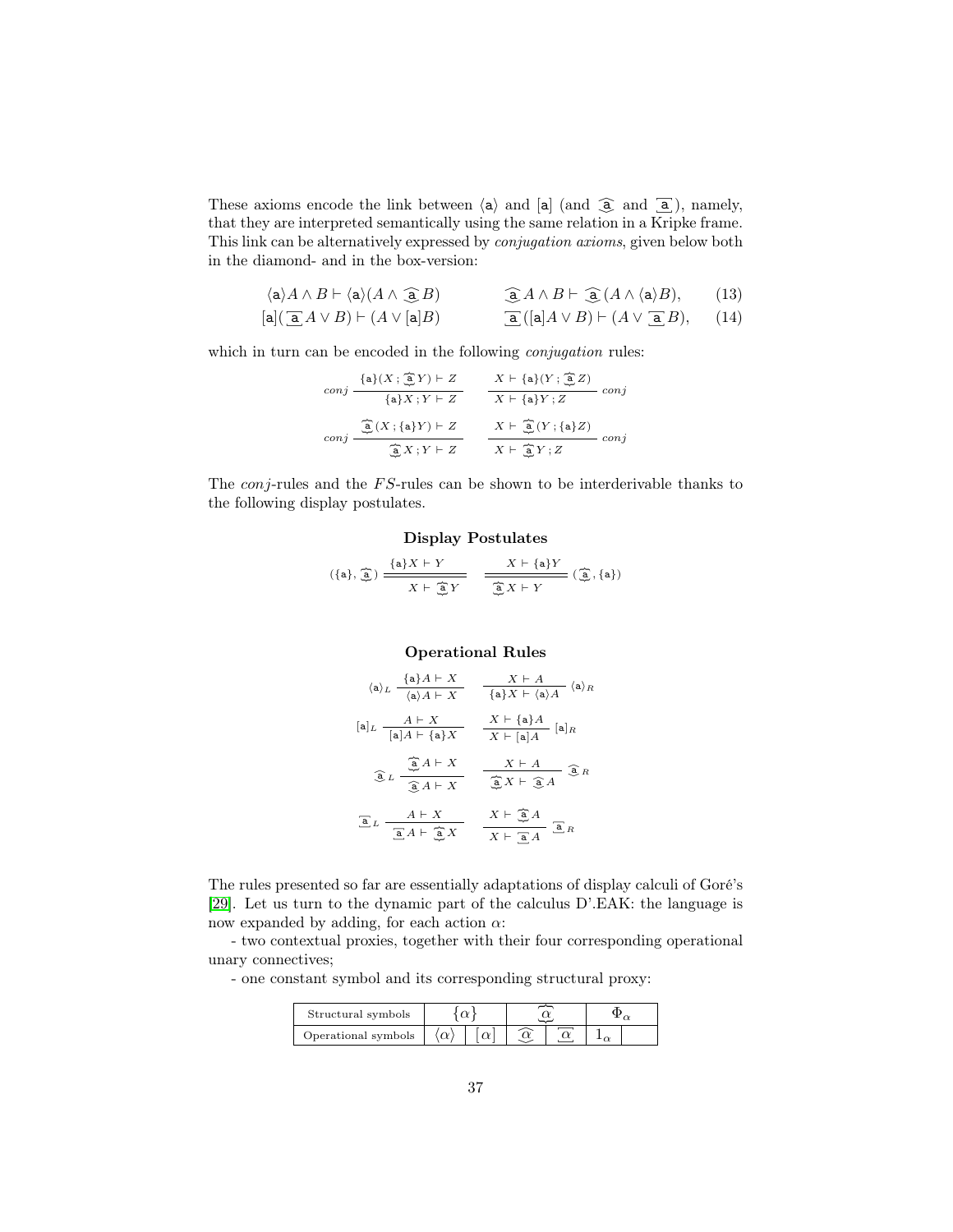These axioms encode the link between $\langle \mathtt{a} \rangle$ and $[\mathtt{a}]$ (and $\widehat{\mathtt{a}}$ and $\overline{\mathtt{a}}$), namely, that they are interpreted semantically using the same relation in a Kripke frame. This link can be alternatively expressed by *conjugation axioms*, given below both in the diamond- and in the box-version:

$$\langle \mathtt{a} \rangle A \wedge B \vdash \langle \mathtt{a} \rangle (A \wedge \widehat{\mathtt{a}} B) \qquad \widehat{\mathtt{a}} A \wedge B \vdash \widehat{\mathtt{a}} (A \wedge \langle \mathtt{a} \rangle B), \qquad (13)$$

$$[\mathtt{a}](\overline{\mathtt{a}} A \vee B) \vdash (A \vee [\mathtt{a}] B) \qquad \overline{\mathtt{a}}([\mathtt{a}] A \vee B) \vdash (A \vee \overline{\mathtt{a}} B), \qquad (14)$$

which in turn can be encoded in the following *conjugation* rules:

$$conj \; \frac{\{\mathtt{a}\}(X \,;\, \widehat{\mathtt{a}} Y) \vdash Z}{\{\mathtt{a}\} X \,;\, Y \vdash Z} \qquad \frac{X \vdash \{\mathtt{a}\}(Y \,;\, \widehat{\mathtt{a}} Z)}{X \vdash \{\mathtt{a}\} Y \,;\, Z} \; conj$$

$$conj \; \frac{\widehat{\mathtt{a}}(X \,;\, \{\mathtt{a}\} Y) \vdash Z}{\widehat{\mathtt{a}} X \,;\, Y \vdash Z} \qquad \frac{X \vdash \widehat{\mathtt{a}}(Y \,;\, \{\mathtt{a}\} Z)}{X \vdash \widehat{\mathtt{a}} Y \,;\, Z} \; conj$$

The *conj*-rules and the *FS*-rules can be shown to be interderivable thanks to the following display postulates.

### Display Postulates

$$(\{\mathtt{a}\}, \widehat{\mathtt{a}}) \; \frac{\{\mathtt{a}\} X \vdash Y}{X \vdash \widehat{\mathtt{a}} Y} \qquad \frac{X \vdash \{\mathtt{a}\} Y}{\widehat{\mathtt{a}} X \vdash Y} \; (\widehat{\mathtt{a}}, \{\mathtt{a}\})$$

### Operational Rules

$$\langle \mathtt{a} \rangle_L \; \frac{\{\mathtt{a}\} A \vdash X}{\langle \mathtt{a} \rangle A \vdash X} \qquad \frac{X \vdash A}{\{\mathtt{a}\} X \vdash \langle \mathtt{a} \rangle A} \; \langle \mathtt{a} \rangle_R$$

$$[\mathtt{a}]_L \; \frac{A \vdash X}{[\mathtt{a}] A \vdash \{\mathtt{a}\} X} \qquad \frac{X \vdash \{\mathtt{a}\} A}{X \vdash [\mathtt{a}] A} \; [\mathtt{a}]_R$$

$$\widehat{\mathtt{a}}_L \; \frac{\widehat{\mathtt{a}} A \vdash X}{\widehat{\mathtt{a}} A \vdash X} \qquad \frac{X \vdash A}{\widehat{\mathtt{a}} X \vdash \widehat{\mathtt{a}} A} \; \widehat{\mathtt{a}}_R$$

$$\overline{\mathtt{a}}_L \; \frac{A \vdash X}{\overline{\mathtt{a}} A \vdash \widehat{\mathtt{a}} X} \qquad \frac{X \vdash \widehat{\mathtt{a}} A}{X \vdash \overline{\mathtt{a}} A} \; \overline{\mathtt{a}}_R$$

The rules presented so far are essentially adaptations of display calculi of Goré's [29]. Let us turn to the dynamic part of the calculus D'.EAK: the language is now expanded by adding, for each action $\alpha$:

- two contextual proxies, together with their four corresponding operational unary connectives;

- one constant symbol and its corresponding structural proxy:

| Structural symbols | $\{\alpha\}$ | | $\widehat{\alpha}$ | | $\Phi_\alpha$ | |
|---|---|---|---|---|---|---|
| Operational symbols | $\langle \alpha \rangle$ | $[\alpha]$ | $\widehat{\alpha}$ | $\overline{\alpha}$ | $1_\alpha$ | |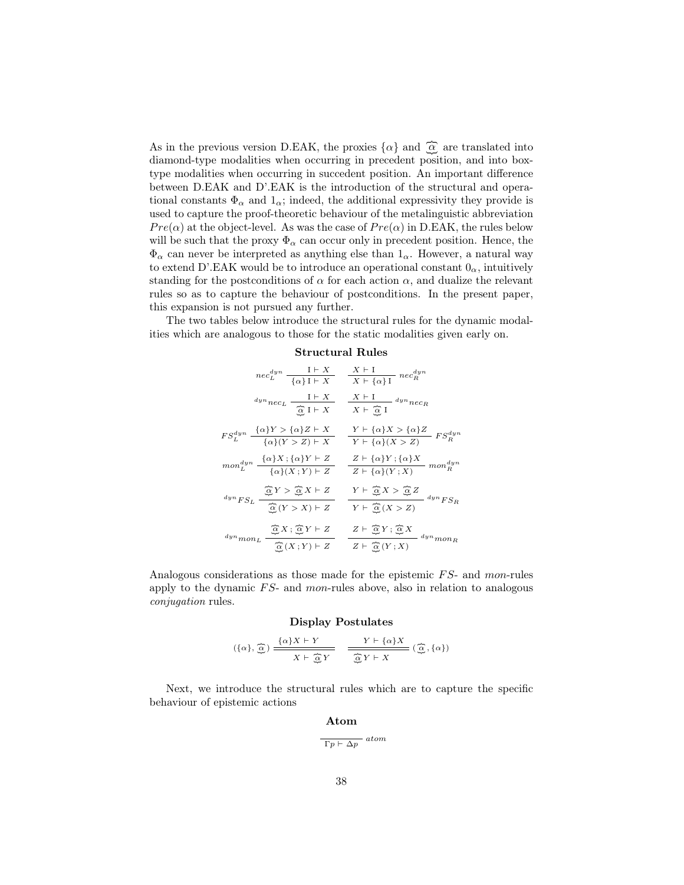As in the previous version D.EAK, the proxies $\{\alpha\}$ and $\widetilde{\underset{\smile}{\alpha}}$ are translated into diamond-type modalities when occurring in precedent position, and into box-type modalities when occurring in succedent position. An important difference between D.EAK and D'.EAK is the introduction of the structural and operational constants $\Phi_\alpha$ and $1_\alpha$; indeed, the additional expressivity they provide is used to capture the proof-theoretic behaviour of the metalinguistic abbreviation $Pre(\alpha)$ at the object-level. As was the case of $Pre(\alpha)$ in D.EAK, the rules below will be such that the proxy $\Phi_\alpha$ can occur only in precedent position. Hence, the $\Phi_\alpha$ can never be interpreted as anything else than $1_\alpha$. However, a natural way to extend D'.EAK would be to introduce an operational constant $0_\alpha$, intuitively standing for the postconditions of $\alpha$ for each action $\alpha$, and dualize the relevant rules so as to capture the behaviour of postconditions. In the present paper, this expansion is not pursued any further.

The two tables below introduce the structural rules for the dynamic modalities which are analogous to those for the static modalities given early on.

**Structural Rules**

$$
nec_L^{dyn}\ \frac{\mathrm{I} \vdash X}{\{\alpha\}\,\mathrm{I} \vdash X} \qquad \frac{X \vdash \mathrm{I}}{X \vdash \{\alpha\}\,\mathrm{I}}\ nec_R^{dyn}
$$

$$
{}^{dyn}nec_L\ \frac{\mathrm{I} \vdash X}{\widetilde{\underset{\smile}{\alpha}}\,\mathrm{I} \vdash X} \qquad \frac{X \vdash \mathrm{I}}{X \vdash \widetilde{\underset{\smile}{\alpha}}\,\mathrm{I}}\ {}^{dyn}nec_R
$$

$$
FS_L^{dyn}\ \frac{\{\alpha\}Y > \{\alpha\}Z \vdash X}{\{\alpha\}(Y > Z) \vdash X} \qquad \frac{Y \vdash \{\alpha\}X > \{\alpha\}Z}{Y \vdash \{\alpha\}(X > Z)}\ FS_R^{dyn}
$$

$$
mon_L^{dyn}\ \frac{\{\alpha\}X \,;\, \{\alpha\}Y \vdash Z}{\{\alpha\}(X \,;\, Y) \vdash Z} \qquad \frac{Z \vdash \{\alpha\}Y \,;\, \{\alpha\}X}{Z \vdash \{\alpha\}(Y \,;\, X)}\ mon_R^{dyn}
$$

$$
{}^{dyn}FS_L\ \frac{\widetilde{\underset{\smile}{\alpha}}\,Y > \widetilde{\underset{\smile}{\alpha}}\,X \vdash Z}{\widetilde{\underset{\smile}{\alpha}}\,(Y > X) \vdash Z} \qquad \frac{Y \vdash \widetilde{\underset{\smile}{\alpha}}\,X > \widetilde{\underset{\smile}{\alpha}}\,Z}{Y \vdash \widetilde{\underset{\smile}{\alpha}}\,(X > Z)}\ {}^{dyn}FS_R
$$

$$
{}^{dyn}mon_L\ \frac{\widetilde{\underset{\smile}{\alpha}}\,X \,;\, \widetilde{\underset{\smile}{\alpha}}\,Y \vdash Z}{\widetilde{\underset{\smile}{\alpha}}\,(X \,;\, Y) \vdash Z} \qquad \frac{Z \vdash \widetilde{\underset{\smile}{\alpha}}\,Y \,;\, \widetilde{\underset{\smile}{\alpha}}\,X}{Z \vdash \widetilde{\underset{\smile}{\alpha}}\,(Y \,;\, X)}\ {}^{dyn}mon_R
$$

Analogous considerations as those made for the epistemic *FS*- and *mon*-rules apply to the dynamic *FS*- and *mon*-rules above, also in relation to analogous *conjugation* rules.

**Display Postulates**

$$
(\{\alpha\}, \widetilde{\underset{\smile}{\alpha}})\ \frac{\{\alpha\}X \vdash Y}{X \vdash \widetilde{\underset{\smile}{\alpha}}\,Y} \qquad \frac{Y \vdash \{\alpha\}X}{\widetilde{\underset{\smile}{\alpha}}\,Y \vdash X}\ (\widetilde{\underset{\smile}{\alpha}}, \{\alpha\})
$$

Next, we introduce the structural rules which are to capture the specific behaviour of epistemic actions

**Atom**

$$
\frac{}{\Gamma p \vdash \Delta p}\ atom
$$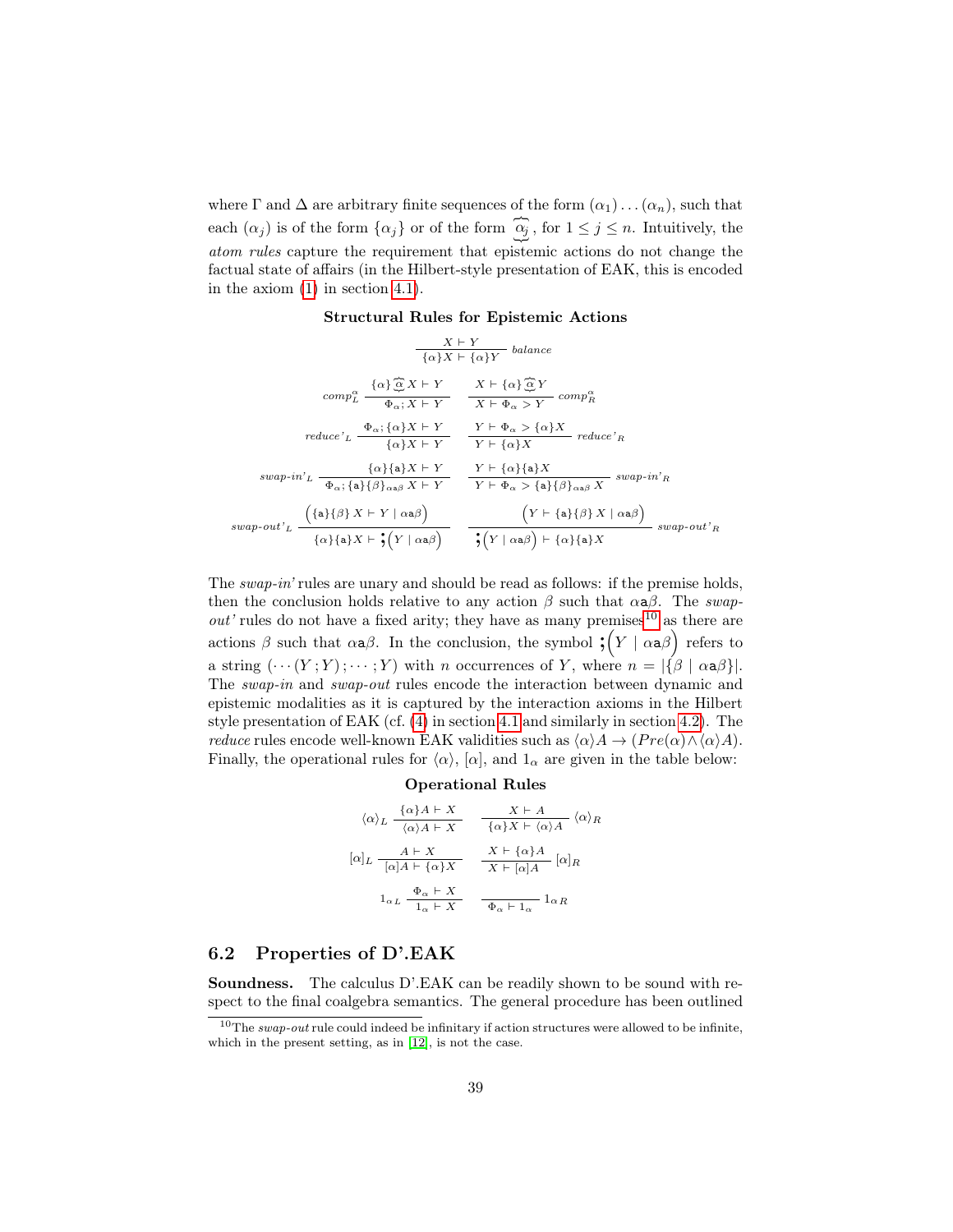where $\Gamma$ and $\Delta$ are arbitrary finite sequences of the form $(\alpha_1)\ldots(\alpha_n)$, such that each $(\alpha_j)$ is of the form $\{\alpha_j\}$ or of the form $\underbrace{\widehat{\alpha_j}}$, for $1 \leq j \leq n$. Intuitively, the *atom rules* capture the requirement that epistemic actions do not change the factual state of affairs (in the Hilbert-style presentation of EAK, this is encoded in the axiom (1) in section 4.1).

**Structural Rules for Epistemic Actions**

$$\frac{X \vdash Y}{\{\alpha\}X \vdash \{\alpha\}Y}\ \textit{balance}$$

$$comp^{\alpha}_{L}\ \frac{\{\alpha\}\underbrace{\widehat{\alpha}}X \vdash Y}{\Phi_\alpha ; X \vdash Y} \qquad \frac{X \vdash \{\alpha\}\underbrace{\widehat{\alpha}}Y}{X \vdash \Phi_\alpha > Y}\ comp^{\alpha}_{R}$$

$$\textit{reduce'}_L\ \frac{\Phi_\alpha ; \{\alpha\}X \vdash Y}{\{\alpha\}X \vdash Y} \qquad \frac{Y \vdash \Phi_\alpha > \{\alpha\}X}{Y \vdash \{\alpha\}X}\ \textit{reduce'}_R$$

$$\textit{swap-in'}_L\ \frac{\{\alpha\}\{\mathtt{a}\}X \vdash Y}{\Phi_\alpha ; \{\mathtt{a}\}\{\beta\}_{\alpha\mathtt{a}\beta}\, X \vdash Y} \qquad \frac{Y \vdash \{\alpha\}\{\mathtt{a}\}X}{Y \vdash \Phi_\alpha > \{\mathtt{a}\}\{\beta\}_{\alpha\mathtt{a}\beta}\, X}\ \textit{swap-in'}_R$$

$$\textit{swap-out'}_L\ \frac{\Big(\{\mathtt{a}\}\{\beta\}\, X \vdash Y \mid \alpha\mathtt{a}\beta\Big)}{\{\alpha\}\{\mathtt{a}\}X \vdash \boldsymbol{;}\Big(Y \mid \alpha\mathtt{a}\beta\Big)} \qquad \frac{\Big(Y \vdash \{\mathtt{a}\}\{\beta\}\, X \mid \alpha\mathtt{a}\beta\Big)}{\boldsymbol{;}\Big(Y \mid \alpha\mathtt{a}\beta\Big) \vdash \{\alpha\}\{\mathtt{a}\}X}\ \textit{swap-out'}_R$$

The *swap-in'* rules are unary and should be read as follows: if the premise holds, then the conclusion holds relative to any action $\beta$ such that $\alpha\mathtt{a}\beta$. The *swap-out'* rules do not have a fixed arity; they have as many premises[10] as there are actions $\beta$ such that $\alpha\mathtt{a}\beta$. In the conclusion, the symbol $\boldsymbol{;}\Big(Y \mid \alpha\mathtt{a}\beta\Big)$ refers to a string $(\cdots(Y\,;Y)\,;\cdots;Y)$ with $n$ occurrences of $Y$, where $n = |\{\beta \mid \alpha\mathtt{a}\beta\}|$. The *swap-in* and *swap-out* rules encode the interaction between dynamic and epistemic modalities as it is captured by the interaction axioms in the Hilbert style presentation of EAK (cf. (4) in section 4.1 and similarly in section 4.2). The *reduce* rules encode well-known EAK validities such as $\langle\alpha\rangle A \to (Pre(\alpha) \wedge \langle\alpha\rangle A)$. Finally, the operational rules for $\langle\alpha\rangle$, $[\alpha]$, and $1_\alpha$ are given in the table below:

**Operational Rules**

$$\langle\alpha\rangle_L\ \frac{\{\alpha\}A \vdash X}{\langle\alpha\rangle A \vdash X} \qquad \frac{X \vdash A}{\{\alpha\}X \vdash \langle\alpha\rangle A}\ \langle\alpha\rangle_R$$

$$[\alpha]_L\ \frac{A \vdash X}{[\alpha]A \vdash \{\alpha\}X} \qquad \frac{X \vdash \{\alpha\}A}{X \vdash [\alpha]A}\ [\alpha]_R$$

$$1_{\alpha L}\ \frac{\Phi_\alpha \vdash X}{1_\alpha \vdash X} \qquad \frac{}{\Phi_\alpha \vdash 1_\alpha}\ 1_{\alpha R}$$

## 6.2 Properties of D'.EAK

**Soundness.** The calculus D'.EAK can be readily shown to be sound with respect to the final coalgebra semantics. The general procedure has been outlined

[10] The *swap-out* rule could indeed be infinitary if action structures were allowed to be infinite, which in the present setting, as in [12], is not the case.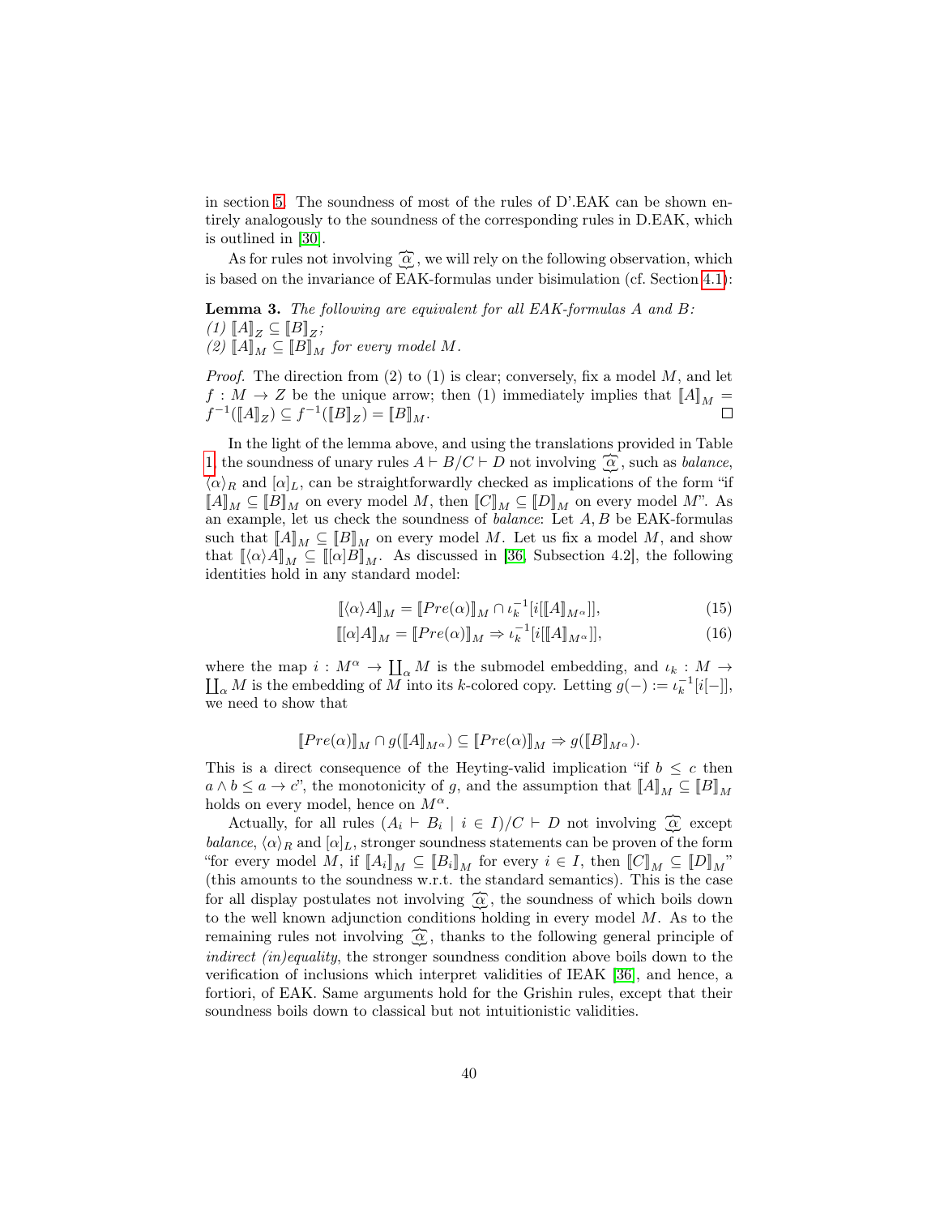in section 5. The soundness of most of the rules of D'.EAK can be shown entirely analogously to the soundness of the corresponding rules in D.EAK, which is outlined in [30].

As for rules not involving $\widehat{\underset{\smile}{\alpha}}$, we will rely on the following observation, which is based on the invariance of EAK-formulas under bisimulation (cf. Section 4.1):

**Lemma 3.** *The following are equivalent for all EAK-formulas A and B:*
*(1)* $[\![A]\!]_Z \subseteq [\![B]\!]_Z$*;*
*(2)* $[\![A]\!]_M \subseteq [\![B]\!]_M$ *for every model M.*

*Proof.* The direction from (2) to (1) is clear; conversely, fix a model $M$, and let $f : M \to Z$ be the unique arrow; then (1) immediately implies that $[\![A]\!]_M = f^{-1}([\![A]\!]_Z) \subseteq f^{-1}([\![B]\!]_Z) = [\![B]\!]_M$. □

In the light of the lemma above, and using the translations provided in Table 1, the soundness of unary rules $A \vdash B / C \vdash D$ not involving $\widehat{\underset{\smile}{\alpha}}$, such as *balance*, $\langle\alpha\rangle_R$ and $[\alpha]_L$, can be straightforwardly checked as implications of the form "if $[\![A]\!]_M \subseteq [\![B]\!]_M$ on every model $M$, then $[\![C]\!]_M \subseteq [\![D]\!]_M$ on every model $M$". As an example, let us check the soundness of *balance*: Let $A, B$ be EAK-formulas such that $[\![A]\!]_M \subseteq [\![B]\!]_M$ on every model $M$. Let us fix a model $M$, and show that $[\![\langle\alpha\rangle A]\!]_M \subseteq [\![[\alpha]B]\!]_M$. As discussed in [36, Subsection 4.2], the following identities hold in any standard model:

$$[\![\langle\alpha\rangle A]\!]_M = [\![Pre(\alpha)]\!]_M \cap \iota_k^{-1}[i[[\![A]\!]_{M^\alpha}]], \tag{15}$$

$$[\![[\alpha]A]\!]_M = [\![Pre(\alpha)]\!]_M \Rightarrow \iota_k^{-1}[i[[\![A]\!]_{M^\alpha}]], \tag{16}$$

where the map $i : M^\alpha \to \coprod_\alpha M$ is the submodel embedding, and $\iota_k : M \to \coprod_\alpha M$ is the embedding of $M$ into its $k$-colored copy. Letting $g(-) := \iota_k^{-1}[i[-]]$, we need to show that

$$[\![Pre(\alpha)]\!]_M \cap g([\![A]\!]_{M^\alpha}) \subseteq [\![Pre(\alpha)]\!]_M \Rightarrow g([\![B]\!]_{M^\alpha}).$$

This is a direct consequence of the Heyting-valid implication "if $b \leq c$ then $a \wedge b \leq a \to c$", the monotonicity of $g$, and the assumption that $[\![A]\!]_M \subseteq [\![B]\!]_M$ holds on every model, hence on $M^\alpha$.

Actually, for all rules $(A_i \vdash B_i \mid i \in I)/C \vdash D$ not involving $\widehat{\underset{\smile}{\alpha}}$ except *balance*, $\langle\alpha\rangle_R$ and $[\alpha]_L$, stronger soundness statements can be proven of the form "for every model $M$, if $[\![A_i]\!]_M \subseteq [\![B_i]\!]_M$ for every $i \in I$, then $[\![C]\!]_M \subseteq [\![D]\!]_M$" (this amounts to the soundness w.r.t. the standard semantics). This is the case for all display postulates not involving $\widehat{\underset{\smile}{\alpha}}$, the soundness of which boils down to the well known adjunction conditions holding in every model $M$. As to the remaining rules not involving $\widehat{\underset{\smile}{\alpha}}$, thanks to the following general principle of *indirect (in)equality*, the stronger soundness condition above boils down to the verification of inclusions which interpret validities of IEAK [36], and hence, a fortiori, of EAK. Same arguments hold for the Grishin rules, except that their soundness boils down to classical but not intuitionistic validities.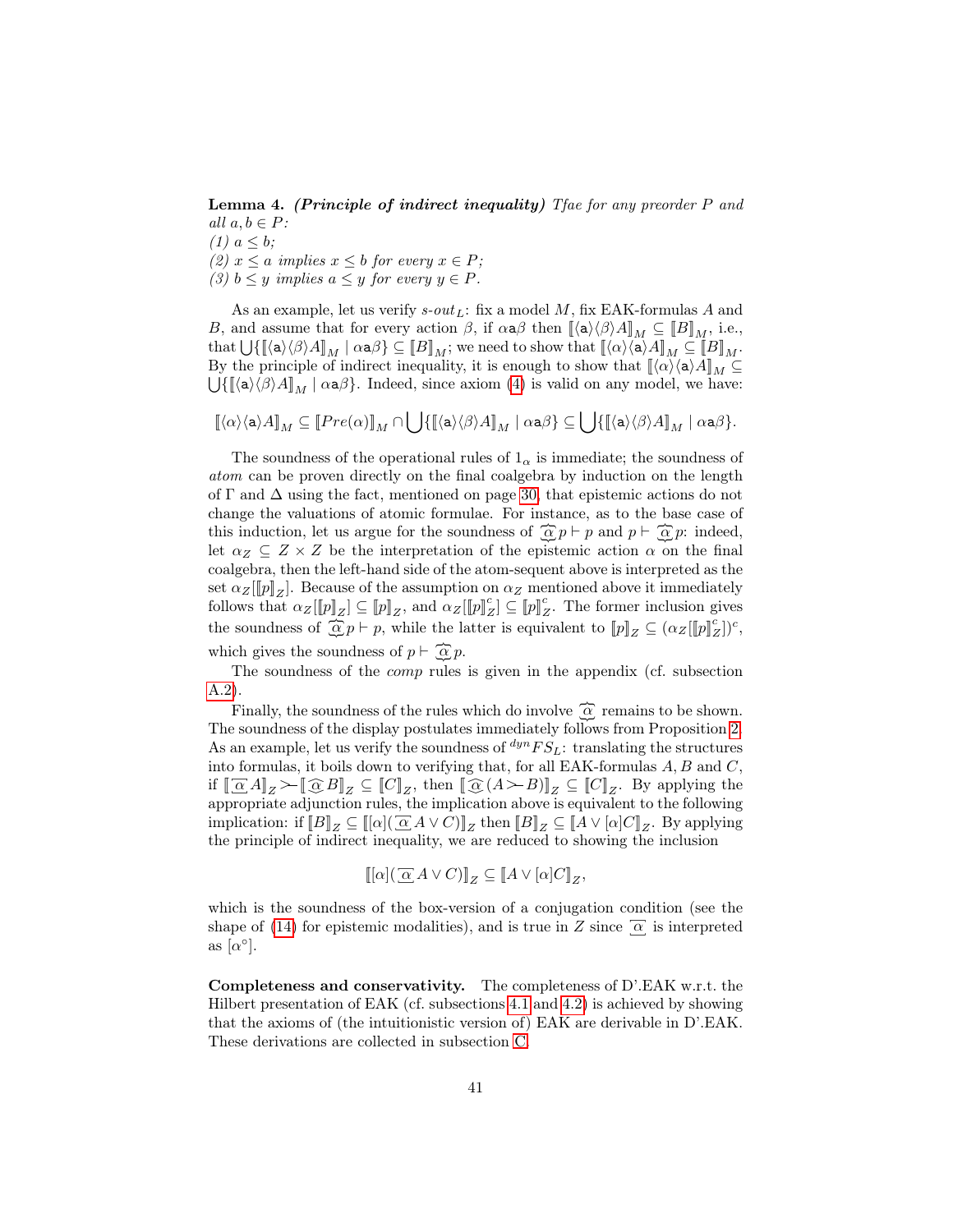**Lemma 4.** ***(Principle of indirect inequality)*** *Tfae for any preorder $P$ and all $a, b \in P$:*
*(1) $a \leq b$;*
*(2) $x \leq a$ implies $x \leq b$ for every $x \in P$;*
*(3) $b \leq y$ implies $a \leq y$ for every $y \in P$.*

As an example, let us verify $s\text{-}out_L$: fix a model $M$, fix EAK-formulas $A$ and $B$, and assume that for every action $\beta$, if $\alpha\mathsf{a}\beta$ then $[\![\langle\mathsf{a}\rangle\langle\beta\rangle A]\!]_M \subseteq [\![B]\!]_M$, i.e., that $\bigcup\{[\![\langle\mathsf{a}\rangle\langle\beta\rangle A]\!]_M \mid \alpha\mathsf{a}\beta\} \subseteq [\![B]\!]_M$; we need to show that $[\![\langle\alpha\rangle\langle\mathsf{a}\rangle A]\!]_M \subseteq [\![B]\!]_M$. By the principle of indirect inequality, it is enough to show that $[\![\langle\alpha\rangle\langle\mathsf{a}\rangle A]\!]_M \subseteq \bigcup\{[\![\langle\mathsf{a}\rangle\langle\beta\rangle A]\!]_M \mid \alpha\mathsf{a}\beta\}$. Indeed, since axiom (4) is valid on any model, we have:

$$[\![\langle\alpha\rangle\langle\mathsf{a}\rangle A]\!]_M \subseteq [\![Pre(\alpha)]\!]_M \cap \bigcup\{[\![\langle\mathsf{a}\rangle\langle\beta\rangle A]\!]_M \mid \alpha\mathsf{a}\beta\} \subseteq \bigcup\{[\![\langle\mathsf{a}\rangle\langle\beta\rangle A]\!]_M \mid \alpha\mathsf{a}\beta\}.$$

The soundness of the operational rules of $1_\alpha$ is immediate; the soundness of *atom* can be proven directly on the final coalgebra by induction on the length of $\Gamma$ and $\Delta$ using the fact, mentioned on page 30, that epistemic actions do not change the valuations of atomic formulae. For instance, as to the base case of this induction, let us argue for the soundness of $\widehat{\underset{\smile}{\alpha}}\, p \vdash p$ and $p \vdash \widetilde{\underset{\smile}{\alpha}}\, p$: indeed, let $\alpha_Z \subseteq Z \times Z$ be the interpretation of the epistemic action $\alpha$ on the final coalgebra, then the left-hand side of the atom-sequent above is interpreted as the set $\alpha_Z[[\![p]\!]_Z]$. Because of the assumption on $\alpha_Z$ mentioned above it immediately follows that $\alpha_Z[[\![p]\!]_Z] \subseteq [\![p]\!]_Z$, and $\alpha_Z[[\![p]\!]^c_Z] \subseteq [\![p]\!]^c_Z$. The former inclusion gives the soundness of $\widehat{\underset{\smile}{\alpha}}\, p \vdash p$, while the latter is equivalent to $[\![p]\!]_Z \subseteq (\alpha_Z[[\![p]\!]^c_Z])^c$, which gives the soundness of $p \vdash \widetilde{\underset{\smile}{\alpha}}\, p$.

The soundness of the *comp* rules is given in the appendix (cf. subsection A.2).

Finally, the soundness of the rules which do involve $\widehat{\underset{\smile}{\alpha}}$ remains to be shown. The soundness of the display postulates immediately follows from Proposition 2. As an example, let us verify the soundness of ${}^{dyn}FS_L$: translating the structures into formulas, it boils down to verifying that, for all EAK-formulas $A, B$ and $C$, if $[\![\,\overline{\underset{\smile}{\alpha}}\, A]\!]_Z \succ\!\!- [\![\,\widehat{\underset{\smile}{\alpha}}\, B]\!]_Z \subseteq [\![C]\!]_Z$, then $[\![\,\widehat{\underset{\smile}{\alpha}}\, (A \succ\!\!- B)]\!]_Z \subseteq [\![C]\!]_Z$. By applying the appropriate adjunction rules, the implication above is equivalent to the following implication: if $[\![B]\!]_Z \subseteq [\![[\alpha](\,\overline{\underset{\smile}{\alpha}}\, A \vee C)]\!]_Z$ then $[\![B]\!]_Z \subseteq [\![A \vee [\alpha]C]\!]_Z$. By applying the principle of indirect inequality, we are reduced to showing the inclusion

$$[\![[\alpha](\,\overline{\underset{\smile}{\alpha}}\, A \vee C)]\!]_Z \subseteq [\![A \vee [\alpha]C]\!]_Z,$$

which is the soundness of the box-version of a conjugation condition (see the shape of (14) for epistemic modalities), and is true in $Z$ since $\overline{\underset{\smile}{\alpha}}$ is interpreted as $[\alpha^\circ]$.

**Completeness and conservativity.** The completeness of D'.EAK w.r.t. the Hilbert presentation of EAK (cf. subsections 4.1 and 4.2) is achieved by showing that the axioms of (the intuitionistic version of) EAK are derivable in D'.EAK. These derivations are collected in subsection C.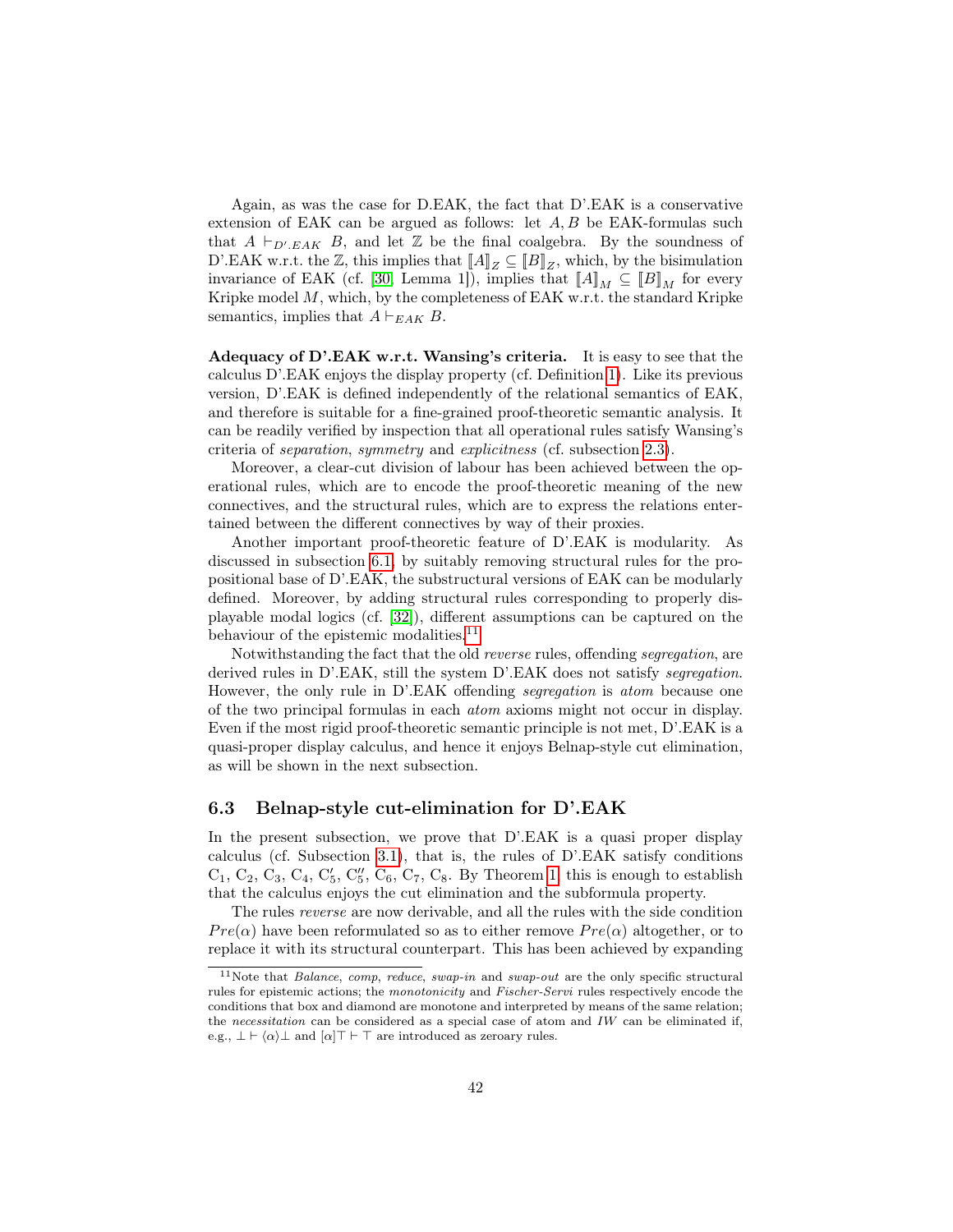Again, as was the case for D.EAK, the fact that D'.EAK is a conservative extension of EAK can be argued as follows: let $A, B$ be EAK-formulas such that $A \vdash_{D'.EAK} B$, and let $\mathbb{Z}$ be the final coalgebra. By the soundness of D'.EAK w.r.t. the $\mathbb{Z}$, this implies that $[\![A]\!]_Z \subseteq [\![B]\!]_Z$, which, by the bisimulation invariance of EAK (cf. [30, Lemma 1]), implies that $[\![A]\!]_M \subseteq [\![B]\!]_M$ for every Kripke model $M$, which, by the completeness of EAK w.r.t. the standard Kripke semantics, implies that $A \vdash_{EAK} B$.

**Adequacy of D'.EAK w.r.t. Wansing's criteria.** It is easy to see that the calculus D'.EAK enjoys the display property (cf. Definition 1). Like its previous version, D'.EAK is defined independently of the relational semantics of EAK, and therefore is suitable for a fine-grained proof-theoretic semantic analysis. It can be readily verified by inspection that all operational rules satisfy Wansing's criteria of *separation*, *symmetry* and *explicitness* (cf. subsection 2.3).

Moreover, a clear-cut division of labour has been achieved between the operational rules, which are to encode the proof-theoretic meaning of the new connectives, and the structural rules, which are to express the relations entertained between the different connectives by way of their proxies.

Another important proof-theoretic feature of D'.EAK is modularity. As discussed in subsection 6.1, by suitably removing structural rules for the propositional base of D'.EAK, the substructural versions of EAK can be modularly defined. Moreover, by adding structural rules corresponding to properly displayable modal logics (cf. [32]), different assumptions can be captured on the behaviour of the epistemic modalities.[11]

Notwithstanding the fact that the old *reverse* rules, offending *segregation*, are derived rules in D'.EAK, still the system D'.EAK does not satisfy *segregation*. However, the only rule in D'.EAK offending *segregation* is *atom* because one of the two principal formulas in each *atom* axioms might not occur in display. Even if the most rigid proof-theoretic semantic principle is not met, D'.EAK is a quasi-proper display calculus, and hence it enjoys Belnap-style cut elimination, as will be shown in the next subsection.

### 6.3 Belnap-style cut-elimination for D'.EAK

In the present subsection, we prove that D'.EAK is a quasi proper display calculus (cf. Subsection 3.1), that is, the rules of D'.EAK satisfy conditions $C_1$, $C_2$, $C_3$, $C_4$, $C'_5$, $C''_5$, $C_6$, $C_7$, $C_8$. By Theorem 1, this is enough to establish that the calculus enjoys the cut elimination and the subformula property.

The rules *reverse* are now derivable, and all the rules with the side condition $Pre(\alpha)$ have been reformulated so as to either remove $Pre(\alpha)$ altogether, or to replace it with its structural counterpart. This has been achieved by expanding

[11] Note that *Balance*, *comp*, *reduce*, *swap-in* and *swap-out* are the only specific structural rules for epistemic actions; the *monotonicity* and *Fischer-Servi* rules respectively encode the conditions that box and diamond are monotone and interpreted by means of the same relation; the *necessitation* can be considered as a special case of atom and *IW* can be eliminated if, e.g., $\bot \vdash \langle\alpha\rangle\bot$ and $[\alpha]\top \vdash \top$ are introduced as zeroary rules.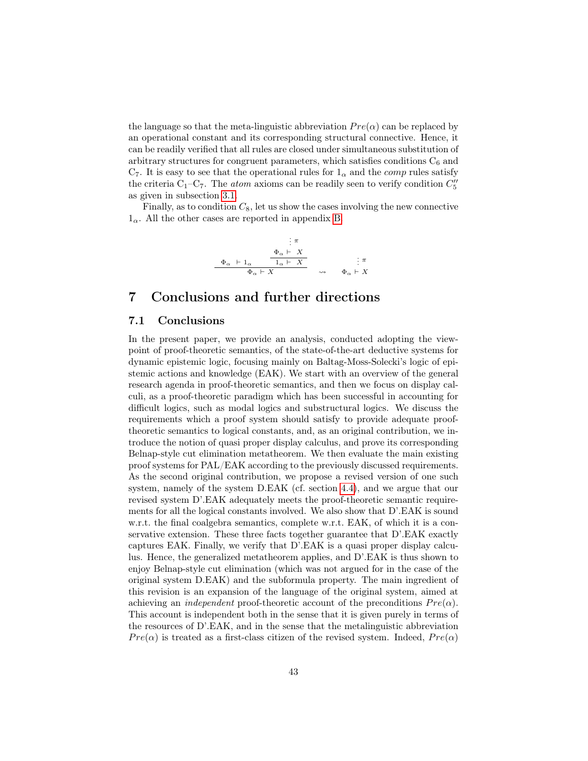the language so that the meta-linguistic abbreviation $Pre(\alpha)$ can be replaced by an operational constant and its corresponding structural connective. Hence, it can be readily verified that all rules are closed under simultaneous substitution of arbitrary structures for congruent parameters, which satisfies conditions $C_6$ and $C_7$. It is easy to see that the operational rules for $1_\alpha$ and the *comp* rules satisfy the criteria $C_1$–$C_7$. The *atom* axioms can be readily seen to verify condition $C_5''$ as given in subsection 3.1.

Finally, as to condition $C_8$, let us show the cases involving the new connective $1_\alpha$. All the other cases are reported in appendix B.

$$
\dfrac{\Phi_\alpha \vdash 1_\alpha \qquad \dfrac{\dfrac{\vdots\, \pi}{\Phi_\alpha \vdash X}}{1_\alpha \vdash X}}{\Phi_\alpha \vdash X} \quad \rightsquigarrow \quad \dfrac{\vdots\, \pi}{\Phi_\alpha \vdash X}
$$

# 7 Conclusions and further directions

## 7.1 Conclusions

In the present paper, we provide an analysis, conducted adopting the viewpoint of proof-theoretic semantics, of the state-of-the-art deductive systems for dynamic epistemic logic, focusing mainly on Baltag-Moss-Solecki's logic of epistemic actions and knowledge (EAK). We start with an overview of the general research agenda in proof-theoretic semantics, and then we focus on display calculi, as a proof-theoretic paradigm which has been successful in accounting for difficult logics, such as modal logics and substructural logics. We discuss the requirements which a proof system should satisfy to provide adequate proof-theoretic semantics to logical constants, and, as an original contribution, we introduce the notion of quasi proper display calculus, and prove its corresponding Belnap-style cut elimination metatheorem. We then evaluate the main existing proof systems for PAL/EAK according to the previously discussed requirements. As the second original contribution, we propose a revised version of one such system, namely of the system D.EAK (cf. section 4.4), and we argue that our revised system D'.EAK adequately meets the proof-theoretic semantic requirements for all the logical constants involved. We also show that D'.EAK is sound w.r.t. the final coalgebra semantics, complete w.r.t. EAK, of which it is a conservative extension. These three facts together guarantee that D'.EAK exactly captures EAK. Finally, we verify that D'.EAK is a quasi proper display calculus. Hence, the generalized metatheorem applies, and D'.EAK is thus shown to enjoy Belnap-style cut elimination (which was not argued for in the case of the original system D.EAK) and the subformula property. The main ingredient of this revision is an expansion of the language of the original system, aimed at achieving an *independent* proof-theoretic account of the preconditions $Pre(\alpha)$. This account is independent both in the sense that it is given purely in terms of the resources of D'.EAK, and in the sense that the metalinguistic abbreviation $Pre(\alpha)$ is treated as a first-class citizen of the revised system. Indeed, $Pre(\alpha)$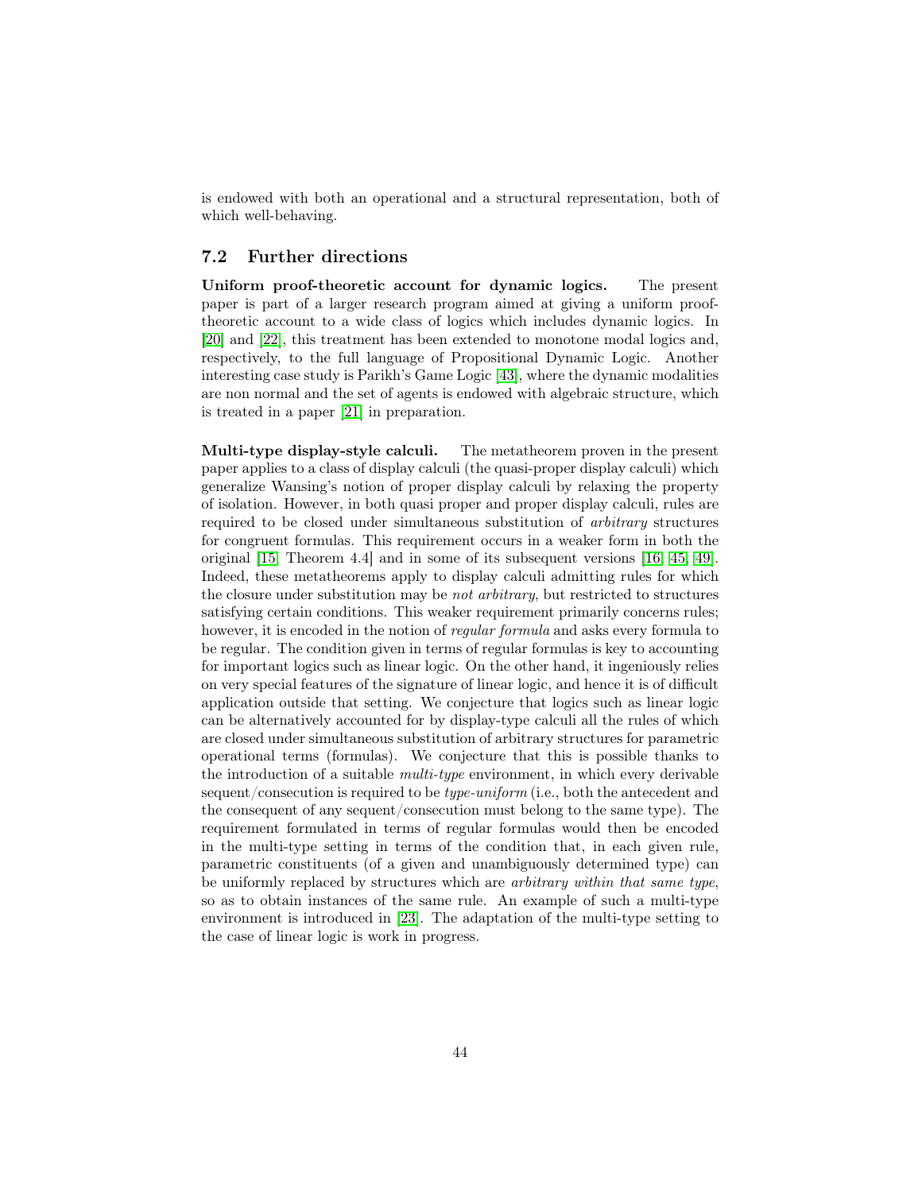is endowed with both an operational and a structural representation, both of which well-behaving.

### 7.2 Further directions

**Uniform proof-theoretic account for dynamic logics.** The present paper is part of a larger research program aimed at giving a uniform proof-theoretic account to a wide class of logics which includes dynamic logics. In [20] and [22], this treatment has been extended to monotone modal logics and, respectively, to the full language of Propositional Dynamic Logic. Another interesting case study is Parikh's Game Logic [43], where the dynamic modalities are non normal and the set of agents is endowed with algebraic structure, which is treated in a paper [21] in preparation.

**Multi-type display-style calculi.** The metatheorem proven in the present paper applies to a class of display calculi (the quasi-proper display calculi) which generalize Wansing's notion of proper display calculi by relaxing the property of isolation. However, in both quasi proper and proper display calculi, rules are required to be closed under simultaneous substitution of *arbitrary* structures for congruent formulas. This requirement occurs in a weaker form in both the original [15, Theorem 4.4] and in some of its subsequent versions [16, 45, 49]. Indeed, these metatheorems apply to display calculi admitting rules for which the closure under substitution may be *not arbitrary*, but restricted to structures satisfying certain conditions. This weaker requirement primarily concerns rules; however, it is encoded in the notion of *regular formula* and asks every formula to be regular. The condition given in terms of regular formulas is key to accounting for important logics such as linear logic. On the other hand, it ingeniously relies on very special features of the signature of linear logic, and hence it is of difficult application outside that setting. We conjecture that logics such as linear logic can be alternatively accounted for by display-type calculi all the rules of which are closed under simultaneous substitution of arbitrary structures for parametric operational terms (formulas). We conjecture that this is possible thanks to the introduction of a suitable *multi-type* environment, in which every derivable sequent/consecution is required to be *type-uniform* (i.e., both the antecedent and the consequent of any sequent/consecution must belong to the same type). The requirement formulated in terms of regular formulas would then be encoded in the multi-type setting in terms of the condition that, in each given rule, parametric constituents (of a given and unambiguously determined type) can be uniformly replaced by structures which are *arbitrary within that same type*, so as to obtain instances of the same rule. An example of such a multi-type environment is introduced in [23]. The adaptation of the multi-type setting to the case of linear logic is work in progress.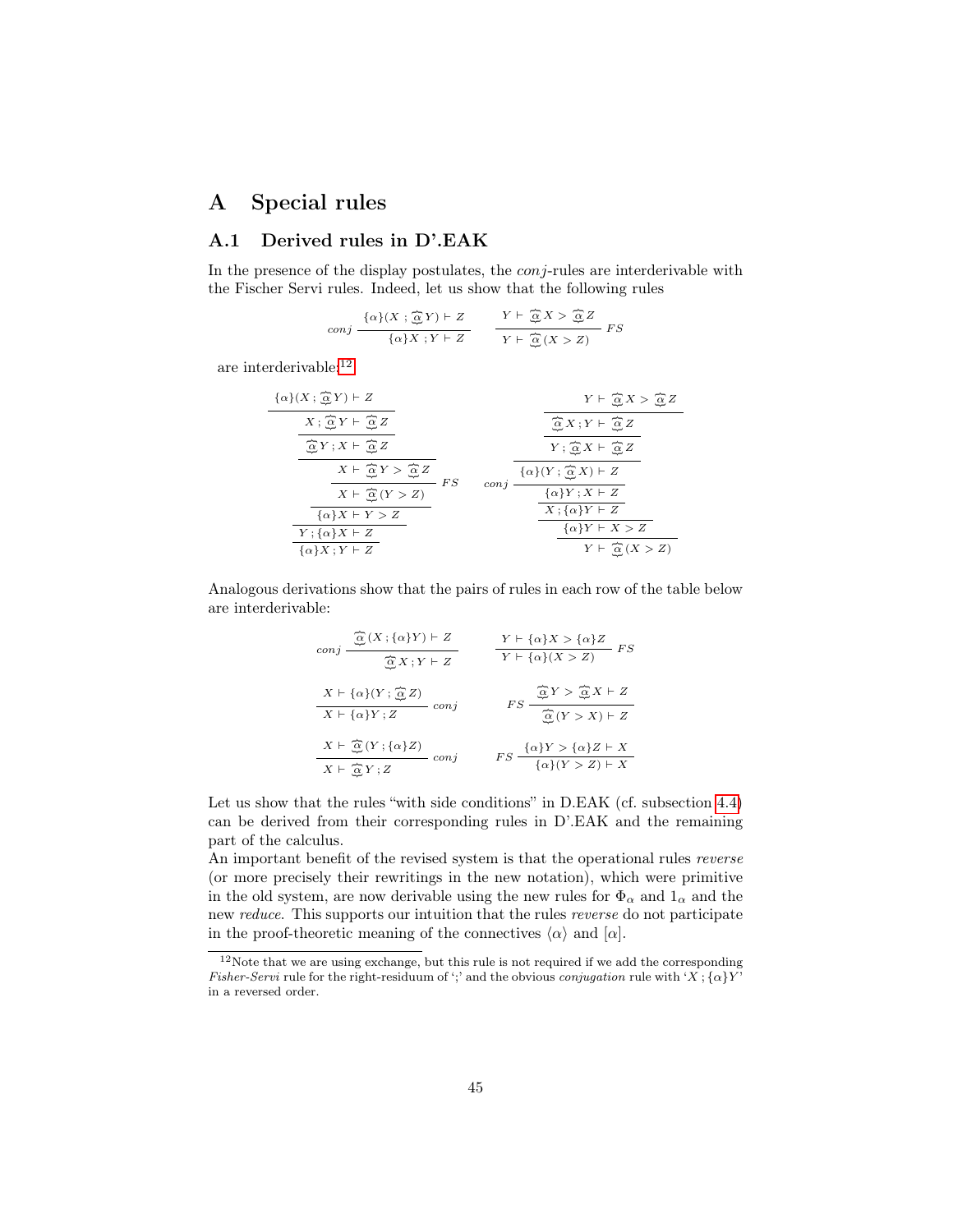# A Special rules

## A.1 Derived rules in D'.EAK

In the presence of the display postulates, the *conj*-rules are interderivable with the Fischer Servi rules. Indeed, let us show that the following rules

$$
conj\ \frac{\{\alpha\}(X\,;\,\widetilde{\alpha}\,Y) \vdash Z}{\{\alpha\}X\,;Y \vdash Z} \qquad \frac{Y \vdash \widetilde{\alpha}\,X > \widetilde{\alpha}\,Z}{Y \vdash \widetilde{\alpha}\,(X > Z)}\ FS
$$

are interderivable:[12]

$$
\dfrac{\dfrac{\dfrac{\dfrac{\dfrac{\dfrac{\{\alpha\}(X\,;\,\widetilde{\alpha}\,Y) \vdash Z}{X\,;\,\widetilde{\alpha}\,Y \vdash \widetilde{\alpha}\,Z}}{\widetilde{\alpha}\,Y\,;X \vdash \widetilde{\alpha}\,Z}}{X \vdash \widetilde{\alpha}\,Y > \widetilde{\alpha}\,Z}\ FS}{X \vdash \widetilde{\alpha}\,(Y > Z)}}{\{\alpha\}X \vdash Y > Z}}{\dfrac{Y\,;\{\alpha\}X \vdash Z}{\{\alpha\}X\,;Y \vdash Z}}
\qquad
\dfrac{\dfrac{\dfrac{\dfrac{\dfrac{\dfrac{Y \vdash \widetilde{\alpha}\,X > \widetilde{\alpha}\,Z}{\widetilde{\alpha}\,X\,;Y \vdash \widetilde{\alpha}\,Z}}{Y\,;\widetilde{\alpha}\,X \vdash \widetilde{\alpha}\,Z}}{\{\alpha\}(Y\,;\,\widetilde{\alpha}\,X) \vdash Z}}{\{\alpha\}Y\,;X \vdash Z}\ conj}{X\,;\{\alpha\}Y \vdash Z}}{\dfrac{\{\alpha\}Y \vdash X > Z}{Y \vdash \widetilde{\alpha}\,(X > Z)}}
$$

Analogous derivations show that the pairs of rules in each row of the table below are interderivable:

$$
conj\ \frac{\widetilde{\alpha}\,(X\,;\{\alpha\}Y) \vdash Z}{\widetilde{\alpha}\,X\,;Y \vdash Z} \qquad \frac{Y \vdash \{\alpha\}X > \{\alpha\}Z}{Y \vdash \{\alpha\}(X > Z)}\ FS
$$

$$
\frac{X \vdash \{\alpha\}(Y\,;\,\widetilde{\alpha}\,Z)}{X \vdash \{\alpha\}Y\,;Z}\ conj \qquad FS\ \frac{\widetilde{\alpha}\,Y > \widetilde{\alpha}\,X \vdash Z}{\widetilde{\alpha}\,(Y > X) \vdash Z}
$$

$$
\frac{X \vdash \widetilde{\alpha}\,(Y\,;\{\alpha\}Z)}{X \vdash \widetilde{\alpha}\,Y\,;Z}\ conj \qquad FS\ \frac{\{\alpha\}Y > \{\alpha\}Z \vdash X}{\{\alpha\}(Y > Z) \vdash X}
$$

Let us show that the rules "with side conditions" in D.EAK (cf. subsection 4.4) can be derived from their corresponding rules in D'.EAK and the remaining part of the calculus.

An important benefit of the revised system is that the operational rules *reverse* (or more precisely their rewritings in the new notation), which were primitive in the old system, are now derivable using the new rules for $\Phi_\alpha$ and $1_\alpha$ and the new *reduce*. This supports our intuition that the rules *reverse* do not participate in the proof-theoretic meaning of the connectives $\langle\alpha\rangle$ and $[\alpha]$.

---

[12] Note that we are using exchange, but this rule is not required if we add the corresponding *Fisher-Servi* rule for the right-residuum of ';' and the obvious *conjugation* rule with '$X\,;\{\alpha\}Y$' in a reversed order.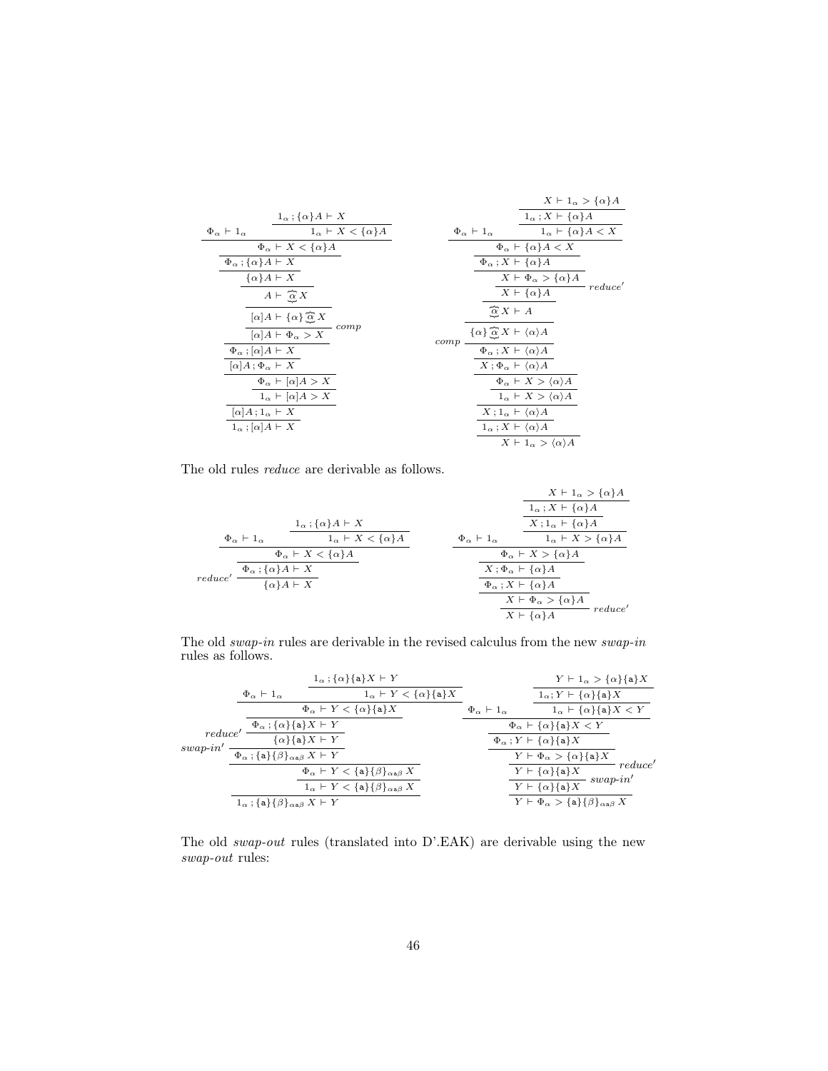$$
\dfrac{\Phi_\alpha \vdash 1_\alpha \qquad \dfrac{1_\alpha ; \{\alpha\}A \vdash X}{1_\alpha \vdash X < \{\alpha\}A}}{\dfrac{\Phi_\alpha \vdash X < \{\alpha\}A}{\dfrac{\Phi_\alpha ; \{\alpha\}A \vdash X}{\dfrac{\{\alpha\}A \vdash X}{\dfrac{A \vdash \widetilde{\alpha}\, X}{\dfrac{[\alpha]A \vdash \{\alpha\}\widetilde{\alpha}\, X}{\dfrac{[\alpha]A \vdash \Phi_\alpha > X}{\dfrac{\Phi_\alpha ; [\alpha]A \vdash X}{\dfrac{[\alpha]A ; \Phi_\alpha \vdash X}{\dfrac{\Phi_\alpha \vdash [\alpha]A > X}{\dfrac{1_\alpha \vdash [\alpha]A > X}{\dfrac{[\alpha]A ; 1_\alpha \vdash X}{1_\alpha ; [\alpha]A \vdash X}}}}}}\,comp}}}}}
$$

$$
\dfrac{\Phi_\alpha \vdash 1_\alpha \qquad \dfrac{\dfrac{X \vdash 1_\alpha > \{\alpha\}A}{1_\alpha ; X \vdash \{\alpha\}A}}{1_\alpha \vdash \{\alpha\}A < X}}{\dfrac{\Phi_\alpha \vdash \{\alpha\}A < X}{\dfrac{\Phi_\alpha ; X \vdash \{\alpha\}A}{\dfrac{\dfrac{X \vdash \Phi_\alpha > \{\alpha\}A}{X \vdash \{\alpha\}A}\,reduce'}{\dfrac{\widetilde{\alpha}\, X \vdash A}{comp\,\dfrac{\{\alpha\}\widetilde{\alpha}\, X \vdash \langle\alpha\rangle A}{\dfrac{\Phi_\alpha ; X \vdash \langle\alpha\rangle A}{\dfrac{X ; \Phi_\alpha \vdash \langle\alpha\rangle A}{\dfrac{\Phi_\alpha \vdash X > \langle\alpha\rangle A}{\dfrac{1_\alpha \vdash X > \langle\alpha\rangle A}{\dfrac{X ; 1_\alpha \vdash \langle\alpha\rangle A}{\dfrac{1_\alpha ; X \vdash \langle\alpha\rangle A}{X \vdash 1_\alpha > \langle\alpha\rangle A}}}}}}}}}}}
$$

The old rules *reduce* are derivable as follows.

$$
\dfrac{\Phi_\alpha \vdash 1_\alpha \qquad \dfrac{1_\alpha ; \{\alpha\}A \vdash X}{1_\alpha \vdash X < \{\alpha\}A}}{reduce'\,\dfrac{\dfrac{\Phi_\alpha \vdash X < \{\alpha\}A}{\Phi_\alpha ; \{\alpha\}A \vdash X}}{\{\alpha\}A \vdash X}}
$$

$$
\dfrac{\Phi_\alpha \vdash 1_\alpha \qquad \dfrac{\dfrac{\dfrac{X \vdash 1_\alpha > \{\alpha\}A}{1_\alpha ; X \vdash \{\alpha\}A}}{X ; 1_\alpha \vdash \{\alpha\}A}}{1_\alpha \vdash X > \{\alpha\}A}}{\dfrac{\Phi_\alpha \vdash X > \{\alpha\}A}{\dfrac{X ; \Phi_\alpha \vdash \{\alpha\}A}{\dfrac{\Phi_\alpha ; X \vdash \{\alpha\}A}{\dfrac{X \vdash \Phi_\alpha > \{\alpha\}A}{X \vdash \{\alpha\}A}\,reduce'}}}}
$$

The old *swap-in* rules are derivable in the revised calculus from the new *swap-in* rules as follows.

$$
\dfrac{\Phi_\alpha \vdash 1_\alpha \qquad \dfrac{1_\alpha ; \{\alpha\}\{\mathtt{a}\}X \vdash Y}{1_\alpha \vdash Y < \{\alpha\}\{\mathtt{a}\}X}}{\dfrac{\Phi_\alpha \vdash Y < \{\alpha\}\{\mathtt{a}\}X}{swap\text{-}in'\,\dfrac{reduce'\,\dfrac{\Phi_\alpha ; \{\alpha\}\{\mathtt{a}\}X \vdash Y}{\{\alpha\}\{\mathtt{a}\}X \vdash Y}}{\dfrac{\Phi_\alpha ; \{\mathtt{a}\}\{\beta\}_{\alpha\mathtt{a}\beta}\, X \vdash Y}{\dfrac{\Phi_\alpha \vdash Y < \{\mathtt{a}\}\{\beta\}_{\alpha\mathtt{a}\beta}\, X}{\dfrac{1_\alpha \vdash Y < \{\mathtt{a}\}\{\beta\}_{\alpha\mathtt{a}\beta}\, X}{1_\alpha ; \{\mathtt{a}\}\{\beta\}_{\alpha\mathtt{a}\beta}\, X \vdash Y}}}}}}
$$

$$
\dfrac{\Phi_\alpha \vdash 1_\alpha \qquad \dfrac{\dfrac{Y \vdash 1_\alpha > \{\alpha\}\{\mathtt{a}\}X}{1_\alpha ; Y \vdash \{\alpha\}\{\mathtt{a}\}X}}{1_\alpha \vdash \{\alpha\}\{\mathtt{a}\}X < Y}}{\dfrac{\Phi_\alpha \vdash \{\alpha\}\{\mathtt{a}\}X < Y}{\dfrac{\Phi_\alpha ; Y \vdash \{\alpha\}\{\mathtt{a}\}X}{\dfrac{\dfrac{Y \vdash \Phi_\alpha > \{\alpha\}\{\mathtt{a}\}X}{Y \vdash \{\alpha\}\{\mathtt{a}\}X}\,reduce'}{\dfrac{Y \vdash \{\alpha\}\{\mathtt{a}\}X}{Y \vdash \Phi_\alpha > \{\mathtt{a}\}\{\beta\}_{\alpha\mathtt{a}\beta}\, X}\,swap\text{-}in'}}}}
$$

The old *swap-out* rules (translated into D'.EAK) are derivable using the new *swap-out* rules: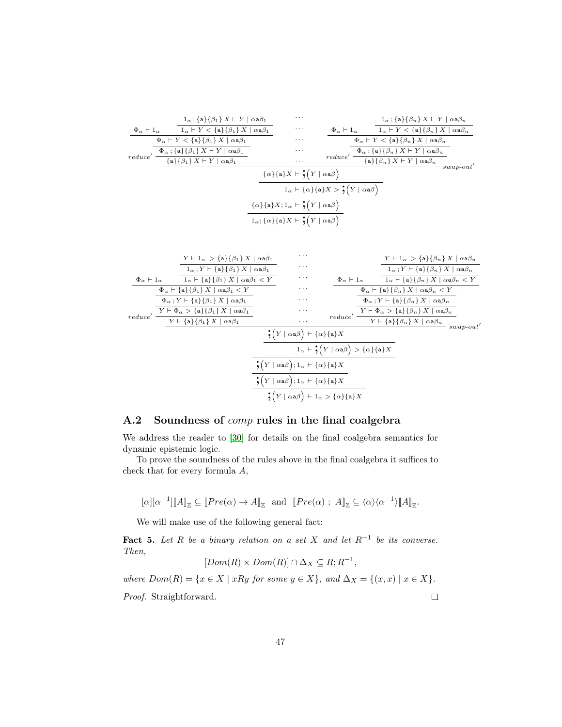$$
\dfrac{
\dfrac{\dfrac{\dfrac{\Phi_\alpha \vdash 1_\alpha \quad \dfrac{1_\alpha \,; \{\mathtt{a}\}\{\beta_1\}\, X \vdash Y \mid \alpha\mathtt{a}\beta_1}{1_\alpha \vdash Y < \{\mathtt{a}\}\{\beta_1\}\, X \mid \alpha\mathtt{a}\beta_1}}{\Phi_\alpha \vdash Y < \{\mathtt{a}\}\{\beta_1\}\, X \mid \alpha\mathtt{a}\beta_1}}{\Phi_\alpha \,; \{\mathtt{a}\}\{\beta_1\}\, X \vdash Y \mid \alpha\mathtt{a}\beta_1}}{\{\mathtt{a}\}\{\beta_1\}\, X \vdash Y \mid \alpha\mathtt{a}\beta_1}\, reduce'
\quad \cdots \quad
\dfrac{\dfrac{\dfrac{\Phi_\alpha \vdash 1_\alpha \quad \dfrac{1_\alpha \,; \{\mathtt{a}\}\{\beta_n\}\, X \vdash Y \mid \alpha\mathtt{a}\beta_n}{1_\alpha \vdash Y < \{\mathtt{a}\}\{\beta_n\}\, X \mid \alpha\mathtt{a}\beta_n}}{\Phi_\alpha \vdash Y < \{\mathtt{a}\}\{\beta_n\}\, X \mid \alpha\mathtt{a}\beta_n}}{\Phi_\alpha \,; \{\mathtt{a}\}\{\beta_n\}\, X \vdash Y \mid \alpha\mathtt{a}\beta_n}}{\{\mathtt{a}\}\{\beta_n\}\, X \vdash Y \mid \alpha\mathtt{a}\beta_n}\, reduce'
}{
\dfrac{\dfrac{\dfrac{\{\alpha\}\{\mathtt{a}\}X \vdash \mathbf{;}\big(Y \mid \alpha\mathtt{a}\beta\big)}{1_\alpha \vdash \{\alpha\}\{\mathtt{a}\}X > \mathbf{;}\big(Y \mid \alpha\mathtt{a}\beta\big)}}{\{\alpha\}\{\mathtt{a}\}X ; 1_\alpha \vdash \mathbf{;}\big(Y \mid \alpha\mathtt{a}\beta\big)}}{1_\alpha ; \{\alpha\}\{\mathtt{a}\}X \vdash \mathbf{;}\big(Y \mid \alpha\mathtt{a}\beta\big)}
}\, swap\text{-}out'
$$

$$
\dfrac{
\dfrac{\dfrac{\dfrac{\dfrac{\Phi_\alpha \vdash 1_\alpha \quad \dfrac{\dfrac{Y \vdash 1_\alpha > \{\mathtt{a}\}\{\beta_1\}\, X \mid \alpha\mathtt{a}\beta_1}{1_\alpha \,; Y \vdash \{\mathtt{a}\}\{\beta_1\}\, X \mid \alpha\mathtt{a}\beta_1}}{1_\alpha \vdash \{\mathtt{a}\}\{\beta_1\}\, X \mid \alpha\mathtt{a}\beta_1 < Y}}{\Phi_\alpha \vdash \{\mathtt{a}\}\{\beta_1\}\, X \mid \alpha\mathtt{a}\beta_1 < Y}}{\Phi_\alpha \,; Y \vdash \{\mathtt{a}\}\{\beta_1\}\, X \mid \alpha\mathtt{a}\beta_1}}{Y \vdash \Phi_\alpha > \{\mathtt{a}\}\{\beta_1\}\, X \mid \alpha\mathtt{a}\beta_1}}{Y \vdash \{\mathtt{a}\}\{\beta_1\}\, X \mid \alpha\mathtt{a}\beta_1}\, reduce'
\quad \cdots \quad
\dfrac{\dfrac{\dfrac{\dfrac{\Phi_\alpha \vdash 1_\alpha \quad \dfrac{\dfrac{Y \vdash 1_\alpha > \{\mathtt{a}\}\{\beta_n\}\, X \mid \alpha\mathtt{a}\beta_n}{1_\alpha \,; Y \vdash \{\mathtt{a}\}\{\beta_n\}\, X \mid \alpha\mathtt{a}\beta_n}}{1_\alpha \vdash \{\mathtt{a}\}\{\beta_n\}\, X \mid \alpha\mathtt{a}\beta_n < Y}}{\Phi_\alpha \vdash \{\mathtt{a}\}\{\beta_n\}\, X \mid \alpha\mathtt{a}\beta_n < Y}}{\Phi_\alpha \,; Y \vdash \{\mathtt{a}\}\{\beta_n\}\, X \mid \alpha\mathtt{a}\beta_n}}{Y \vdash \Phi_\alpha > \{\mathtt{a}\}\{\beta_n\}\, X \mid \alpha\mathtt{a}\beta_n}}{Y \vdash \{\mathtt{a}\}\{\beta_n\}\, X \mid \alpha\mathtt{a}\beta_n}\, reduce'
}{
\dfrac{\dfrac{\dfrac{\dfrac{\mathbf{;}\big(Y \mid \alpha\mathtt{a}\beta\big) \vdash \{\alpha\}\{\mathtt{a}\}X}{1_\alpha \vdash \mathbf{;}\big(Y \mid \alpha\mathtt{a}\beta\big) > \{\alpha\}\{\mathtt{a}\}X}}{\mathbf{;}\big(Y \mid \alpha\mathtt{a}\beta\big); 1_\alpha \vdash \{\alpha\}\{\mathtt{a}\}X}}{\mathbf{;}\big(Y \mid \alpha\mathtt{a}\beta\big); 1_\alpha \vdash \{\alpha\}\{\mathtt{a}\}X}}{\mathbf{;}\big(Y \mid \alpha\mathtt{a}\beta\big) \vdash 1_\alpha > \{\alpha\}\{\mathtt{a}\}X}
}\, swap\text{-}out'
$$

## A.2 Soundness of *comp* rules in the final coalgebra

We address the reader to [30] for details on the final coalgebra semantics for dynamic epistemic logic.

To prove the soundness of the rules above in the final coalgebra it suffices to check that for every formula $A$,

$$[\alpha][\alpha^{-1}][\![A]\!]_{\mathbb{Z}} \subseteq [\![Pre(\alpha) \to A]\!]_{\mathbb{Z}} \;\text{ and }\; [\![Pre(\alpha)\ ;\ A]\!]_{\mathbb{Z}} \subseteq \langle\alpha\rangle\langle\alpha^{-1}\rangle[\![A]\!]_{\mathbb{Z}}.$$

We will make use of the following general fact:

**Fact 5.** *Let $R$ be a binary relation on a set $X$ and let $R^{-1}$ be its converse. Then,*

$$[Dom(R) \times Dom(R)] \cap \Delta_X \subseteq R; R^{-1},$$

*where $Dom(R) = \{x \in X \mid xRy \text{ for some } y \in X\}$, and $\Delta_X = \{(x, x) \mid x \in X\}$.*

*Proof.* Straightforward. □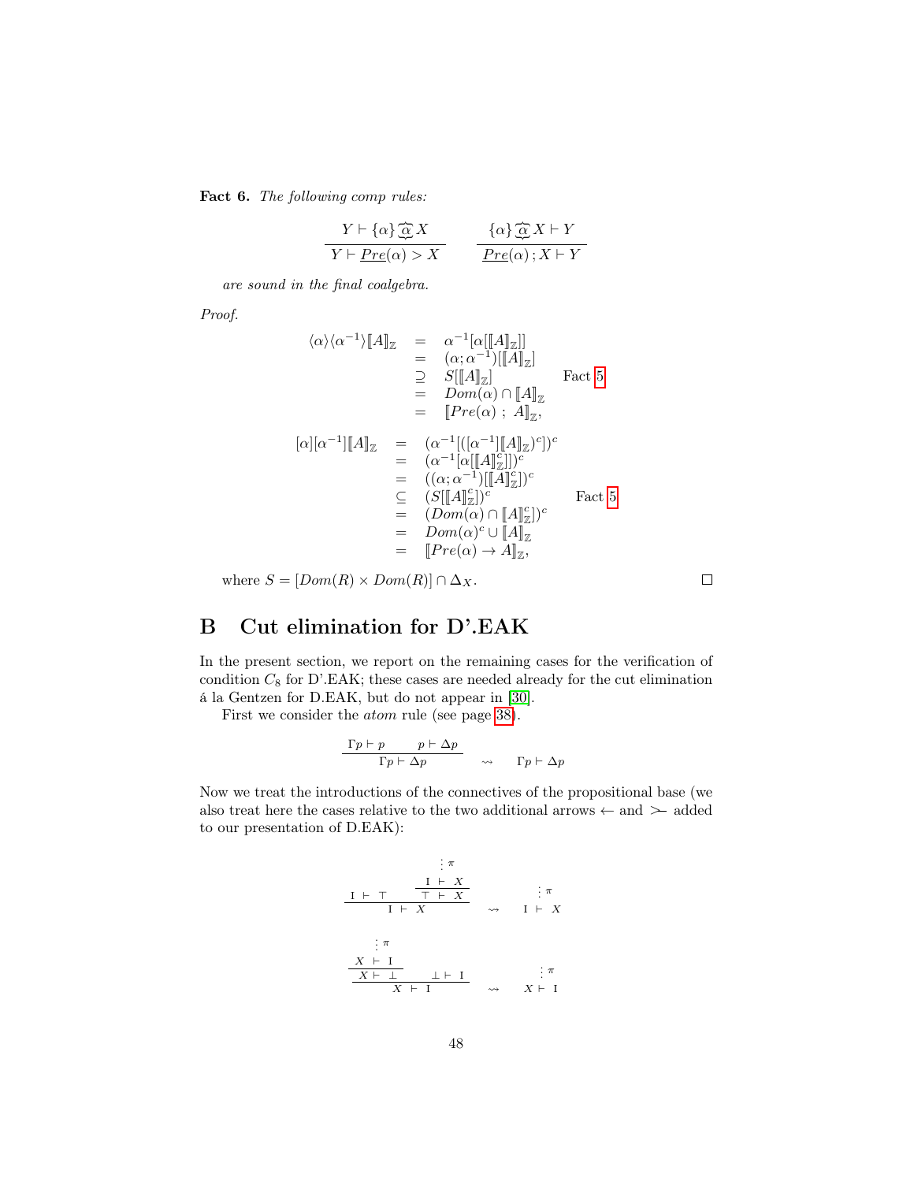**Fact 6.** *The following comp rules:*

$$\frac{Y \vdash \{\alpha\} \widehat{\underset{\smile}{\alpha}} X}{Y \vdash \underline{Pre}(\alpha) > X} \qquad \frac{\{\alpha\} \widehat{\underset{\smile}{\alpha}} X \vdash Y}{\underline{Pre}(\alpha) \,;\, X \vdash Y}$$

*are sound in the final coalgebra.*

*Proof.*

$$\begin{array}{rcll}
\langle\alpha\rangle\langle\alpha^{-1}\rangle[\![A]\!]_{\mathbb{Z}} & = & \alpha^{-1}[\alpha[[\![A]\!]_{\mathbb{Z}}]] & \\
& = & (\alpha;\alpha^{-1})[[\![A]\!]_{\mathbb{Z}}] & \\
& \supseteq & S[[\![A]\!]_{\mathbb{Z}}] & \text{Fact 5} \\
& = & Dom(\alpha) \cap [\![A]\!]_{\mathbb{Z}} & \\
& = & [\![Pre(\alpha)\ ;\ A]\!]_{\mathbb{Z}}, &
\end{array}$$

$$\begin{array}{rcll}
[\alpha][\alpha^{-1}][\![A]\!]_{\mathbb{Z}} & = & (\alpha^{-1}[([\alpha^{-1}][\![A]\!]_{\mathbb{Z}})^c])^c & \\
& = & (\alpha^{-1}[\alpha[[\![A]\!]_{\mathbb{Z}}^c]])^c & \\
& = & ((\alpha;\alpha^{-1})[[\![A]\!]_{\mathbb{Z}}^c])^c & \\
& \subseteq & (S[[\![A]\!]_{\mathbb{Z}}^c])^c & \text{Fact 5} \\
& = & (Dom(\alpha) \cap [\![A]\!]_{\mathbb{Z}}^c])^c & \\
& = & Dom(\alpha)^c \cup [\![A]\!]_{\mathbb{Z}} & \\
& = & [\![Pre(\alpha) \rightarrow A]\!]_{\mathbb{Z}}, &
\end{array}$$

where $S = [Dom(R) \times Dom(R)] \cap \Delta_X$. ∎

## B Cut elimination for D'.EAK

In the present section, we report on the remaining cases for the verification of condition $C_8$ for D'.EAK; these cases are needed already for the cut elimination á la Gentzen for D.EAK, but do not appear in [30].

First we consider the *atom* rule (see page 38).

$$\frac{\Gamma p \vdash p \qquad p \vdash \Delta p}{\Gamma p \vdash \Delta p} \quad \rightsquigarrow \quad \Gamma p \vdash \Delta p$$

Now we treat the introductions of the connectives of the propositional base (we also treat here the cases relative to the two additional arrows $\leftarrow$ and $\succ\!\!-$ added to our presentation of D.EAK):

$$\frac{\mathrm{I} \vdash \top \qquad \dfrac{\begin{array}{c}\vdots\ \pi \\ \mathrm{I} \vdash X\end{array}}{\top \vdash X}}{\mathrm{I} \vdash X} \quad \rightsquigarrow \quad \begin{array}{c}\vdots\ \pi \\ \mathrm{I} \vdash X\end{array}$$

$$\frac{\dfrac{\begin{array}{c}\vdots\ \pi \\ X \vdash \mathrm{I}\end{array}}{X \vdash \bot} \qquad \bot \vdash \mathrm{I}}{X \vdash \mathrm{I}} \quad \rightsquigarrow \quad \begin{array}{c}\vdots\ \pi \\ X \vdash \mathrm{I}\end{array}$$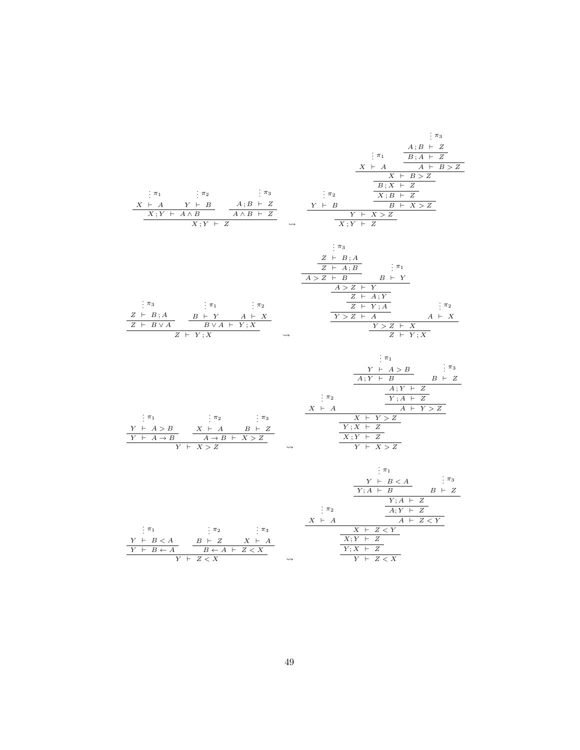$$
\dfrac{\dfrac{\begin{array}{c}\vdots\,\pi_1\\ X \vdash A\end{array} \qquad \begin{array}{c}\vdots\,\pi_2\\ Y \vdash B\end{array}}{X ; Y \vdash A \wedge B} \qquad \dfrac{\begin{array}{c}\vdots\,\pi_3\\ A ; B \vdash Z\end{array}}{A \wedge B \vdash Z}}{X ; Y \vdash Z}
\quad \rightsquigarrow \quad
\dfrac{\dfrac{\begin{array}{c}\vdots\,\pi_2\\ Y \vdash B\end{array} \qquad \dfrac{\dfrac{\dfrac{\dfrac{\begin{array}{c}\vdots\,\pi_1\\ X \vdash A\end{array} \qquad \dfrac{\dfrac{\begin{array}{c}\vdots\,\pi_3\\ A ; B \vdash Z\end{array}}{B ; A \vdash Z}}{A \vdash B > Z}}{X \vdash B > Z}}{B ; X \vdash Z}}{X ; B \vdash Z}}{B \vdash X > Z}}{Y \vdash X > Z}}{X ; Y \vdash Z}
$$

$$
\dfrac{\dfrac{\begin{array}{c}\vdots\,\pi_3\\ Z \vdash B ; A\end{array}}{Z \vdash B \vee A} \qquad \dfrac{\begin{array}{c}\vdots\,\pi_1\\ B \vdash Y\end{array} \qquad \begin{array}{c}\vdots\,\pi_2\\ A \vdash X\end{array}}{B \vee A \vdash Y ; X}}{Z \vdash Y ; X}
\quad \rightsquigarrow \quad
\dfrac{\dfrac{\dfrac{\dfrac{\dfrac{\dfrac{\dfrac{\dfrac{\begin{array}{c}\vdots\,\pi_3\\ Z \vdash B ; A\end{array}}{Z \vdash A ; B}}{A > Z \vdash B} \qquad \begin{array}{c}\vdots\,\pi_1\\ B \vdash Y\end{array}}{A > Z \vdash Y}}{Z \vdash A ; Y}}{Z \vdash Y ; A}}{Y > Z \vdash A} \qquad \begin{array}{c}\vdots\,\pi_2\\ A \vdash X\end{array}}{Y > Z \vdash X}}{Z \vdash Y ; X}
$$

$$
\dfrac{\dfrac{\begin{array}{c}\vdots\,\pi_1\\ Y \vdash A > B\end{array}}{Y \vdash A \to B} \qquad \dfrac{\begin{array}{c}\vdots\,\pi_2\\ X \vdash A\end{array} \qquad \begin{array}{c}\vdots\,\pi_3\\ B \vdash Z\end{array}}{A \to B \vdash X > Z}}{Y \vdash X > Z}
\quad \rightsquigarrow \quad
\dfrac{\dfrac{\dfrac{\dfrac{\begin{array}{c}\vdots\,\pi_2\\ X \vdash A\end{array} \qquad \dfrac{\dfrac{\dfrac{\dfrac{\begin{array}{c}\vdots\,\pi_1\\ Y \vdash A > B\end{array}}{A ; Y \vdash B} \qquad \begin{array}{c}\vdots\,\pi_3\\ B \vdash Z\end{array}}{A ; Y \vdash Z}}{Y ; A \vdash Z}}{A \vdash Y > Z}}{X \vdash Y > Z}}{Y ; X \vdash Z}}{X ; Y \vdash Z}}{Y \vdash X > Z}
$$

$$
\dfrac{\dfrac{\begin{array}{c}\vdots\,\pi_1\\ Y \vdash B < A\end{array}}{Y \vdash B \leftarrow A} \qquad \dfrac{\begin{array}{c}\vdots\,\pi_2\\ B \vdash Z\end{array} \qquad \begin{array}{c}\vdots\,\pi_3\\ X \vdash A\end{array}}{B \leftarrow A \vdash Z < X}}{Y \vdash Z < X}
\quad \rightsquigarrow \quad
\dfrac{\dfrac{\dfrac{\dfrac{\begin{array}{c}\vdots\,\pi_2\\ X \vdash A\end{array} \qquad \dfrac{\dfrac{\dfrac{\dfrac{\begin{array}{c}\vdots\,\pi_1\\ Y \vdash B < A\end{array}}{Y ; A \vdash B} \qquad \begin{array}{c}\vdots\,\pi_3\\ B \vdash Z\end{array}}{Y ; A \vdash Z}}{A ; Y \vdash Z}}{A \vdash Z < Y}}{X \vdash Z < Y}}{X ; Y \vdash Z}}{Y ; X \vdash Z}}{Y \vdash Z < X}
$$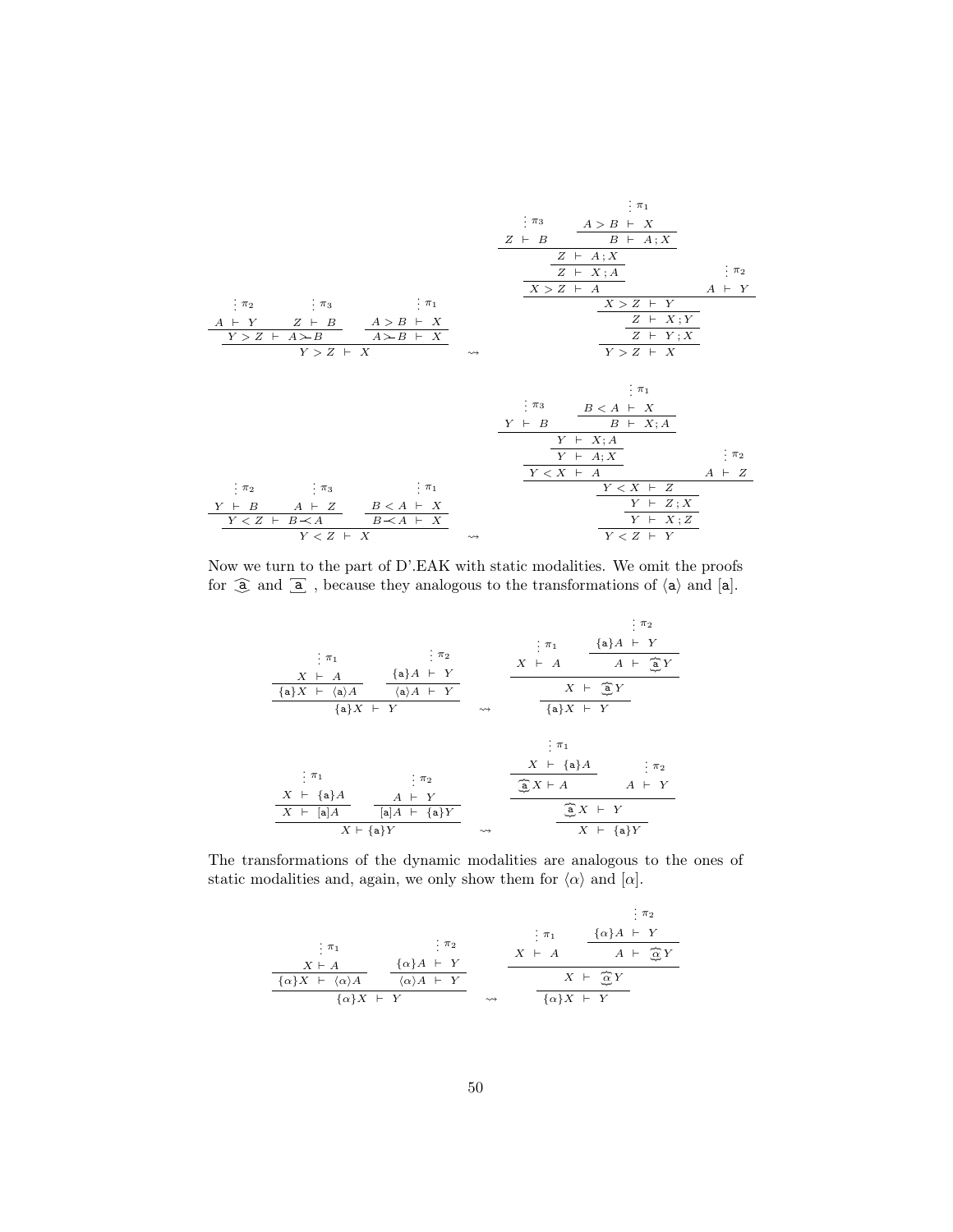$$
\dfrac{\dfrac{\overset{\vdots\, \pi_2}{A \vdash Y} \quad \overset{\vdots\, \pi_3}{Z \vdash B}}{Y > Z \vdash A \succ B} \quad \dfrac{\overset{\vdots\, \pi_1}{A > B \vdash X}}{A \succ B \vdash X}}{Y > Z \vdash X}
\quad \rightsquigarrow \quad
\dfrac{\dfrac{\dfrac{\dfrac{\dfrac{\overset{\vdots\, \pi_3}{Z \vdash B} \quad \dfrac{\overset{\vdots\, \pi_1}{A > B \vdash X}}{B \vdash A \,; X}}{Z \vdash A \,; X}}{Z \vdash X \,; A}}{X > Z \vdash A} \quad \overset{\vdots\, \pi_2}{A \vdash Y}}{X > Z \vdash Y}}{\dfrac{Z \vdash X \,; Y}{\dfrac{Z \vdash Y \,; X}{Y > Z \vdash X}}}
$$

$$
\dfrac{\dfrac{\overset{\vdots\, \pi_2}{Y \vdash B} \quad \overset{\vdots\, \pi_3}{A \vdash Z}}{Y < Z \vdash B \prec A} \quad \dfrac{\overset{\vdots\, \pi_1}{B < A \vdash X}}{B \prec A \vdash X}}{Y < Z \vdash X}
\quad \rightsquigarrow \quad
\dfrac{\dfrac{\dfrac{\dfrac{\dfrac{\overset{\vdots\, \pi_3}{Y \vdash B} \quad \dfrac{\overset{\vdots\, \pi_1}{B < A \vdash X}}{B \vdash X; A}}{Y \vdash X; A}}{Y \vdash A; X}}{Y < X \vdash A} \quad \overset{\vdots\, \pi_2}{A \vdash Z}}{Y < X \vdash Z}}{\dfrac{Y \vdash Z \,; X}{\dfrac{Y \vdash X \,; Z}{Y < Z \vdash Y}}}
$$

Now we turn to the part of D'.EAK with static modalities. We omit the proofs for $\widehat{\mathtt{a}}$ and $\overline{\mathtt{a}}$ , because they analogous to the transformations of $\langle \mathtt{a} \rangle$ and $[\mathtt{a}]$.

$$
\dfrac{\dfrac{\overset{\vdots\, \pi_1}{X \vdash A}}{\{\mathtt{a}\}X \vdash \langle \mathtt{a} \rangle A} \quad \dfrac{\overset{\vdots\, \pi_2}{\{\mathtt{a}\}A \vdash Y}}{\langle \mathtt{a} \rangle A \vdash Y}}{\{\mathtt{a}\}X \vdash Y}
\quad \rightsquigarrow \quad
\dfrac{\dfrac{\overset{\vdots\, \pi_1}{X \vdash A} \quad \dfrac{\overset{\vdots\, \pi_2}{\{\mathtt{a}\}A \vdash Y}}{A \vdash \widehat{\mathtt{a}}Y}}{X \vdash \widehat{\mathtt{a}}Y}}{\{\mathtt{a}\}X \vdash Y}
$$

$$
\dfrac{\dfrac{\overset{\vdots\, \pi_1}{X \vdash \{\mathtt{a}\}A}}{X \vdash [\mathtt{a}]A} \quad \dfrac{\overset{\vdots\, \pi_2}{A \vdash Y}}{[\mathtt{a}]A \vdash \{\mathtt{a}\}Y}}{X \vdash \{\mathtt{a}\}Y}
\quad \rightsquigarrow \quad
\dfrac{\dfrac{\dfrac{\overset{\vdots\, \pi_1}{X \vdash \{\mathtt{a}\}A}}{\widehat{\mathtt{a}}X \vdash A} \quad \overset{\vdots\, \pi_2}{A \vdash Y}}{\widehat{\mathtt{a}}X \vdash Y}}{X \vdash \{\mathtt{a}\}Y}
$$

The transformations of the dynamic modalities are analogous to the ones of static modalities and, again, we only show them for $\langle \alpha \rangle$ and $[\alpha]$.

$$
\dfrac{\dfrac{\overset{\vdots\, \pi_1}{X \vdash A}}{\{\alpha\}X \vdash \langle \alpha \rangle A} \quad \dfrac{\overset{\vdots\, \pi_2}{\{\alpha\}A \vdash Y}}{\langle \alpha \rangle A \vdash Y}}{\{\alpha\}X \vdash Y}
\quad \rightsquigarrow \quad
\dfrac{\dfrac{\overset{\vdots\, \pi_1}{X \vdash A} \quad \dfrac{\overset{\vdots\, \pi_2}{\{\alpha\}A \vdash Y}}{A \vdash \widehat{\alpha}Y}}{X \vdash \widehat{\alpha}Y}}{\{\alpha\}X \vdash Y}
$$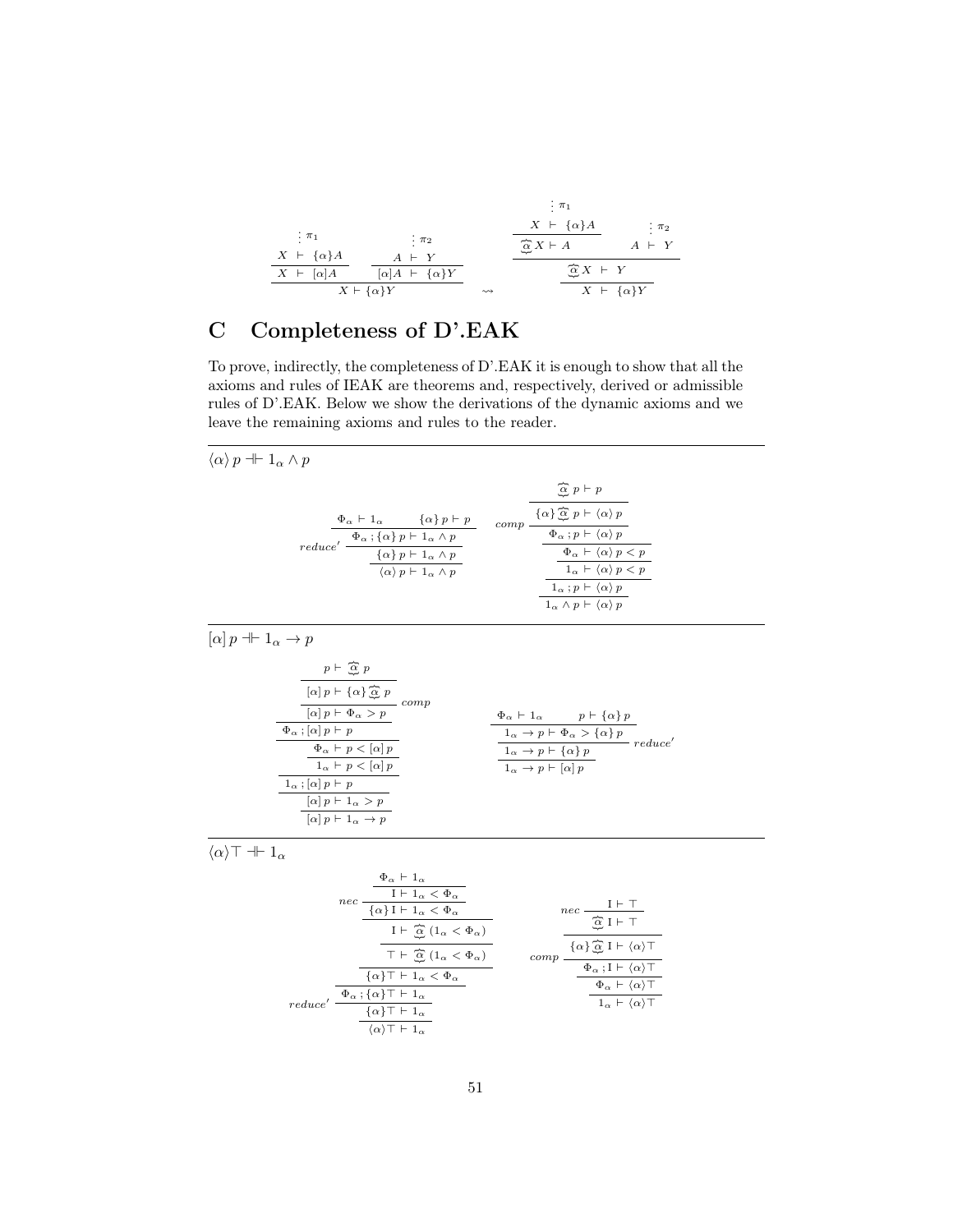$$
\dfrac{\dfrac{\begin{matrix}\vdots\ \pi_1\\ X \vdash \{\alpha\}A\end{matrix}}{X \vdash [\alpha]A} \qquad \dfrac{\begin{matrix}\vdots\ \pi_2\\ A \vdash Y\end{matrix}}{[\alpha]A \vdash \{\alpha\}Y}}{X \vdash \{\alpha\}Y}
\quad \rightsquigarrow \quad
\dfrac{\dfrac{\dfrac{\begin{matrix}\vdots\ \pi_1\\ X \vdash \{\alpha\}A\end{matrix}}{\widetilde{\alpha}\, X \vdash A} \qquad \begin{matrix}\vdots\ \pi_2\\ A \vdash Y\end{matrix}}{\widetilde{\alpha}\, X \vdash Y}}{X \vdash \{\alpha\}Y}
$$

## C Completeness of D'.EAK

To prove, indirectly, the completeness of D'.EAK it is enough to show that all the axioms and rules of IEAK are theorems and, respectively, derived or admissible rules of D'.EAK. Below we show the derivations of the dynamic axioms and we leave the remaining axioms and rules to the reader.

---

$\langle\alpha\rangle\, p \dashv\vdash 1_\alpha \wedge p$

$$
\dfrac{\dfrac{\Phi_\alpha \vdash 1_\alpha \qquad \{\alpha\}\, p \vdash p}{\Phi_\alpha\, ;\{\alpha\}\, p \vdash 1_\alpha \wedge p}\, reduce'}{\dfrac{\{\alpha\}\, p \vdash 1_\alpha \wedge p}{\langle\alpha\rangle\, p \vdash 1_\alpha \wedge p}}
\qquad
\dfrac{\dfrac{\dfrac{\dfrac{\dfrac{\dfrac{\widetilde{\alpha}\ p \vdash p}{\{\alpha\}\,\widetilde{\alpha}\ p \vdash \langle\alpha\rangle\, p}}{\Phi_\alpha\, ; p \vdash \langle\alpha\rangle\, p}\, comp}{\Phi_\alpha \vdash \langle\alpha\rangle\, p < p}}{1_\alpha \vdash \langle\alpha\rangle\, p < p}}{1_\alpha\, ; p \vdash \langle\alpha\rangle\, p}}{1_\alpha \wedge p \vdash \langle\alpha\rangle\, p}
$$

---

$[\alpha]\, p \dashv\vdash 1_\alpha \rightarrow p$

$$
\dfrac{\dfrac{\dfrac{\dfrac{\dfrac{\dfrac{\dfrac{\dfrac{p \vdash \widetilde{\alpha}\ p}{[\alpha]\, p \vdash \{\alpha\}\,\widetilde{\alpha}\ p}}{[\alpha]\, p \vdash \Phi_\alpha > p}\, comp}{\Phi_\alpha\, ; [\alpha]\, p \vdash p}}{\Phi_\alpha \vdash p < [\alpha]\, p}}{1_\alpha \vdash p < [\alpha]\, p}}{1_\alpha\, ; [\alpha]\, p \vdash p}}{[\alpha]\, p \vdash 1_\alpha > p}}{[\alpha]\, p \vdash 1_\alpha \rightarrow p}
\qquad
\dfrac{\dfrac{\dfrac{\Phi_\alpha \vdash 1_\alpha \qquad p \vdash \{\alpha\}\, p}{1_\alpha \rightarrow p \vdash \Phi_\alpha > \{\alpha\}\, p}}{1_\alpha \rightarrow p \vdash \{\alpha\}\, p}\, reduce'}{1_\alpha \rightarrow p \vdash [\alpha]\, p}
$$

---

$\langle\alpha\rangle\top \dashv\vdash 1_\alpha$

$$
\dfrac{\dfrac{\dfrac{\dfrac{\dfrac{\dfrac{\dfrac{\Phi_\alpha \vdash 1_\alpha}{\mathrm{I} \vdash 1_\alpha < \Phi_\alpha}}{\{\alpha\}\,\mathrm{I} \vdash 1_\alpha < \Phi_\alpha}\, nec}{\mathrm{I} \vdash \widetilde{\alpha}\ (1_\alpha < \Phi_\alpha)}}{\top \vdash \widetilde{\alpha}\ (1_\alpha < \Phi_\alpha)}}{\{\alpha\}\top \vdash 1_\alpha < \Phi_\alpha}}{\Phi_\alpha\, ; \{\alpha\}\top \vdash 1_\alpha}\, reduce'}{\dfrac{\{\alpha\}\top \vdash 1_\alpha}{\langle\alpha\rangle\top \vdash 1_\alpha}}
\qquad
\dfrac{\dfrac{\dfrac{\dfrac{\dfrac{\mathrm{I} \vdash \top}{\widetilde{\alpha}\ \mathrm{I} \vdash \top}\, nec}{\{\alpha\}\,\widetilde{\alpha}\ \mathrm{I} \vdash \langle\alpha\rangle\top}}{\Phi_\alpha\, ; \mathrm{I} \vdash \langle\alpha\rangle\top}\, comp}{\Phi_\alpha \vdash \langle\alpha\rangle\top}}{1_\alpha \vdash \langle\alpha\rangle\top}
$$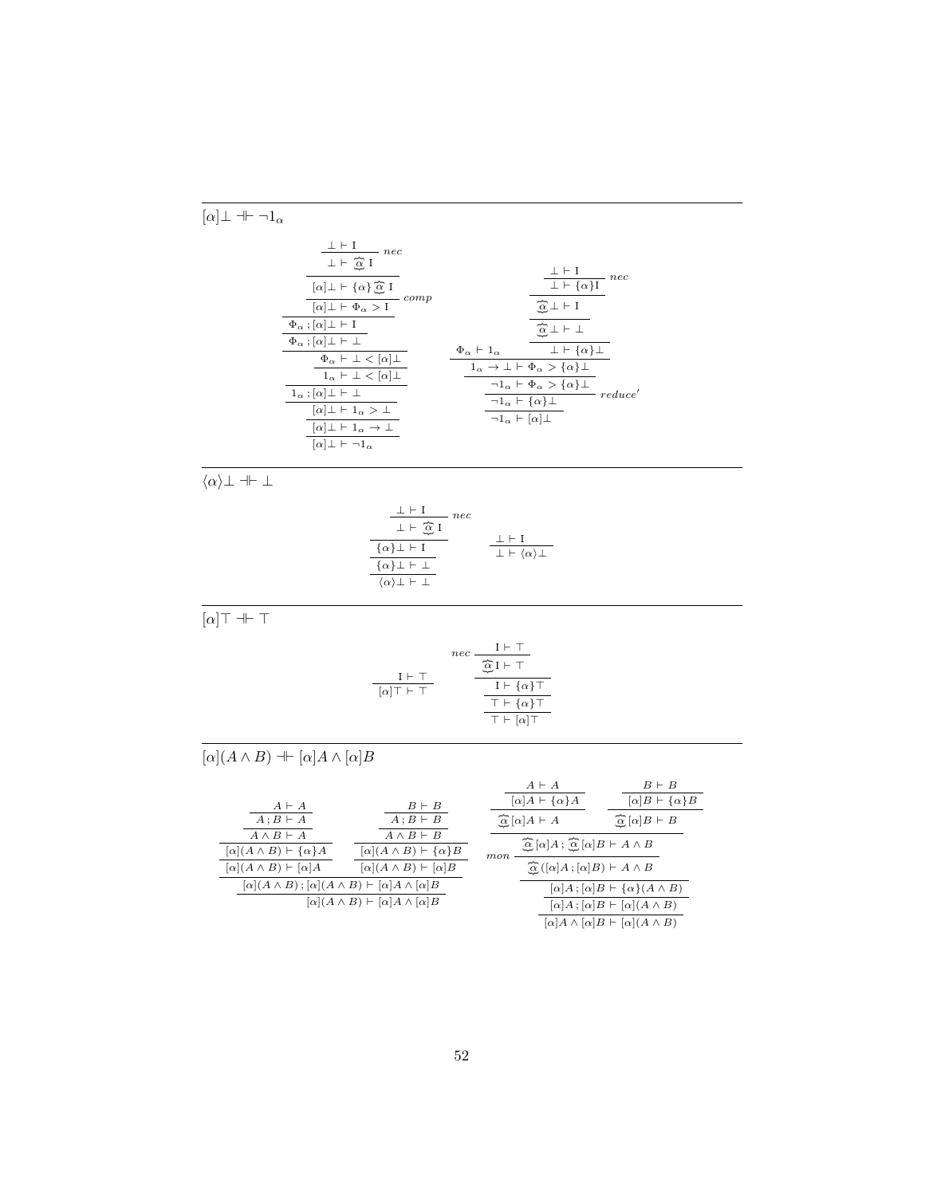$[\alpha]\bot \dashv\vdash \neg 1_\alpha$

$$
\cfrac{\cfrac{\cfrac{\cfrac{\cfrac{\cfrac{\cfrac{\cfrac{\cfrac{\cfrac{\cfrac{\bot \vdash \mathrm{I}}{\bot \vdash \widetilde{\alpha}\,\mathrm{I}}\ nec}{[\alpha]\bot \vdash \{\alpha\}\widetilde{\alpha}\,\mathrm{I}}}{[\alpha]\bot \vdash \Phi_\alpha > \mathrm{I}}\ comp}{\Phi_\alpha\,;[\alpha]\bot \vdash \mathrm{I}}}{\Phi_\alpha\,;[\alpha]\bot \vdash \bot}}{\Phi_\alpha \vdash \bot < [\alpha]\bot}}{1_\alpha \vdash \bot < [\alpha]\bot}}{1_\alpha\,;[\alpha]\bot \vdash \bot}}{[\alpha]\bot \vdash 1_\alpha > \bot}}{[\alpha]\bot \vdash 1_\alpha \to \bot}}{[\alpha]\bot \vdash \neg 1_\alpha}
$$

$$
\cfrac{\cfrac{\cfrac{\cfrac{\Phi_\alpha \vdash 1_\alpha \quad \cfrac{\cfrac{\cfrac{\cfrac{\bot \vdash \mathrm{I}}{\bot \vdash \{\alpha\}\mathrm{I}}\ nec}{\widetilde{\alpha}\bot \vdash \mathrm{I}}}{\widetilde{\alpha}\bot \vdash \bot}}{\bot \vdash \{\alpha\}\bot}}{1_\alpha \to \bot \vdash \Phi_\alpha > \{\alpha\}\bot}}{\neg 1_\alpha \vdash \Phi_\alpha > \{\alpha\}\bot}}{\neg 1_\alpha \vdash \{\alpha\}\bot}\ reduce'}{\neg 1_\alpha \vdash [\alpha]\bot}
$$

$\langle\alpha\rangle\bot \dashv\vdash \bot$

$$
\cfrac{\cfrac{\cfrac{\cfrac{\bot \vdash \mathrm{I}}{\bot \vdash \widetilde{\alpha}\,\mathrm{I}}\ nec}{\{\alpha\}\bot \vdash \mathrm{I}}}{\{\alpha\}\bot \vdash \bot}}{\langle\alpha\rangle\bot \vdash \bot}
\qquad
\cfrac{\bot \vdash \mathrm{I}}{\bot \vdash \langle\alpha\rangle\bot}
$$

$[\alpha]\top \dashv\vdash \top$

$$
\cfrac{\mathrm{I} \vdash \top}{[\alpha]\top \vdash \top}
\qquad
\cfrac{\cfrac{\cfrac{nec\ \cfrac{\mathrm{I} \vdash \top}{\widetilde{\alpha}\,\mathrm{I} \vdash \top}}{\mathrm{I} \vdash \{\alpha\}\top}}{\top \vdash \{\alpha\}\top}}{\top \vdash [\alpha]\top}
$$

$[\alpha](A \wedge B) \dashv\vdash [\alpha]A \wedge [\alpha]B$

$$
\cfrac{\cfrac{\cfrac{\cfrac{\cfrac{\cfrac{A \vdash A}{A\,;B \vdash A}}{A \wedge B \vdash A}}{[\alpha](A \wedge B) \vdash \{\alpha\}A}}{[\alpha](A \wedge B) \vdash [\alpha]A} \quad \cfrac{\cfrac{\cfrac{\cfrac{B \vdash B}{A\,;B \vdash B}}{A \wedge B \vdash B}}{[\alpha](A \wedge B) \vdash \{\alpha\}B}}{[\alpha](A \wedge B) \vdash [\alpha]B}}{[\alpha](A \wedge B)\,;[\alpha](A \wedge B) \vdash [\alpha]A \wedge [\alpha]B}}{[\alpha](A \wedge B) \vdash [\alpha]A \wedge [\alpha]B}
$$

$$
\cfrac{\cfrac{\cfrac{\cfrac{mon\ \cfrac{\cfrac{\cfrac{A \vdash A}{[\alpha]A \vdash \{\alpha\}A}}{\widetilde{\alpha}\,[\alpha]A \vdash A} \quad \cfrac{\cfrac{B \vdash B}{[\alpha]B \vdash \{\alpha\}B}}{\widetilde{\alpha}\,[\alpha]B \vdash B}}{\widetilde{\alpha}\,[\alpha]A\,;\widetilde{\alpha}\,[\alpha]B \vdash A \wedge B}}{\widetilde{\alpha}\,([\alpha]A\,;[\alpha]B) \vdash A \wedge B}}{[\alpha]A\,;[\alpha]B \vdash \{\alpha\}(A \wedge B)}}{[\alpha]A\,;[\alpha]B \vdash [\alpha](A \wedge B)}}{[\alpha]A \wedge [\alpha]B \vdash [\alpha](A \wedge B)}
$$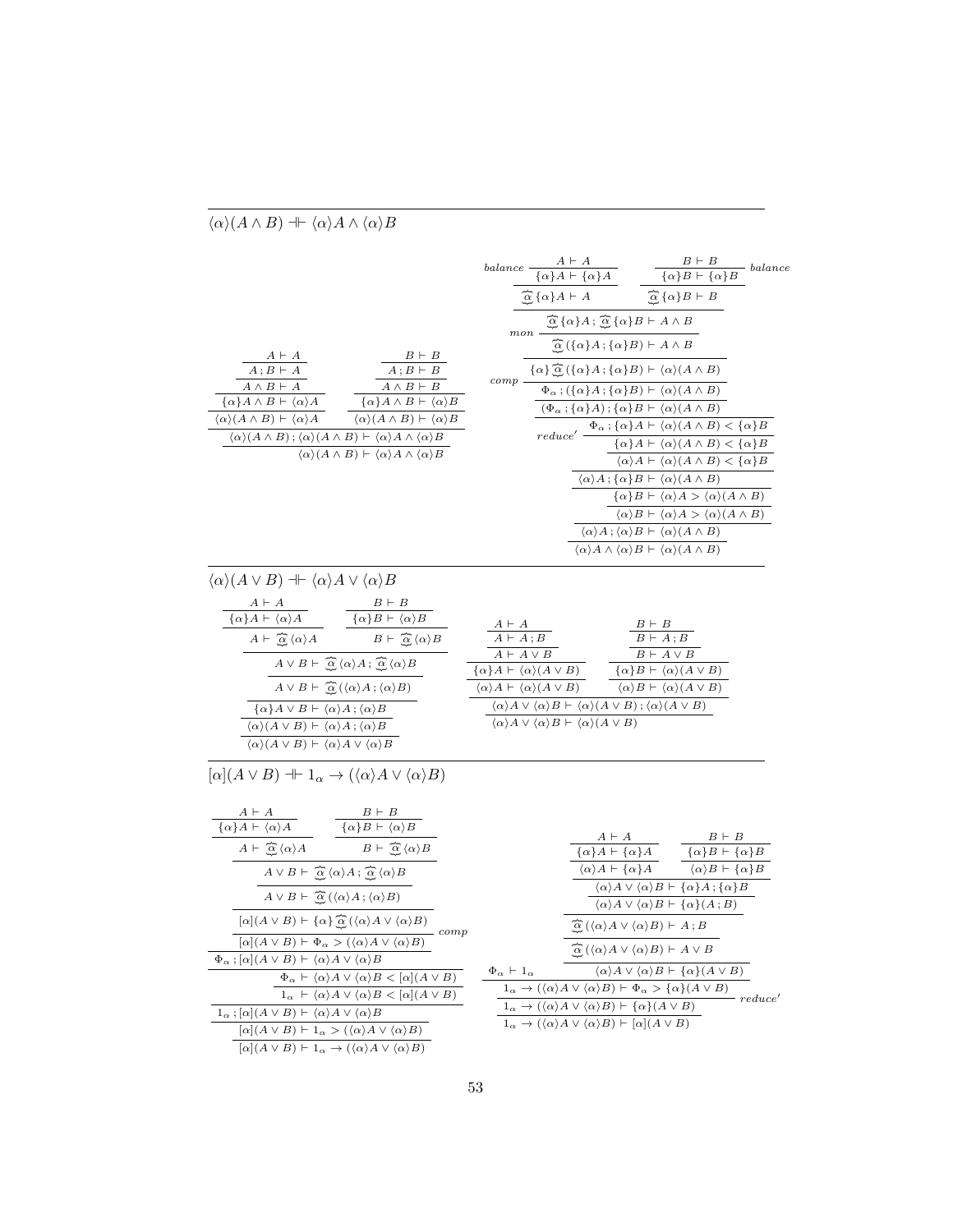$\langle\alpha\rangle(A \wedge B) \dashv\vdash \langle\alpha\rangle A \wedge \langle\alpha\rangle B$

$$
\dfrac{\dfrac{\dfrac{\dfrac{\dfrac{\dfrac{A \vdash A}{A\,;B \vdash A}}{A \wedge B \vdash A}}{\{\alpha\}A \wedge B \vdash \langle\alpha\rangle A}}{\langle\alpha\rangle(A \wedge B) \vdash \langle\alpha\rangle A} \quad \dfrac{\dfrac{\dfrac{\dfrac{B \vdash B}{A\,;B \vdash B}}{A \wedge B \vdash B}}{\{\alpha\}A \wedge B \vdash \langle\alpha\rangle B}}{\langle\alpha\rangle(A \wedge B) \vdash \langle\alpha\rangle B}}{\langle\alpha\rangle(A \wedge B)\,;\langle\alpha\rangle(A \wedge B) \vdash \langle\alpha\rangle A \wedge \langle\alpha\rangle B}}{\langle\alpha\rangle(A \wedge B) \vdash \langle\alpha\rangle A \wedge \langle\alpha\rangle B}
$$

$$
\dfrac{\dfrac{\dfrac{\dfrac{\dfrac{\dfrac{\dfrac{\dfrac{\dfrac{\dfrac{\dfrac{\dfrac{\dfrac{\dfrac{\dfrac{\dfrac{\dfrac{A \vdash A}{\{\alpha\}A \vdash \{\alpha\}A}\;balance}{\overset{\frown}{\underset{\smile}{\alpha}}\{\alpha\}A \vdash A} \quad \dfrac{\dfrac{B \vdash B}{\{\alpha\}B \vdash \{\alpha\}B}\;balance}{\overset{\frown}{\underset{\smile}{\alpha}}\{\alpha\}B \vdash B}}{\overset{\frown}{\underset{\smile}{\alpha}}\{\alpha\}A\,;\overset{\frown}{\underset{\smile}{\alpha}}\{\alpha\}B \vdash A \wedge B}}{\overset{\frown}{\underset{\smile}{\alpha}}(\{\alpha\}A\,;\{\alpha\}B) \vdash A \wedge B}\;mon}{\{\alpha\}\overset{\frown}{\underset{\smile}{\alpha}}(\{\alpha\}A\,;\{\alpha\}B) \vdash \langle\alpha\rangle(A \wedge B)}}{\Phi_\alpha\,;(\{\alpha\}A\,;\{\alpha\}B) \vdash \langle\alpha\rangle(A \wedge B)}\;comp}{(\Phi_\alpha\,;\{\alpha\}A)\,;\{\alpha\}B \vdash \langle\alpha\rangle(A \wedge B)}}{\Phi_\alpha\,;\{\alpha\}A \vdash \langle\alpha\rangle(A \wedge B) < \{\alpha\}B}}{\{\alpha\}A \vdash \langle\alpha\rangle(A \wedge B) < \{\alpha\}B}\;reduce'}{\langle\alpha\rangle A \vdash \langle\alpha\rangle(A \wedge B) < \{\alpha\}B}}{\langle\alpha\rangle A\,;\{\alpha\}B \vdash \langle\alpha\rangle(A \wedge B)}}{\{\alpha\}B \vdash \langle\alpha\rangle A > \langle\alpha\rangle(A \wedge B)}}{\langle\alpha\rangle B \vdash \langle\alpha\rangle A > \langle\alpha\rangle(A \wedge B)}}{\langle\alpha\rangle A\,;\langle\alpha\rangle B \vdash \langle\alpha\rangle(A \wedge B)}}{\langle\alpha\rangle A \wedge \langle\alpha\rangle B \vdash \langle\alpha\rangle(A \wedge B)}
$$

$\langle\alpha\rangle(A \vee B) \dashv\vdash \langle\alpha\rangle A \vee \langle\alpha\rangle B$

$$
\dfrac{\dfrac{\dfrac{\dfrac{\dfrac{\dfrac{\dfrac{A \vdash A}{\{\alpha\}A \vdash \langle\alpha\rangle A}}{A \vdash \overset{\frown}{\underset{\smile}{\alpha}}\langle\alpha\rangle A} \quad \dfrac{\dfrac{B \vdash B}{\{\alpha\}B \vdash \langle\alpha\rangle B}}{B \vdash \overset{\frown}{\underset{\smile}{\alpha}}\langle\alpha\rangle B}}{A \vee B \vdash \overset{\frown}{\underset{\smile}{\alpha}}\langle\alpha\rangle A\,;\overset{\frown}{\underset{\smile}{\alpha}}\langle\alpha\rangle B}}{A \vee B \vdash \overset{\frown}{\underset{\smile}{\alpha}}(\langle\alpha\rangle A\,;\langle\alpha\rangle B)}}{\{\alpha\}A \vee B \vdash \langle\alpha\rangle A\,;\langle\alpha\rangle B}}{\langle\alpha\rangle(A \vee B) \vdash \langle\alpha\rangle A\,;\langle\alpha\rangle B}}{\langle\alpha\rangle(A \vee B) \vdash \langle\alpha\rangle A \vee \langle\alpha\rangle B}
$$

$$
\dfrac{\dfrac{\dfrac{\dfrac{\dfrac{\dfrac{A \vdash A}{A \vdash A\,;B}}{A \vdash A \vee B}}{\{\alpha\}A \vdash \langle\alpha\rangle(A \vee B)}}{\langle\alpha\rangle A \vdash \langle\alpha\rangle(A \vee B)} \quad \dfrac{\dfrac{\dfrac{\dfrac{B \vdash B}{B \vdash A\,;B}}{B \vdash A \vee B}}{\{\alpha\}B \vdash \langle\alpha\rangle(A \vee B)}}{\langle\alpha\rangle B \vdash \langle\alpha\rangle(A \vee B)}}{\langle\alpha\rangle A \vee \langle\alpha\rangle B \vdash \langle\alpha\rangle(A \vee B)\,;\langle\alpha\rangle(A \vee B)}}{\langle\alpha\rangle A \vee \langle\alpha\rangle B \vdash \langle\alpha\rangle(A \vee B)}
$$

$[\alpha](A \vee B) \dashv\vdash 1_\alpha \rightarrow (\langle\alpha\rangle A \vee \langle\alpha\rangle B)$

$$
\dfrac{\dfrac{\dfrac{\dfrac{\dfrac{\dfrac{\dfrac{\dfrac{\dfrac{\dfrac{\dfrac{\dfrac{A \vdash A}{\{\alpha\}A \vdash \langle\alpha\rangle A}}{A \vdash \overset{\frown}{\underset{\smile}{\alpha}}\langle\alpha\rangle A} \quad \dfrac{\dfrac{B \vdash B}{\{\alpha\}B \vdash \langle\alpha\rangle B}}{B \vdash \overset{\frown}{\underset{\smile}{\alpha}}\langle\alpha\rangle B}}{A \vee B \vdash \overset{\frown}{\underset{\smile}{\alpha}}\langle\alpha\rangle A\,;\overset{\frown}{\underset{\smile}{\alpha}}\langle\alpha\rangle B}}{A \vee B \vdash \overset{\frown}{\underset{\smile}{\alpha}}(\langle\alpha\rangle A\,;\langle\alpha\rangle B)}}{[\alpha](A \vee B) \vdash \{\alpha\}\overset{\frown}{\underset{\smile}{\alpha}}(\langle\alpha\rangle A \vee \langle\alpha\rangle B)}}{[\alpha](A \vee B) \vdash \Phi_\alpha > (\langle\alpha\rangle A \vee \langle\alpha\rangle B)}\;comp}{\Phi_\alpha\,;[\alpha](A \vee B) \vdash \langle\alpha\rangle A \vee \langle\alpha\rangle B}}{\Phi_\alpha \vdash \langle\alpha\rangle A \vee \langle\alpha\rangle B < [\alpha](A \vee B)}}{1_\alpha \vdash \langle\alpha\rangle A \vee \langle\alpha\rangle B < [\alpha](A \vee B)}}{1_\alpha\,;[\alpha](A \vee B) \vdash \langle\alpha\rangle A \vee \langle\alpha\rangle B}}{[\alpha](A \vee B) \vdash 1_\alpha > (\langle\alpha\rangle A \vee \langle\alpha\rangle B)}}{[\alpha](A \vee B) \vdash 1_\alpha \rightarrow (\langle\alpha\rangle A \vee \langle\alpha\rangle B)}
$$

$$
\dfrac{\dfrac{\dfrac{\Phi_\alpha \vdash 1_\alpha \quad \dfrac{\dfrac{\dfrac{\dfrac{\dfrac{\dfrac{\dfrac{A \vdash A}{\{\alpha\}A \vdash \{\alpha\}A}}{\langle\alpha\rangle A \vdash \{\alpha\}A} \quad \dfrac{\dfrac{B \vdash B}{\{\alpha\}B \vdash \{\alpha\}B}}{\langle\alpha\rangle B \vdash \{\alpha\}B}}{\langle\alpha\rangle A \vee \langle\alpha\rangle B \vdash \{\alpha\}A\,;\{\alpha\}B}}{\langle\alpha\rangle A \vee \langle\alpha\rangle B \vdash \{\alpha\}(A\,;B)}}{\overset{\frown}{\underset{\smile}{\alpha}}(\langle\alpha\rangle A \vee \langle\alpha\rangle B) \vdash A\,;B}}{\overset{\frown}{\underset{\smile}{\alpha}}(\langle\alpha\rangle A \vee \langle\alpha\rangle B) \vdash A \vee B}}{\langle\alpha\rangle A \vee \langle\alpha\rangle B \vdash \{\alpha\}(A \vee B)}}{1_\alpha \rightarrow (\langle\alpha\rangle A \vee \langle\alpha\rangle B) \vdash \Phi_\alpha > \{\alpha\}(A \vee B)}}{1_\alpha \rightarrow (\langle\alpha\rangle A \vee \langle\alpha\rangle B) \vdash \{\alpha\}(A \vee B)}\;reduce'}{1_\alpha \rightarrow (\langle\alpha\rangle A \vee \langle\alpha\rangle B) \vdash [\alpha](A \vee B)}
$$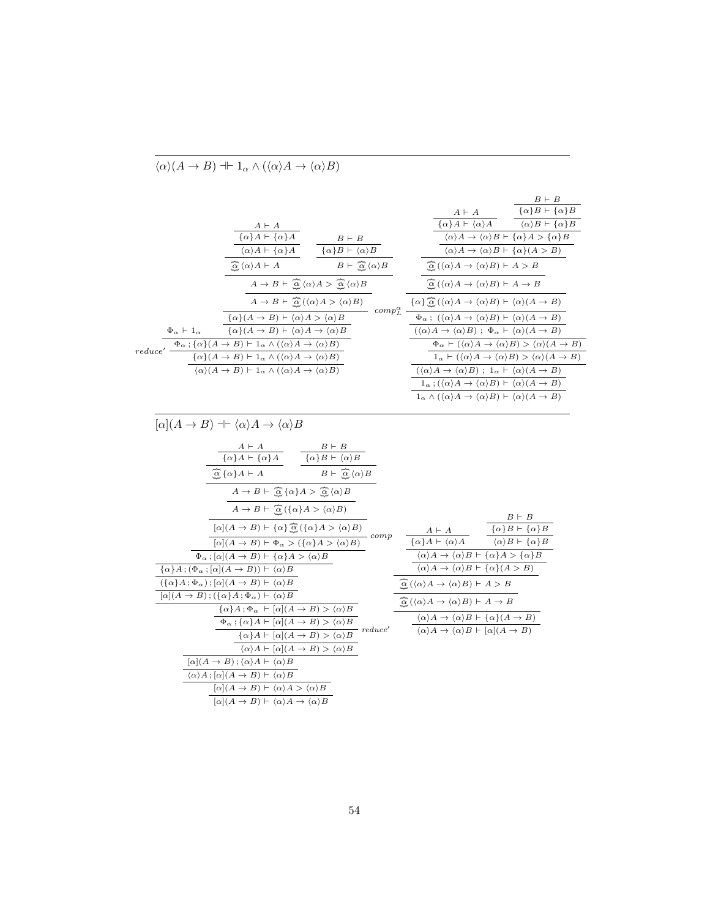$\langle\alpha\rangle(A \rightarrow B) \dashv\vdash 1_\alpha \wedge (\langle\alpha\rangle A \rightarrow \langle\alpha\rangle B)$

$$
\begin{array}{c}
A \vdash A \\ \hline
\{\alpha\}A \vdash \{\alpha\}A \\ \hline
\langle\alpha\rangle A \vdash \{\alpha\}A \\ \hline
\widehat{\underset{\smile}{\alpha}}\,\langle\alpha\rangle A \vdash A
\end{array}
\qquad
\begin{array}{c}
B \vdash B \\ \hline
\{\alpha\}B \vdash \langle\alpha\rangle B \\ \hline
B \vdash \widehat{\underset{\smile}{\alpha}}\,\langle\alpha\rangle B
\end{array}
$$

$$
\begin{array}{c}
A \rightarrow B \vdash \widehat{\underset{\smile}{\alpha}}\,\langle\alpha\rangle A > \widehat{\underset{\smile}{\alpha}}\,\langle\alpha\rangle B \\ \hline
A \rightarrow B \vdash \widehat{\underset{\smile}{\alpha}}\,(\langle\alpha\rangle A > \langle\alpha\rangle B) \\ \hline
\{\alpha\}(A \rightarrow B) \vdash \langle\alpha\rangle A > \langle\alpha\rangle B \\ \hline
\{\alpha\}(A \rightarrow B) \vdash \langle\alpha\rangle A \rightarrow \langle\alpha\rangle B
\end{array}
\qquad
\Phi_\alpha \vdash 1_\alpha
$$

$$
\begin{array}{c}
\Phi_\alpha \,; \{\alpha\}(A \rightarrow B) \vdash 1_\alpha \wedge (\langle\alpha\rangle A \rightarrow \langle\alpha\rangle B) \\ \hline
\{\alpha\}(A \rightarrow B) \vdash 1_\alpha \wedge (\langle\alpha\rangle A \rightarrow \langle\alpha\rangle B) \quad \textit{reduce}' \\ \hline
\langle\alpha\rangle(A \rightarrow B) \vdash 1_\alpha \wedge (\langle\alpha\rangle A \rightarrow \langle\alpha\rangle B)
\end{array}
$$

$$
\begin{array}{c}
A \vdash A \\ \hline
\{\alpha\}A \vdash \langle\alpha\rangle A
\end{array}
\qquad
\begin{array}{c}
B \vdash B \\ \hline
\{\alpha\}B \vdash \{\alpha\}B \\ \hline
\langle\alpha\rangle B \vdash \{\alpha\}B
\end{array}
$$

$$
\begin{array}{c}
\langle\alpha\rangle A \rightarrow \langle\alpha\rangle B \vdash \{\alpha\}A > \{\alpha\}B \\ \hline
\langle\alpha\rangle A \rightarrow \langle\alpha\rangle B \vdash \{\alpha\}(A > B) \\ \hline
\widehat{\underset{\smile}{\alpha}}\,(\langle\alpha\rangle A \rightarrow \langle\alpha\rangle B) \vdash A > B \\ \hline
\widehat{\underset{\smile}{\alpha}}\,(\langle\alpha\rangle A \rightarrow \langle\alpha\rangle B) \vdash A \rightarrow B \\ \hline
\{\alpha\}\,\widehat{\underset{\smile}{\alpha}}\,(\langle\alpha\rangle A \rightarrow \langle\alpha\rangle B) \vdash \langle\alpha\rangle(A \rightarrow B) \\ \hline
\Phi_\alpha \,;\, (\langle\alpha\rangle A \rightarrow \langle\alpha\rangle B) \vdash \langle\alpha\rangle(A \rightarrow B) \quad comp^\alpha_L \\ \hline
(\langle\alpha\rangle A \rightarrow \langle\alpha\rangle B) \,;\, \Phi_\alpha \vdash \langle\alpha\rangle(A \rightarrow B) \\ \hline
\Phi_\alpha \vdash (\langle\alpha\rangle A \rightarrow \langle\alpha\rangle B) > \langle\alpha\rangle(A \rightarrow B) \\ \hline
1_\alpha \vdash (\langle\alpha\rangle A \rightarrow \langle\alpha\rangle B) > \langle\alpha\rangle(A \rightarrow B) \\ \hline
(\langle\alpha\rangle A \rightarrow \langle\alpha\rangle B) \,;\, 1_\alpha \vdash \langle\alpha\rangle(A \rightarrow B) \\ \hline
1_\alpha \,; (\langle\alpha\rangle A \rightarrow \langle\alpha\rangle B) \vdash \langle\alpha\rangle(A \rightarrow B) \\ \hline
1_\alpha \wedge (\langle\alpha\rangle A \rightarrow \langle\alpha\rangle B) \vdash \langle\alpha\rangle(A \rightarrow B)
\end{array}
$$

$[\alpha](A \rightarrow B) \dashv\vdash \langle\alpha\rangle A \rightarrow \langle\alpha\rangle B$

$$
\begin{array}{c}
A \vdash A \\ \hline
\{\alpha\}A \vdash \{\alpha\}A \\ \hline
\widehat{\underset{\smile}{\alpha}}\,\{\alpha\}A \vdash A
\end{array}
\qquad
\begin{array}{c}
B \vdash B \\ \hline
\{\alpha\}B \vdash \langle\alpha\rangle B \\ \hline
B \vdash \widehat{\underset{\smile}{\alpha}}\,\langle\alpha\rangle B
\end{array}
$$

$$
\begin{array}{c}
A \rightarrow B \vdash \widehat{\underset{\smile}{\alpha}}\,\{\alpha\}A > \widehat{\underset{\smile}{\alpha}}\,\langle\alpha\rangle B \\ \hline
A \rightarrow B \vdash \widehat{\underset{\smile}{\alpha}}\,(\{\alpha\}A > \langle\alpha\rangle B) \\ \hline
[\alpha](A \rightarrow B) \vdash \{\alpha\}\,\widehat{\underset{\smile}{\alpha}}\,(\{\alpha\}A > \langle\alpha\rangle B) \\ \hline
[\alpha](A \rightarrow B) \vdash \Phi_\alpha > (\{\alpha\}A > \langle\alpha\rangle B) \quad comp \\ \hline
\Phi_\alpha \,; [\alpha](A \rightarrow B) \vdash \{\alpha\}A > \langle\alpha\rangle B \\ \hline
\{\alpha\}A \,; (\Phi_\alpha \,; [\alpha](A \rightarrow B)) \vdash \langle\alpha\rangle B \\ \hline
(\{\alpha\}A \,; \Phi_\alpha) \,; [\alpha](A \rightarrow B) \vdash \langle\alpha\rangle B \\ \hline
[\alpha](A \rightarrow B) \,; (\{\alpha\}A \,; \Phi_\alpha) \vdash \langle\alpha\rangle B \\ \hline
\{\alpha\}A \,; \Phi_\alpha \vdash [\alpha](A \rightarrow B) > \langle\alpha\rangle B \\ \hline
\Phi_\alpha \,; \{\alpha\}A \vdash [\alpha](A \rightarrow B) > \langle\alpha\rangle B \\ \hline
\{\alpha\}A \vdash [\alpha](A \rightarrow B) > \langle\alpha\rangle B \quad \textit{reduce}' \\ \hline
\langle\alpha\rangle A \vdash [\alpha](A \rightarrow B) > \langle\alpha\rangle B \\ \hline
[\alpha](A \rightarrow B) \,; \langle\alpha\rangle A \vdash \langle\alpha\rangle B \\ \hline
\langle\alpha\rangle A \,; [\alpha](A \rightarrow B) \vdash \langle\alpha\rangle B \\ \hline
[\alpha](A \rightarrow B) \vdash \langle\alpha\rangle A > \langle\alpha\rangle B \\ \hline
[\alpha](A \rightarrow B) \vdash \langle\alpha\rangle A \rightarrow \langle\alpha\rangle B
\end{array}
$$

$$
\begin{array}{c}
A \vdash A \\ \hline
\{\alpha\}A \vdash \langle\alpha\rangle A
\end{array}
\qquad
\begin{array}{c}
B \vdash B \\ \hline
\{\alpha\}B \vdash \{\alpha\}B \\ \hline
\langle\alpha\rangle B \vdash \{\alpha\}B
\end{array}
$$

$$
\begin{array}{c}
\langle\alpha\rangle A \rightarrow \langle\alpha\rangle B \vdash \{\alpha\}A > \{\alpha\}B \\ \hline
\langle\alpha\rangle A \rightarrow \langle\alpha\rangle B \vdash \{\alpha\}(A > B) \\ \hline
\widehat{\underset{\smile}{\alpha}}\,(\langle\alpha\rangle A \rightarrow \langle\alpha\rangle B) \vdash A > B \\ \hline
\widehat{\underset{\smile}{\alpha}}\,(\langle\alpha\rangle A \rightarrow \langle\alpha\rangle B) \vdash A \rightarrow B \\ \hline
\langle\alpha\rangle A \rightarrow \langle\alpha\rangle B \vdash \{\alpha\}(A \rightarrow B) \\ \hline
\langle\alpha\rangle A \rightarrow \langle\alpha\rangle B \vdash [\alpha](A \rightarrow B)
\end{array}
$$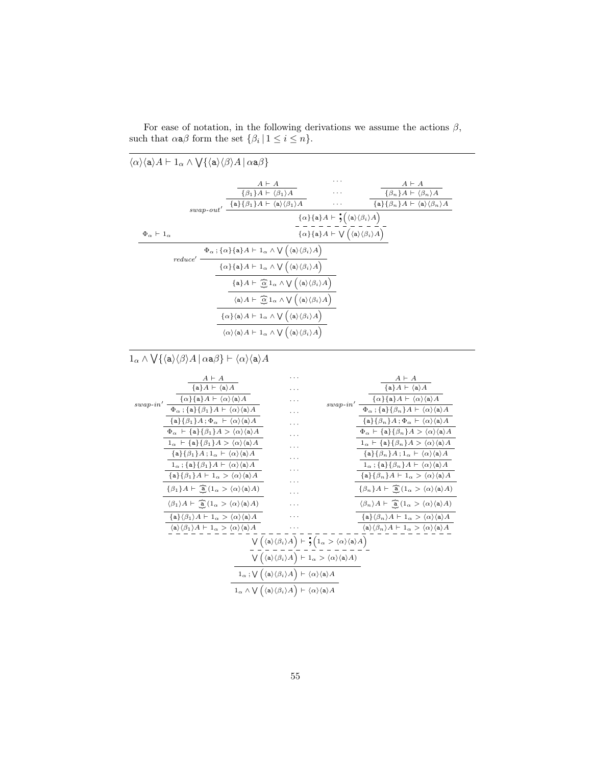For ease of notation, in the following derivations we assume the actions $\beta$, such that $\alpha \mathsf{a} \beta$ form the set $\{\beta_i \mid 1 \le i \le n\}$.

---

$\langle\alpha\rangle\langle\mathsf{a}\rangle A \vdash 1_\alpha \wedge \bigvee\{\langle\mathsf{a}\rangle\langle\beta\rangle A \mid \alpha\mathsf{a}\beta\}$

$$
\dfrac{
\Phi_\alpha \vdash 1_\alpha
\qquad
\dfrac{
\dfrac{
\dfrac{\dfrac{A \vdash A}{\{\beta_1\}A \vdash \langle\beta_1\rangle A}}{\{\mathsf{a}\}\{\beta_1\}A \vdash \langle\mathsf{a}\rangle\langle\beta_1\rangle A}
\quad \cdots \quad
\dfrac{\dfrac{A \vdash A}{\{\beta_n\}A \vdash \langle\beta_n\rangle A}}{\{\mathsf{a}\}\{\beta_n\}A \vdash \langle\mathsf{a}\rangle\langle\beta_n\rangle A}
}{\{\alpha\}\{\mathsf{a}\}A \vdash ;\left(\langle\mathsf{a}\rangle\langle\beta_i\rangle A\right)}\ swap\text{-}out'
}{\{\alpha\}\{\mathsf{a}\}A \vdash \bigvee\left(\langle\mathsf{a}\rangle\langle\beta_i\rangle A\right)}
}{
\dfrac{
\dfrac{
\dfrac{
\dfrac{
\dfrac{\Phi_\alpha ; \{\alpha\}\{\mathsf{a}\}A \vdash 1_\alpha \wedge \bigvee\left(\langle\mathsf{a}\rangle\langle\beta_i\rangle A\right)}{\{\alpha\}\{\mathsf{a}\}A \vdash 1_\alpha \wedge \bigvee\left(\langle\mathsf{a}\rangle\langle\beta_i\rangle A\right)}\ reduce'
}{\{\mathsf{a}\}A \vdash \widetilde{\alpha}\, 1_\alpha \wedge \bigvee\left(\langle\mathsf{a}\rangle\langle\beta_i\rangle A\right)}
}{\langle\mathsf{a}\rangle A \vdash \widetilde{\alpha}\, 1_\alpha \wedge \bigvee\left(\langle\mathsf{a}\rangle\langle\beta_i\rangle A\right)}
}{\{\alpha\}\langle\mathsf{a}\rangle A \vdash 1_\alpha \wedge \bigvee\left(\langle\mathsf{a}\rangle\langle\beta_i\rangle A\right)}
}{\langle\alpha\rangle\langle\mathsf{a}\rangle A \vdash 1_\alpha \wedge \bigvee\left(\langle\mathsf{a}\rangle\langle\beta_i\rangle A\right)}
}
$$

---

$1_\alpha \wedge \bigvee\{\langle\mathsf{a}\rangle\langle\beta\rangle A \mid \alpha\mathsf{a}\beta\} \vdash \langle\alpha\rangle\langle\mathsf{a}\rangle A$

For each $i$ ($1 \le i \le n$):

$$
\dfrac{
\dfrac{
\dfrac{
\dfrac{
\dfrac{
\dfrac{
\dfrac{
\dfrac{
\dfrac{
\dfrac{
\dfrac{
\dfrac{A \vdash A}{\{\mathsf{a}\}A \vdash \langle\mathsf{a}\rangle A}
}{\{\alpha\}\{\mathsf{a}\}A \vdash \langle\alpha\rangle\langle\mathsf{a}\rangle A}
}{\Phi_\alpha ; \{\mathsf{a}\}\{\beta_i\}A \vdash \langle\alpha\rangle\langle\mathsf{a}\rangle A}\ swap\text{-}in'
}{\{\mathsf{a}\}\{\beta_i\}A ; \Phi_\alpha \vdash \langle\alpha\rangle\langle\mathsf{a}\rangle A}
}{\Phi_\alpha \vdash \{\mathsf{a}\}\{\beta_i\}A > \langle\alpha\rangle\langle\mathsf{a}\rangle A}
}{1_\alpha \vdash \{\mathsf{a}\}\{\beta_i\}A > \langle\alpha\rangle\langle\mathsf{a}\rangle A}
}{\{\mathsf{a}\}\{\beta_i\}A ; 1_\alpha \vdash \langle\alpha\rangle\langle\mathsf{a}\rangle A}
}{1_\alpha ; \{\mathsf{a}\}\{\beta_i\}A \vdash \langle\alpha\rangle\langle\mathsf{a}\rangle A}
}{\{\mathsf{a}\}\{\beta_i\}A \vdash 1_\alpha > \langle\alpha\rangle\langle\mathsf{a}\rangle A}
}{\{\beta_i\}A \vdash \widetilde{\mathsf{a}}\,(1_\alpha > \langle\alpha\rangle\langle\mathsf{a}\rangle A)}
}{\langle\beta_i\rangle A \vdash \widetilde{\mathsf{a}}\,(1_\alpha > \langle\alpha\rangle\langle\mathsf{a}\rangle A)}
}{\{\mathsf{a}\}\langle\beta_i\rangle A \vdash 1_\alpha > \langle\alpha\rangle\langle\mathsf{a}\rangle A}
}{\langle\mathsf{a}\rangle\langle\beta_i\rangle A \vdash 1_\alpha > \langle\alpha\rangle\langle\mathsf{a}\rangle A}
$$

and then:

$$
\dfrac{
\dfrac{
\dfrac{
\dfrac{\langle\mathsf{a}\rangle\langle\beta_1\rangle A \vdash 1_\alpha > \langle\alpha\rangle\langle\mathsf{a}\rangle A \quad \cdots \quad \langle\mathsf{a}\rangle\langle\beta_n\rangle A \vdash 1_\alpha > \langle\alpha\rangle\langle\mathsf{a}\rangle A}{\bigvee\left(\langle\mathsf{a}\rangle\langle\beta_i\rangle A\right) \vdash ;\left(1_\alpha > \langle\alpha\rangle\langle\mathsf{a}\rangle A\right)}
}{\bigvee\left(\langle\mathsf{a}\rangle\langle\beta_i\rangle A\right) \vdash 1_\alpha > \langle\alpha\rangle\langle\mathsf{a}\rangle A)}
}{1_\alpha ; \bigvee\left(\langle\mathsf{a}\rangle\langle\beta_i\rangle A\right) \vdash \langle\alpha\rangle\langle\mathsf{a}\rangle A}
}{1_\alpha \wedge \bigvee\left(\langle\mathsf{a}\rangle\langle\beta_i\rangle A\right) \vdash \langle\alpha\rangle\langle\mathsf{a}\rangle A}
$$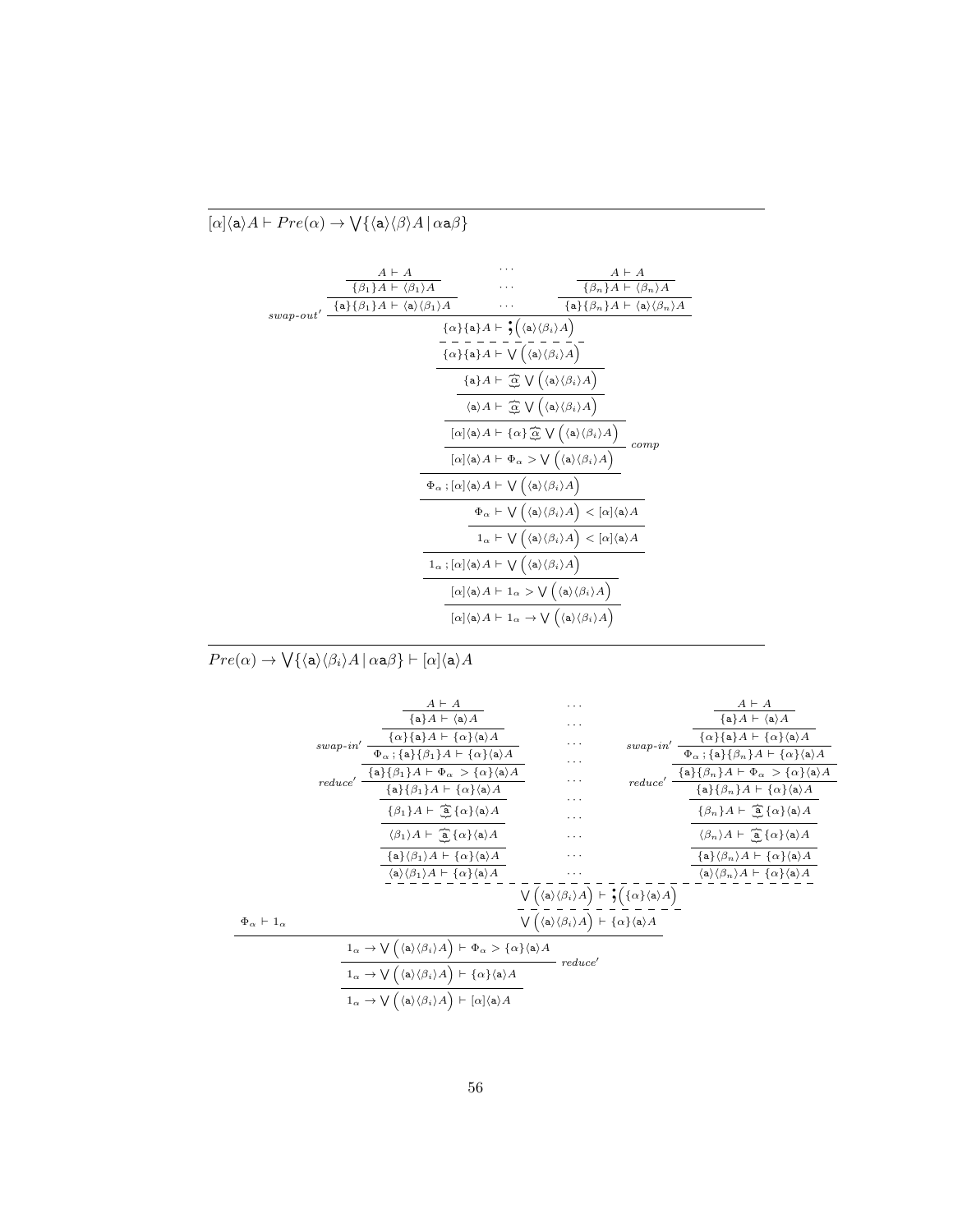$[\alpha]\langle \mathtt{a}\rangle A \vdash Pre(\alpha) \to \bigvee\{\langle \mathtt{a}\rangle\langle\beta\rangle A \,|\, \alpha \mathtt{a} \beta\}$

$$
\dfrac{
\dfrac{\dfrac{A \vdash A}{\{\beta_1\}A \vdash \langle\beta_1\rangle A}}{\{\mathtt{a}\}\{\beta_1\}A \vdash \langle\mathtt{a}\rangle\langle\beta_1\rangle A}
\quad \cdots \quad
\dfrac{\dfrac{A \vdash A}{\{\beta_n\}A \vdash \langle\beta_n\rangle A}}{\{\mathtt{a}\}\{\beta_n\}A \vdash \langle\mathtt{a}\rangle\langle\beta_n\rangle A}
}{
\{\alpha\}\{\mathtt{a}\}A \vdash \textstyle{;}\Big(\langle\mathtt{a}\rangle\langle\beta_i\rangle A\Big)
}\ \textit{swap-out}'
$$

$$
\begin{array}{c}
\{\alpha\}\{\mathtt{a}\}A \vdash \textstyle{;}\Big(\langle\mathtt{a}\rangle\langle\beta_i\rangle A\Big) \\
\hdashline
\{\alpha\}\{\mathtt{a}\}A \vdash \bigvee\Big(\langle\mathtt{a}\rangle\langle\beta_i\rangle A\Big) \\
\hline
\{\mathtt{a}\}A \vdash \widetilde{\alpha} \bigvee\Big(\langle\mathtt{a}\rangle\langle\beta_i\rangle A\Big) \\
\hline
\langle\mathtt{a}\rangle A \vdash \widetilde{\alpha} \bigvee\Big(\langle\mathtt{a}\rangle\langle\beta_i\rangle A\Big) \\
\hline
[\alpha]\langle\mathtt{a}\rangle A \vdash \{\alpha\}\widetilde{\alpha} \bigvee\Big(\langle\mathtt{a}\rangle\langle\beta_i\rangle A\Big) \\
\hline
[\alpha]\langle\mathtt{a}\rangle A \vdash \Phi_\alpha > \bigvee\Big(\langle\mathtt{a}\rangle\langle\beta_i\rangle A\Big) \quad \textit{comp} \\
\hline
\Phi_\alpha \,;[\alpha]\langle\mathtt{a}\rangle A \vdash \bigvee\Big(\langle\mathtt{a}\rangle\langle\beta_i\rangle A\Big) \\
\hline
\Phi_\alpha \vdash \bigvee\Big(\langle\mathtt{a}\rangle\langle\beta_i\rangle A\Big) < [\alpha]\langle\mathtt{a}\rangle A \\
\hline
1_\alpha \vdash \bigvee\Big(\langle\mathtt{a}\rangle\langle\beta_i\rangle A\Big) < [\alpha]\langle\mathtt{a}\rangle A \\
\hline
1_\alpha \,;[\alpha]\langle\mathtt{a}\rangle A \vdash \bigvee\Big(\langle\mathtt{a}\rangle\langle\beta_i\rangle A\Big) \\
\hline
[\alpha]\langle\mathtt{a}\rangle A \vdash 1_\alpha > \bigvee\Big(\langle\mathtt{a}\rangle\langle\beta_i\rangle A\Big) \\
\hline
[\alpha]\langle\mathtt{a}\rangle A \vdash 1_\alpha \to \bigvee\Big(\langle\mathtt{a}\rangle\langle\beta_i\rangle A\Big)
\end{array}
$$

$Pre(\alpha) \to \bigvee\{\langle \mathtt{a}\rangle\langle\beta_i\rangle A \,|\, \alpha \mathtt{a} \beta\} \vdash [\alpha]\langle \mathtt{a}\rangle A$

For each $i \in \{1, \ldots, n\}$:

$$
\begin{array}{c}
A \vdash A \\
\hline
\{\mathtt{a}\}A \vdash \langle\mathtt{a}\rangle A \\
\hline
\{\alpha\}\{\mathtt{a}\}A \vdash \{\alpha\}\langle\mathtt{a}\rangle A \\
\hline
\Phi_\alpha \,; \{\mathtt{a}\}\{\beta_i\}A \vdash \{\alpha\}\langle\mathtt{a}\rangle A \quad \textit{swap-in}' \\
\hline
\{\mathtt{a}\}\{\beta_i\}A \vdash \Phi_\alpha > \{\alpha\}\langle\mathtt{a}\rangle A \\
\hline
\{\mathtt{a}\}\{\beta_i\}A \vdash \{\alpha\}\langle\mathtt{a}\rangle A \quad \textit{reduce}' \\
\hline
\{\beta_i\}A \vdash \widetilde{\mathtt{a}}\{\alpha\}\langle\mathtt{a}\rangle A \\
\hline
\langle\beta_i\rangle A \vdash \widetilde{\mathtt{a}}\{\alpha\}\langle\mathtt{a}\rangle A \\
\hline
\{\mathtt{a}\}\langle\beta_i\rangle A \vdash \{\alpha\}\langle\mathtt{a}\rangle A \\
\hline
\langle\mathtt{a}\rangle\langle\beta_i\rangle A \vdash \{\alpha\}\langle\mathtt{a}\rangle A
\end{array}
$$

$$
\begin{array}{c}
\langle\mathtt{a}\rangle\langle\beta_1\rangle A \vdash \{\alpha\}\langle\mathtt{a}\rangle A \quad \cdots \quad \langle\mathtt{a}\rangle\langle\beta_n\rangle A \vdash \{\alpha\}\langle\mathtt{a}\rangle A \\
\hdashline
\bigvee\Big(\langle\mathtt{a}\rangle\langle\beta_i\rangle A\Big) \vdash \textstyle{;}\Big(\{\alpha\}\langle\mathtt{a}\rangle A\Big) \\
\hdashline
\bigvee\Big(\langle\mathtt{a}\rangle\langle\beta_i\rangle A\Big) \vdash \{\alpha\}\langle\mathtt{a}\rangle A
\end{array}
$$

$$
\dfrac{\Phi_\alpha \vdash 1_\alpha \qquad \bigvee\Big(\langle\mathtt{a}\rangle\langle\beta_i\rangle A\Big) \vdash \{\alpha\}\langle\mathtt{a}\rangle A}{
\dfrac{1_\alpha \to \bigvee\Big(\langle\mathtt{a}\rangle\langle\beta_i\rangle A\Big) \vdash \Phi_\alpha > \{\alpha\}\langle\mathtt{a}\rangle A}{
\dfrac{1_\alpha \to \bigvee\Big(\langle\mathtt{a}\rangle\langle\beta_i\rangle A\Big) \vdash \{\alpha\}\langle\mathtt{a}\rangle A}{1_\alpha \to \bigvee\Big(\langle\mathtt{a}\rangle\langle\beta_i\rangle A\Big) \vdash [\alpha]\langle\mathtt{a}\rangle A}
}\ \textit{reduce}'
}
$$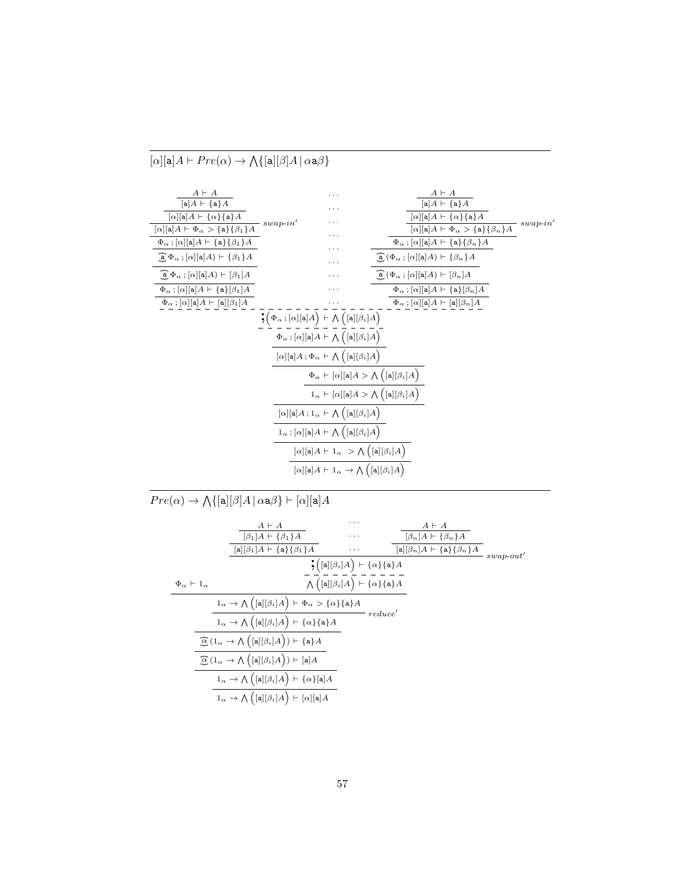$$[\alpha][\mathtt{a}]A \vdash Pre(\alpha) \to \bigwedge\{[\mathtt{a}][\beta]A \,|\, \alpha\mathtt{a}\beta\}$$

$$
\dfrac{
\dfrac{
\dfrac{
\dfrac{
\dfrac{
\dfrac{
\dfrac{
\dfrac{
\dfrac{A \vdash A}{[\mathtt{a}]A \vdash \{\mathtt{a}\}A}
}{[\alpha][\mathtt{a}]A \vdash \{\alpha\}\{\mathtt{a}\}A}
}{[\alpha][\mathtt{a}]A \vdash \Phi_\alpha > \{\mathtt{a}\}\{\beta_1\}A}\,swap\text{-}in'
}{\Phi_\alpha \,;[\alpha][\mathtt{a}]A \vdash \{\mathtt{a}\}\{\beta_1\}A}
}{\widetilde{\mathtt{a}}\,\Phi_\alpha \,;[\alpha][\mathtt{a}]A) \vdash \{\beta_1\}A}
}{\widetilde{\mathtt{a}}\,\Phi_\alpha \,;[\alpha][\mathtt{a}]A) \vdash [\beta_1]A}
}{\Phi_\alpha \,;[\alpha][\mathtt{a}]A \vdash \{\mathtt{a}\}[\beta_1]A}
}{\Phi_\alpha \,;[\alpha][\mathtt{a}]A \vdash [\mathtt{a}][\beta_1]A}
\quad \cdots \quad
\dfrac{
\dfrac{
\dfrac{
\dfrac{
\dfrac{
\dfrac{
\dfrac{
\dfrac{A \vdash A}{[\mathtt{a}]A \vdash \{\mathtt{a}\}A}
}{[\alpha][\mathtt{a}]A \vdash \{\alpha\}\{\mathtt{a}\}A}
}{[\alpha][\mathtt{a}]A \vdash \Phi_\alpha > \{\mathtt{a}\}\{\beta_n\}A}\,swap\text{-}in'
}{\Phi_\alpha \,;[\alpha][\mathtt{a}]A \vdash \{\mathtt{a}\}\{\beta_n\}A}
}{\widetilde{\mathtt{a}}\,(\Phi_\alpha \,;[\alpha][\mathtt{a}]A) \vdash \{\beta_n\}A}
}{\widetilde{\mathtt{a}}\,(\Phi_\alpha \,;[\alpha][\mathtt{a}]A) \vdash [\beta_n]A}
}{\Phi_\alpha \,;[\alpha][\mathtt{a}]A \vdash \{\mathtt{a}\}[\beta_n]A}
}{\Phi_\alpha \,;[\alpha][\mathtt{a}]A \vdash [\mathtt{a}][\beta_n]A}
$$

$$
\dfrac{
\dfrac{
\dfrac{
\dfrac{
\dfrac{
\dfrac{
\dfrac{
\dfrac{
\dfrac{
\cdots
}{\text{;}\Big(\Phi_\alpha \,;[\alpha][\mathtt{a}]A\Big) \vdash \bigwedge\Big([\mathtt{a}][\beta_i]A\Big)}
}{\Phi_\alpha \,;[\alpha][\mathtt{a}]A \vdash \bigwedge\Big([\mathtt{a}][\beta_i]A\Big)}
}{[\alpha][\mathtt{a}]A \,; \Phi_\alpha \vdash \bigwedge\Big([\mathtt{a}][\beta_i]A\Big)}
}{\Phi_\alpha \vdash [\alpha][\mathtt{a}]A > \bigwedge\Big([\mathtt{a}][\beta_i]A\Big)}
}{1_\alpha \vdash [\alpha][\mathtt{a}]A > \bigwedge\Big([\mathtt{a}][\beta_i]A\Big)}
}{[\alpha][\mathtt{a}]A \,; 1_\alpha \vdash \bigwedge\Big([\mathtt{a}][\beta_i]A\Big)}
}{1_\alpha \,;[\alpha][\mathtt{a}]A \vdash \bigwedge\Big([\mathtt{a}][\beta_i]A\Big)}
}{[\alpha][\mathtt{a}]A \vdash 1_\alpha \;\; > \bigwedge\Big([\mathtt{a}][\beta_i]A\Big)}
}{[\alpha][\mathtt{a}]A \vdash 1_\alpha \to \bigwedge\Big([\mathtt{a}][\beta_i]A\Big)}
$$

$$Pre(\alpha) \to \bigwedge\{[\mathtt{a}][\beta]A \,|\, \alpha\mathtt{a}\beta\} \vdash [\alpha][\mathtt{a}]A$$

$$
\dfrac{
\dfrac{
\dfrac{
\dfrac{A \vdash A}{[\beta_1]A \vdash \{\beta_1\}A}
}{[\mathtt{a}][\beta_1]A \vdash \{\mathtt{a}\}\{\beta_1\}A}
\quad \cdots \quad
\dfrac{
\dfrac{A \vdash A}{[\beta_n]A \vdash \{\beta_n\}A}
}{[\mathtt{a}][\beta_n]A \vdash \{\mathtt{a}\}\{\beta_n\}A}
}{\text{;}\Big([\mathtt{a}][\beta_i]A\Big) \vdash \{\alpha\}\{\mathtt{a}\}A}\,swap\text{-}out'
}{\bigwedge\Big([\mathtt{a}][\beta_i]A\Big) \vdash \{\alpha\}\{\mathtt{a}\}A}
$$

$$
\dfrac{
\dfrac{
\dfrac{
\dfrac{
\dfrac{
\dfrac{
\Phi_\alpha \vdash 1_\alpha \qquad \bigwedge\Big([\mathtt{a}][\beta_i]A\Big) \vdash \{\alpha\}\{\mathtt{a}\}A
}{1_\alpha \to \bigwedge\Big([\mathtt{a}][\beta_i]A\Big) \vdash \Phi_\alpha > \{\alpha\}\{\mathtt{a}\}A}
}{1_\alpha \to \bigwedge\Big([\mathtt{a}][\beta_i]A\Big) \vdash \{\alpha\}\{\mathtt{a}\}A}\,reduce'
}{\widetilde{\alpha}\,(1_\alpha \to \bigwedge\Big([\mathtt{a}][\beta_i]A\Big)) \vdash \{\mathtt{a}\}A}
}{\widetilde{\alpha}\,(1_\alpha \to \bigwedge\Big([\mathtt{a}][\beta_i]A\Big)) \vdash [\mathtt{a}]A}
}{1_\alpha \to \bigwedge\Big([\mathtt{a}][\beta_i]A\Big) \vdash \{\alpha\}[\mathtt{a}]A}
}{1_\alpha \to \bigwedge\Big([\mathtt{a}][\beta_i]A\Big) \vdash [\alpha][\mathtt{a}]A}
$$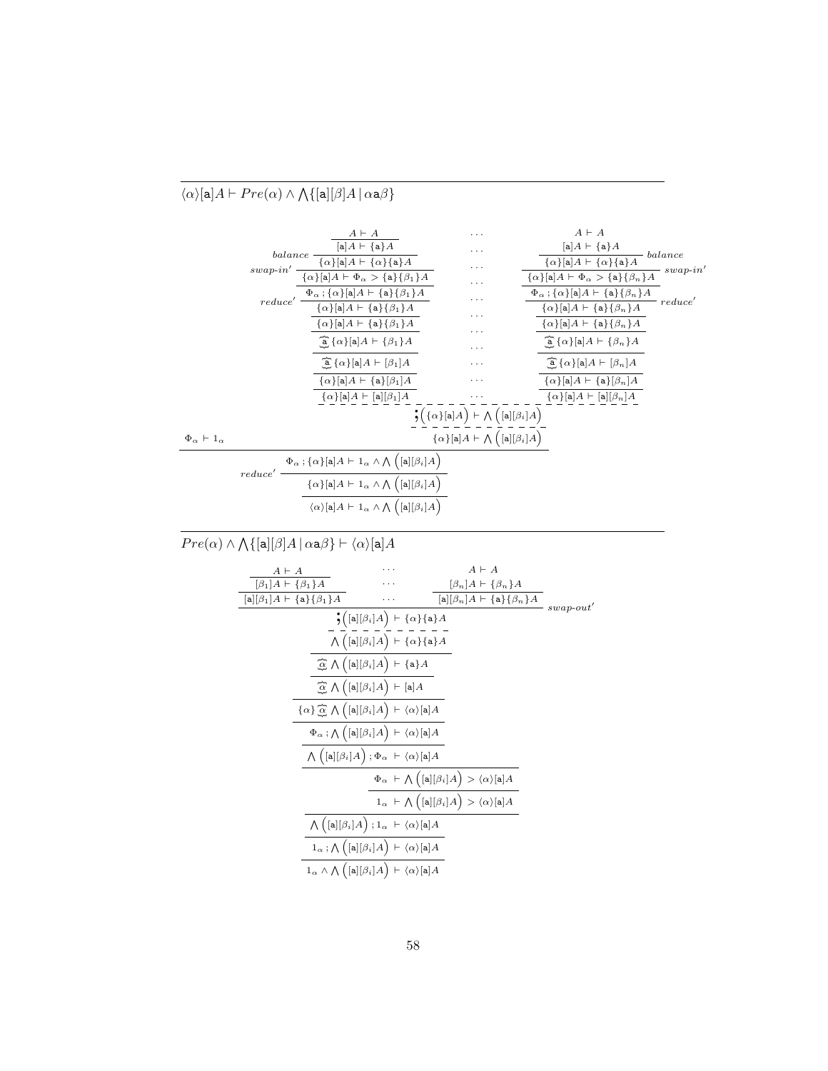$\langle\alpha\rangle[\mathtt{a}]A \vdash Pre(\alpha) \wedge \bigwedge\{[\mathtt{a}][\beta]A \mid \alpha\mathtt{a}\beta\}$

$$
\dfrac{\Phi_\alpha \vdash 1_\alpha \qquad \dfrac{\dfrac{\begin{array}{ccc}
\dfrac{\dfrac{\dfrac{\dfrac{\dfrac{\dfrac{\dfrac{\dfrac{\dfrac{\dfrac{A \vdash A}{[\mathtt{a}]A \vdash \{\mathtt{a}\}A}}{\{\alpha\}[\mathtt{a}]A \vdash \{\alpha\}\{\mathtt{a}\}A}\,balance}{\{\alpha\}[\mathtt{a}]A \vdash \Phi_\alpha > \{\mathtt{a}\}\{\beta_1\}A}\,swap\text{-}in'}{\Phi_\alpha \,;\{\alpha\}[\mathtt{a}]A \vdash \{\mathtt{a}\}\{\beta_1\}A}}{\{\alpha\}[\mathtt{a}]A \vdash \{\mathtt{a}\}\{\beta_1\}A}\,reduce'}{\{\alpha\}[\mathtt{a}]A \vdash \{\mathtt{a}\}\{\beta_1\}A}}{\widetilde{\mathtt{a}}\,\{\alpha\}[\mathtt{a}]A \vdash \{\beta_1\}A}}{\widetilde{\mathtt{a}}\,\{\alpha\}[\mathtt{a}]A \vdash [\beta_1]A}}{\{\alpha\}[\mathtt{a}]A \vdash \{\mathtt{a}\}[\beta_1]A}}{\{\alpha\}[\mathtt{a}]A \vdash [\mathtt{a}][\beta_1]A}
& \cdots &
\dfrac{\dfrac{\dfrac{\dfrac{\dfrac{\dfrac{\dfrac{\dfrac{\dfrac{\dfrac{A \vdash A}{[\mathtt{a}]A \vdash \{\mathtt{a}\}A}}{\{\alpha\}[\mathtt{a}]A \vdash \{\alpha\}\{\mathtt{a}\}A}\,balance}{\{\alpha\}[\mathtt{a}]A \vdash \Phi_\alpha > \{\mathtt{a}\}\{\beta_n\}A}\,swap\text{-}in'}{\Phi_\alpha \,;\{\alpha\}[\mathtt{a}]A \vdash \{\mathtt{a}\}\{\beta_n\}A}}{\{\alpha\}[\mathtt{a}]A \vdash \{\mathtt{a}\}\{\beta_n\}A}\,reduce'}{\{\alpha\}[\mathtt{a}]A \vdash \{\mathtt{a}\}\{\beta_n\}A}}{\widetilde{\mathtt{a}}\,\{\alpha\}[\mathtt{a}]A \vdash \{\beta_n\}A}}{\widetilde{\mathtt{a}}\,\{\alpha\}[\mathtt{a}]A \vdash [\beta_n]A}}{\{\alpha\}[\mathtt{a}]A \vdash \{\mathtt{a}\}[\beta_n]A}}{\{\alpha\}[\mathtt{a}]A \vdash [\mathtt{a}][\beta_n]A}
\end{array}}{;\left(\{\alpha\}[\mathtt{a}]A\right) \vdash \bigwedge\left([\mathtt{a}][\beta_i]A\right)}}{\{\alpha\}[\mathtt{a}]A \vdash \bigwedge\left([\mathtt{a}][\beta_i]A\right)}}
{\dfrac{\dfrac{\Phi_\alpha \,;\{\alpha\}[\mathtt{a}]A \vdash 1_\alpha \wedge \bigwedge\left([\mathtt{a}][\beta_i]A\right)}{\{\alpha\}[\mathtt{a}]A \vdash 1_\alpha \wedge \bigwedge\left([\mathtt{a}][\beta_i]A\right)}\,reduce'}{\langle\alpha\rangle[\mathtt{a}]A \vdash 1_\alpha \wedge \bigwedge\left([\mathtt{a}][\beta_i]A\right)}}
$$

$Pre(\alpha) \wedge \bigwedge\{[\mathtt{a}][\beta]A \mid \alpha\mathtt{a}\beta\} \vdash \langle\alpha\rangle[\mathtt{a}]A$

$$
\dfrac{\dfrac{\dfrac{\dfrac{\dfrac{\dfrac{\dfrac{\dfrac{\dfrac{\dfrac{\dfrac{\dfrac{\begin{array}{ccc}
\dfrac{\dfrac{A \vdash A}{[\beta_1]A \vdash \{\beta_1\}A}}{[\mathtt{a}][\beta_1]A \vdash \{\mathtt{a}\}\{\beta_1\}A} & \cdots & \dfrac{\dfrac{A \vdash A}{[\beta_n]A \vdash \{\beta_n\}A}}{[\mathtt{a}][\beta_n]A \vdash \{\mathtt{a}\}\{\beta_n\}A}
\end{array}}{;\left([\mathtt{a}][\beta_i]A\right) \vdash \{\alpha\}\{\mathtt{a}\}A}\,swap\text{-}out'}{\bigwedge\left([\mathtt{a}][\beta_i]A\right) \vdash \{\alpha\}\{\mathtt{a}\}A}}{\widetilde{\alpha}\,\bigwedge\left([\mathtt{a}][\beta_i]A\right) \vdash \{\mathtt{a}\}A}}{\widetilde{\alpha}\,\bigwedge\left([\mathtt{a}][\beta_i]A\right) \vdash [\mathtt{a}]A}}{\{\alpha\}\,\widetilde{\alpha}\,\bigwedge\left([\mathtt{a}][\beta_i]A\right) \vdash \langle\alpha\rangle[\mathtt{a}]A}}{\Phi_\alpha \,;\bigwedge\left([\mathtt{a}][\beta_i]A\right) \vdash \langle\alpha\rangle[\mathtt{a}]A}}{\bigwedge\left([\mathtt{a}][\beta_i]A\right);\Phi_\alpha \vdash \langle\alpha\rangle[\mathtt{a}]A}}{\Phi_\alpha \vdash \bigwedge\left([\mathtt{a}][\beta_i]A\right) > \langle\alpha\rangle[\mathtt{a}]A}}{1_\alpha \vdash \bigwedge\left([\mathtt{a}][\beta_i]A\right) > \langle\alpha\rangle[\mathtt{a}]A}}{\bigwedge\left([\mathtt{a}][\beta_i]A\right);1_\alpha \vdash \langle\alpha\rangle[\mathtt{a}]A}}{1_\alpha \,;\bigwedge\left([\mathtt{a}][\beta_i]A\right) \vdash \langle\alpha\rangle[\mathtt{a}]A}}{1_\alpha \wedge \bigwedge\left([\mathtt{a}][\beta_i]A\right) \vdash \langle\alpha\rangle[\mathtt{a}]A}
$$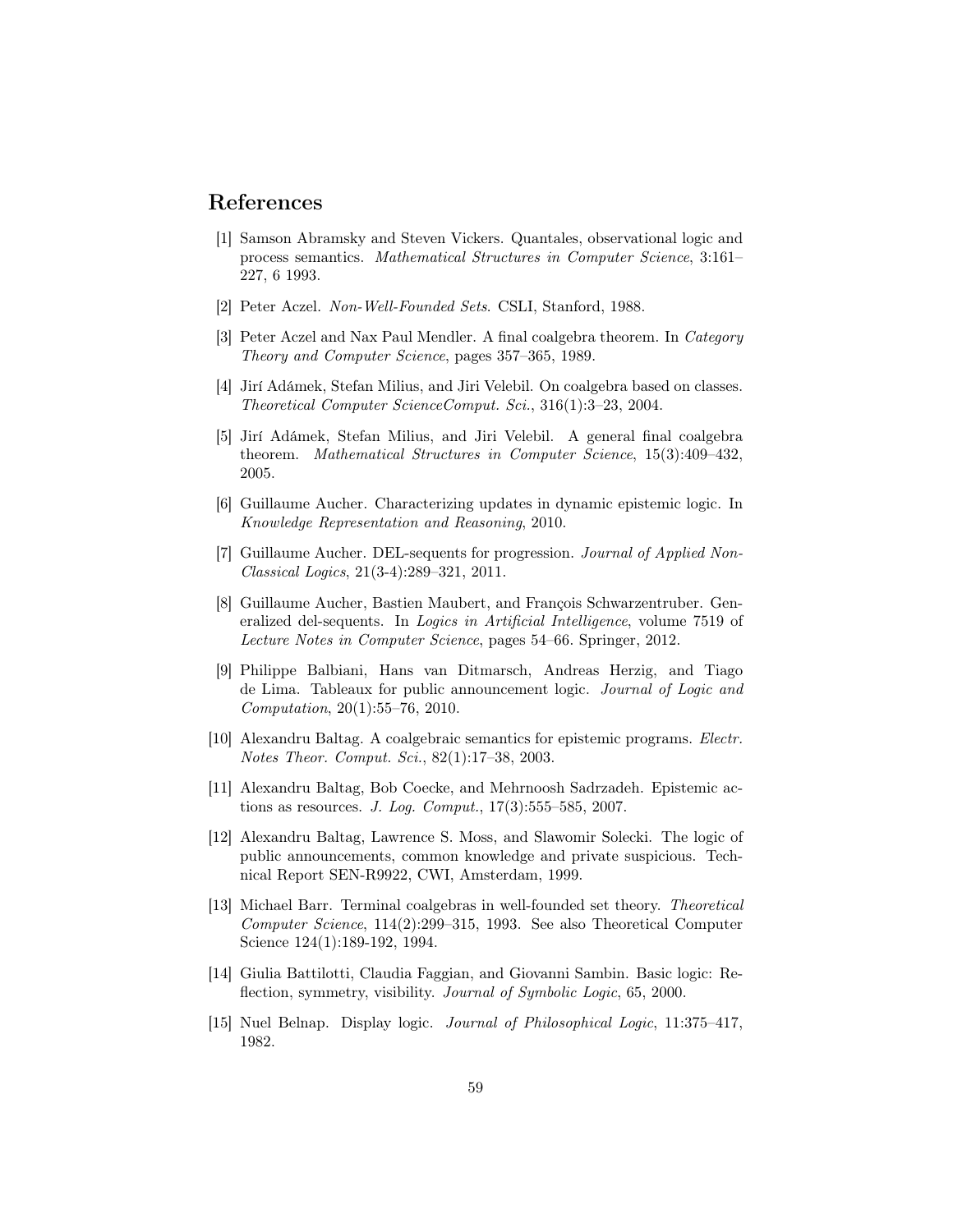## References

[1] Samson Abramsky and Steven Vickers. Quantales, observational logic and process semantics. *Mathematical Structures in Computer Science*, 3:161–227, 6 1993.

[2] Peter Aczel. *Non-Well-Founded Sets*. CSLI, Stanford, 1988.

[3] Peter Aczel and Nax Paul Mendler. A final coalgebra theorem. In *Category Theory and Computer Science*, pages 357–365, 1989.

[4] Jirí Adámek, Stefan Milius, and Jiri Velebil. On coalgebra based on classes. *Theoretical Computer ScienceComput. Sci.*, 316(1):3–23, 2004.

[5] Jirí Adámek, Stefan Milius, and Jiri Velebil. A general final coalgebra theorem. *Mathematical Structures in Computer Science*, 15(3):409–432, 2005.

[6] Guillaume Aucher. Characterizing updates in dynamic epistemic logic. In *Knowledge Representation and Reasoning*, 2010.

[7] Guillaume Aucher. DEL-sequents for progression. *Journal of Applied Non-Classical Logics*, 21(3-4):289–321, 2011.

[8] Guillaume Aucher, Bastien Maubert, and François Schwarzentruber. Generalized del-sequents. In *Logics in Artificial Intelligence*, volume 7519 of *Lecture Notes in Computer Science*, pages 54–66. Springer, 2012.

[9] Philippe Balbiani, Hans van Ditmarsch, Andreas Herzig, and Tiago de Lima. Tableaux for public announcement logic. *Journal of Logic and Computation*, 20(1):55–76, 2010.

[10] Alexandru Baltag. A coalgebraic semantics for epistemic programs. *Electr. Notes Theor. Comput. Sci.*, 82(1):17–38, 2003.

[11] Alexandru Baltag, Bob Coecke, and Mehrnoosh Sadrzadeh. Epistemic actions as resources. *J. Log. Comput.*, 17(3):555–585, 2007.

[12] Alexandru Baltag, Lawrence S. Moss, and Slawomir Solecki. The logic of public announcements, common knowledge and private suspicious. Technical Report SEN-R9922, CWI, Amsterdam, 1999.

[13] Michael Barr. Terminal coalgebras in well-founded set theory. *Theoretical Computer Science*, 114(2):299–315, 1993. See also Theoretical Computer Science 124(1):189-192, 1994.

[14] Giulia Battilotti, Claudia Faggian, and Giovanni Sambin. Basic logic: Reflection, symmetry, visibility. *Journal of Symbolic Logic*, 65, 2000.

[15] Nuel Belnap. Display logic. *Journal of Philosophical Logic*, 11:375–417, 1982.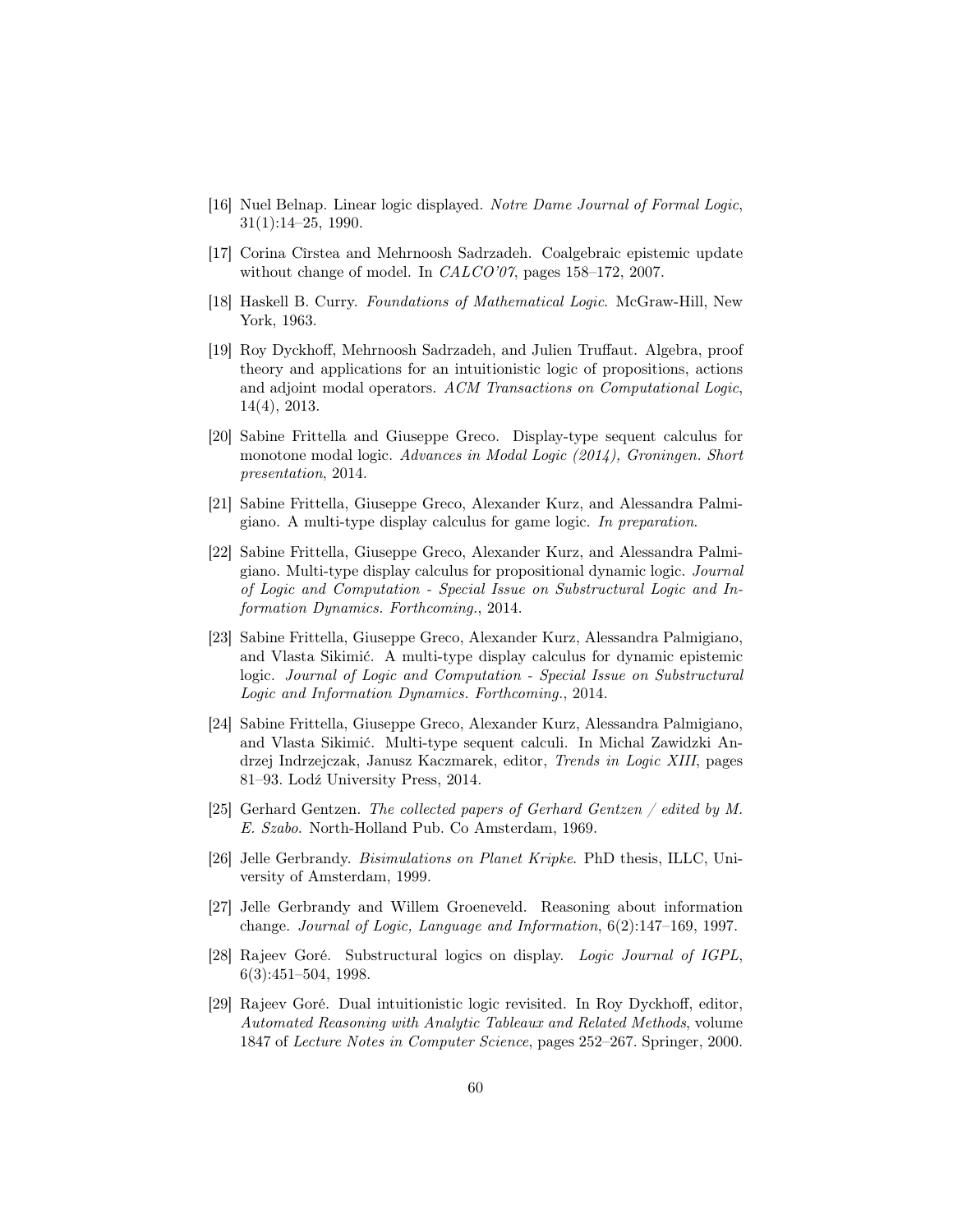[16] Nuel Belnap. Linear logic displayed. *Notre Dame Journal of Formal Logic*, 31(1):14–25, 1990.

[17] Corina Cîrstea and Mehrnoosh Sadrzadeh. Coalgebraic epistemic update without change of model. In *CALCO'07*, pages 158–172, 2007.

[18] Haskell B. Curry. *Foundations of Mathematical Logic*. McGraw-Hill, New York, 1963.

[19] Roy Dyckhoff, Mehrnoosh Sadrzadeh, and Julien Truffaut. Algebra, proof theory and applications for an intuitionistic logic of propositions, actions and adjoint modal operators. *ACM Transactions on Computational Logic*, 14(4), 2013.

[20] Sabine Frittella and Giuseppe Greco. Display-type sequent calculus for monotone modal logic. *Advances in Modal Logic (2014), Groningen. Short presentation*, 2014.

[21] Sabine Frittella, Giuseppe Greco, Alexander Kurz, and Alessandra Palmigiano. A multi-type display calculus for game logic. *In preparation*.

[22] Sabine Frittella, Giuseppe Greco, Alexander Kurz, and Alessandra Palmigiano. Multi-type display calculus for propositional dynamic logic. *Journal of Logic and Computation - Special Issue on Substructural Logic and Information Dynamics. Forthcoming.*, 2014.

[23] Sabine Frittella, Giuseppe Greco, Alexander Kurz, Alessandra Palmigiano, and Vlasta Sikimić. A multi-type display calculus for dynamic epistemic logic. *Journal of Logic and Computation - Special Issue on Substructural Logic and Information Dynamics. Forthcoming.*, 2014.

[24] Sabine Frittella, Giuseppe Greco, Alexander Kurz, Alessandra Palmigiano, and Vlasta Sikimić. Multi-type sequent calculi. In Michal Zawidzki Andrzej Indrzejczak, Janusz Kaczmarek, editor, *Trends in Logic XIII*, pages 81–93. Lodź University Press, 2014.

[25] Gerhard Gentzen. *The collected papers of Gerhard Gentzen / edited by M. E. Szabo*. North-Holland Pub. Co Amsterdam, 1969.

[26] Jelle Gerbrandy. *Bisimulations on Planet Kripke*. PhD thesis, ILLC, University of Amsterdam, 1999.

[27] Jelle Gerbrandy and Willem Groeneveld. Reasoning about information change. *Journal of Logic, Language and Information*, 6(2):147–169, 1997.

[28] Rajeev Goré. Substructural logics on display. *Logic Journal of IGPL*, 6(3):451–504, 1998.

[29] Rajeev Goré. Dual intuitionistic logic revisited. In Roy Dyckhoff, editor, *Automated Reasoning with Analytic Tableaux and Related Methods*, volume 1847 of *Lecture Notes in Computer Science*, pages 252–267. Springer, 2000.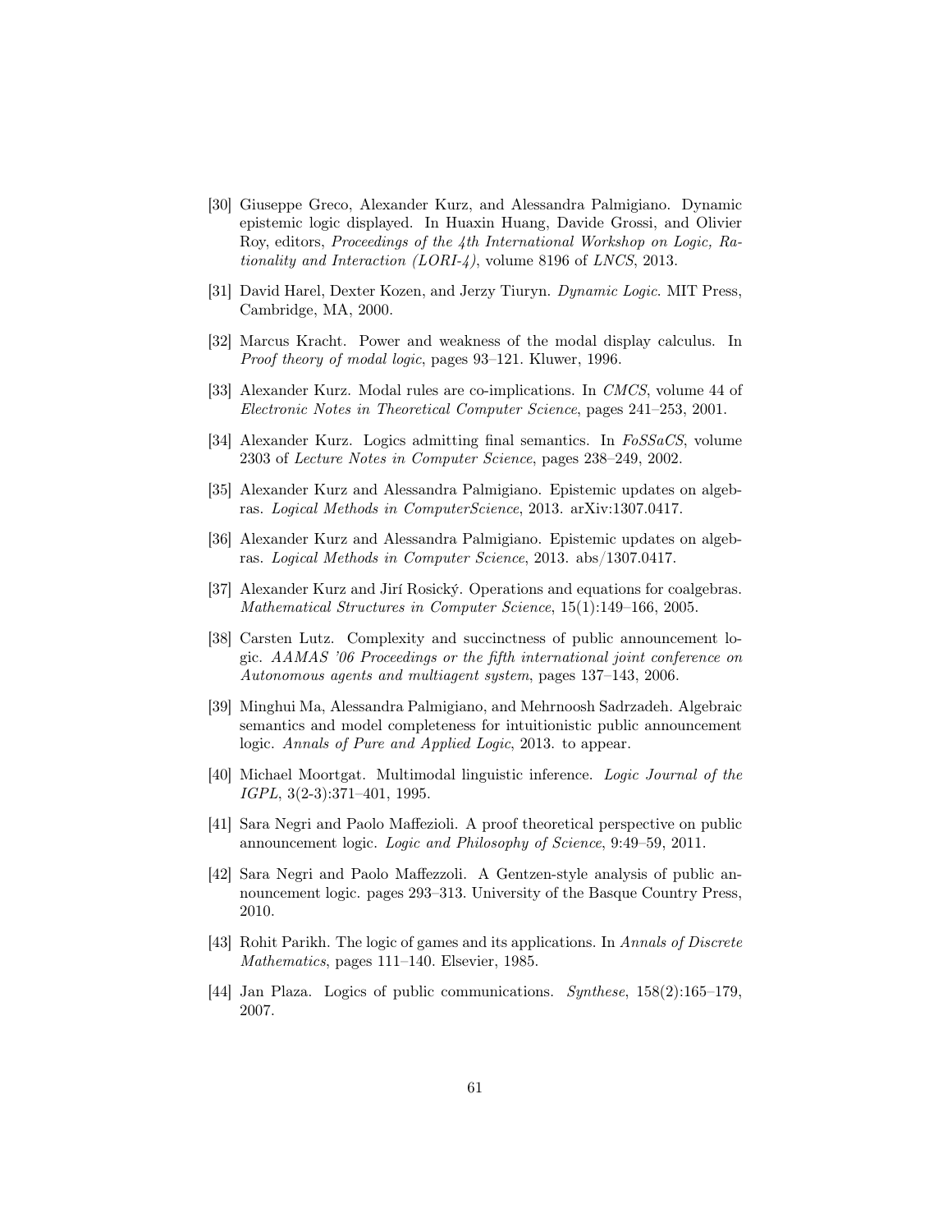[30] Giuseppe Greco, Alexander Kurz, and Alessandra Palmigiano. Dynamic epistemic logic displayed. In Huaxin Huang, Davide Grossi, and Olivier Roy, editors, *Proceedings of the 4th International Workshop on Logic, Rationality and Interaction (LORI-4)*, volume 8196 of *LNCS*, 2013.

[31] David Harel, Dexter Kozen, and Jerzy Tiuryn. *Dynamic Logic*. MIT Press, Cambridge, MA, 2000.

[32] Marcus Kracht. Power and weakness of the modal display calculus. In *Proof theory of modal logic*, pages 93–121. Kluwer, 1996.

[33] Alexander Kurz. Modal rules are co-implications. In *CMCS*, volume 44 of *Electronic Notes in Theoretical Computer Science*, pages 241–253, 2001.

[34] Alexander Kurz. Logics admitting final semantics. In *FoSSaCS*, volume 2303 of *Lecture Notes in Computer Science*, pages 238–249, 2002.

[35] Alexander Kurz and Alessandra Palmigiano. Epistemic updates on algebras. *Logical Methods in ComputerScience*, 2013. arXiv:1307.0417.

[36] Alexander Kurz and Alessandra Palmigiano. Epistemic updates on algebras. *Logical Methods in Computer Science*, 2013. abs/1307.0417.

[37] Alexander Kurz and Jirí Rosický. Operations and equations for coalgebras. *Mathematical Structures in Computer Science*, 15(1):149–166, 2005.

[38] Carsten Lutz. Complexity and succinctness of public announcement logic. *AAMAS '06 Proceedings or the fifth international joint conference on Autonomous agents and multiagent system*, pages 137–143, 2006.

[39] Minghui Ma, Alessandra Palmigiano, and Mehrnoosh Sadrzadeh. Algebraic semantics and model completeness for intuitionistic public announcement logic. *Annals of Pure and Applied Logic*, 2013. to appear.

[40] Michael Moortgat. Multimodal linguistic inference. *Logic Journal of the IGPL*, 3(2-3):371–401, 1995.

[41] Sara Negri and Paolo Maffezioli. A proof theoretical perspective on public announcement logic. *Logic and Philosophy of Science*, 9:49–59, 2011.

[42] Sara Negri and Paolo Maffezzoli. A Gentzen-style analysis of public announcement logic. pages 293–313. University of the Basque Country Press, 2010.

[43] Rohit Parikh. The logic of games and its applications. In *Annals of Discrete Mathematics*, pages 111–140. Elsevier, 1985.

[44] Jan Plaza. Logics of public communications. *Synthese*, 158(2):165–179, 2007.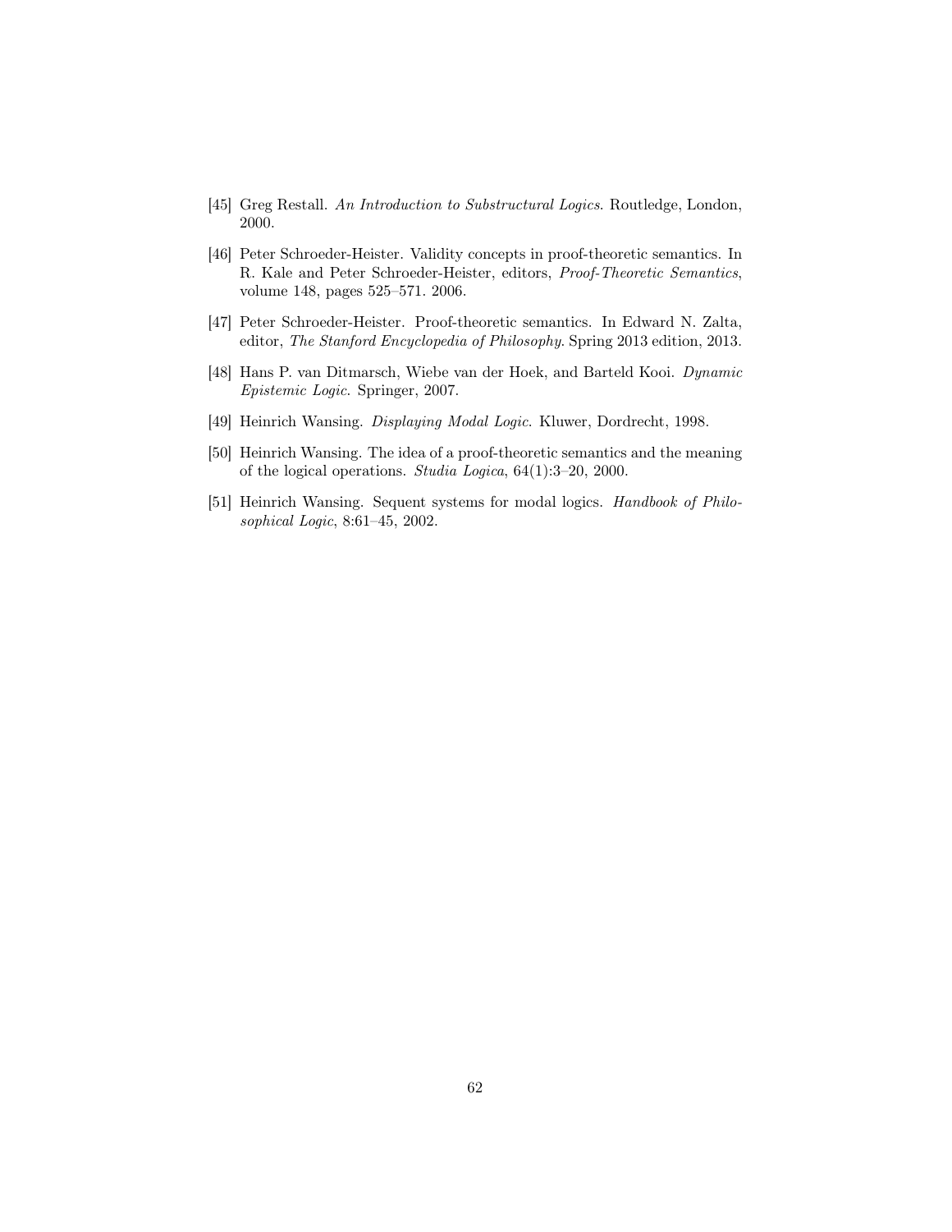[45] Greg Restall. *An Introduction to Substructural Logics*. Routledge, London, 2000.

[46] Peter Schroeder-Heister. Validity concepts in proof-theoretic semantics. In R. Kale and Peter Schroeder-Heister, editors, *Proof-Theoretic Semantics*, volume 148, pages 525–571. 2006.

[47] Peter Schroeder-Heister. Proof-theoretic semantics. In Edward N. Zalta, editor, *The Stanford Encyclopedia of Philosophy*. Spring 2013 edition, 2013.

[48] Hans P. van Ditmarsch, Wiebe van der Hoek, and Barteld Kooi. *Dynamic Epistemic Logic*. Springer, 2007.

[49] Heinrich Wansing. *Displaying Modal Logic*. Kluwer, Dordrecht, 1998.

[50] Heinrich Wansing. The idea of a proof-theoretic semantics and the meaning of the logical operations. *Studia Logica*, 64(1):3–20, 2000.

[51] Heinrich Wansing. Sequent systems for modal logics. *Handbook of Philosophical Logic*, 8:61–45, 2002.